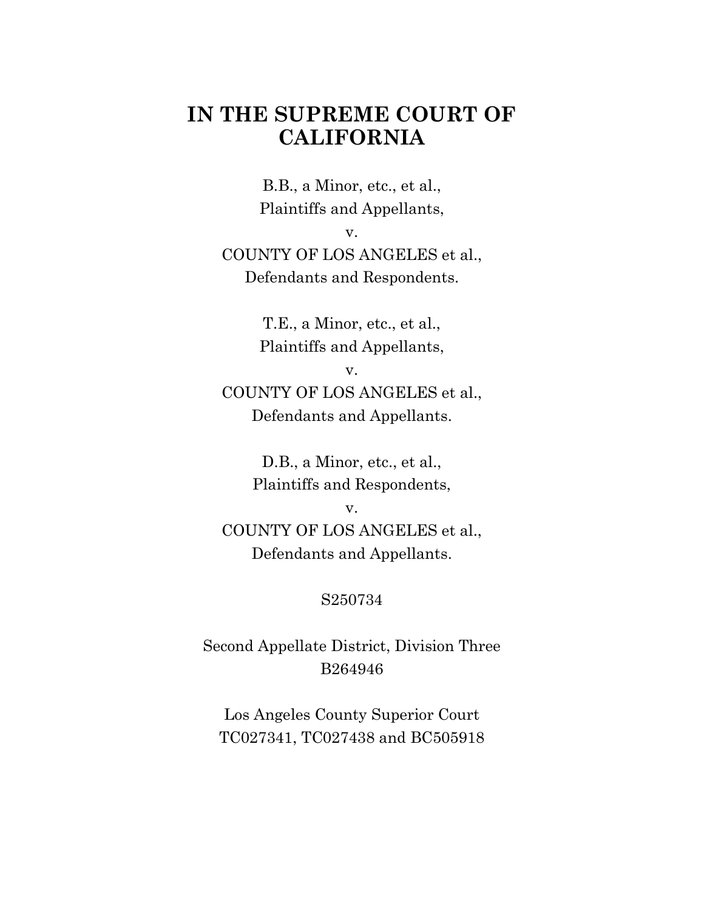# IN THE SUPREME COURT OF CALIFORNIA

B.B., a Minor, etc., et al.,
Plaintiffs and Appellants,
v.
COUNTY OF LOS ANGELES et al.,
Defendants and Respondents.

T.E., a Minor, etc., et al.,
Plaintiffs and Appellants,
v.
COUNTY OF LOS ANGELES et al.,
Defendants and Appellants.

D.B., a Minor, etc., et al.,
Plaintiffs and Respondents,
v.
COUNTY OF LOS ANGELES et al.,
Defendants and Appellants.

S250734

Second Appellate District, Division Three
B264946

Los Angeles County Superior Court
TC027341, TC027438 and BC505918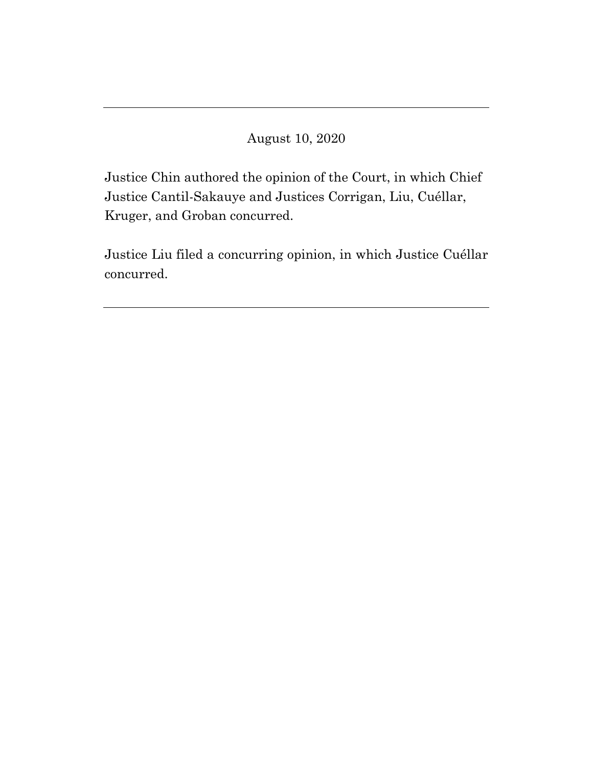---

August 10, 2020

Justice Chin authored the opinion of the Court, in which Chief Justice Cantil-Sakauye and Justices Corrigan, Liu, Cuéllar, Kruger, and Groban concurred.

Justice Liu filed a concurring opinion, in which Justice Cuéllar concurred.

---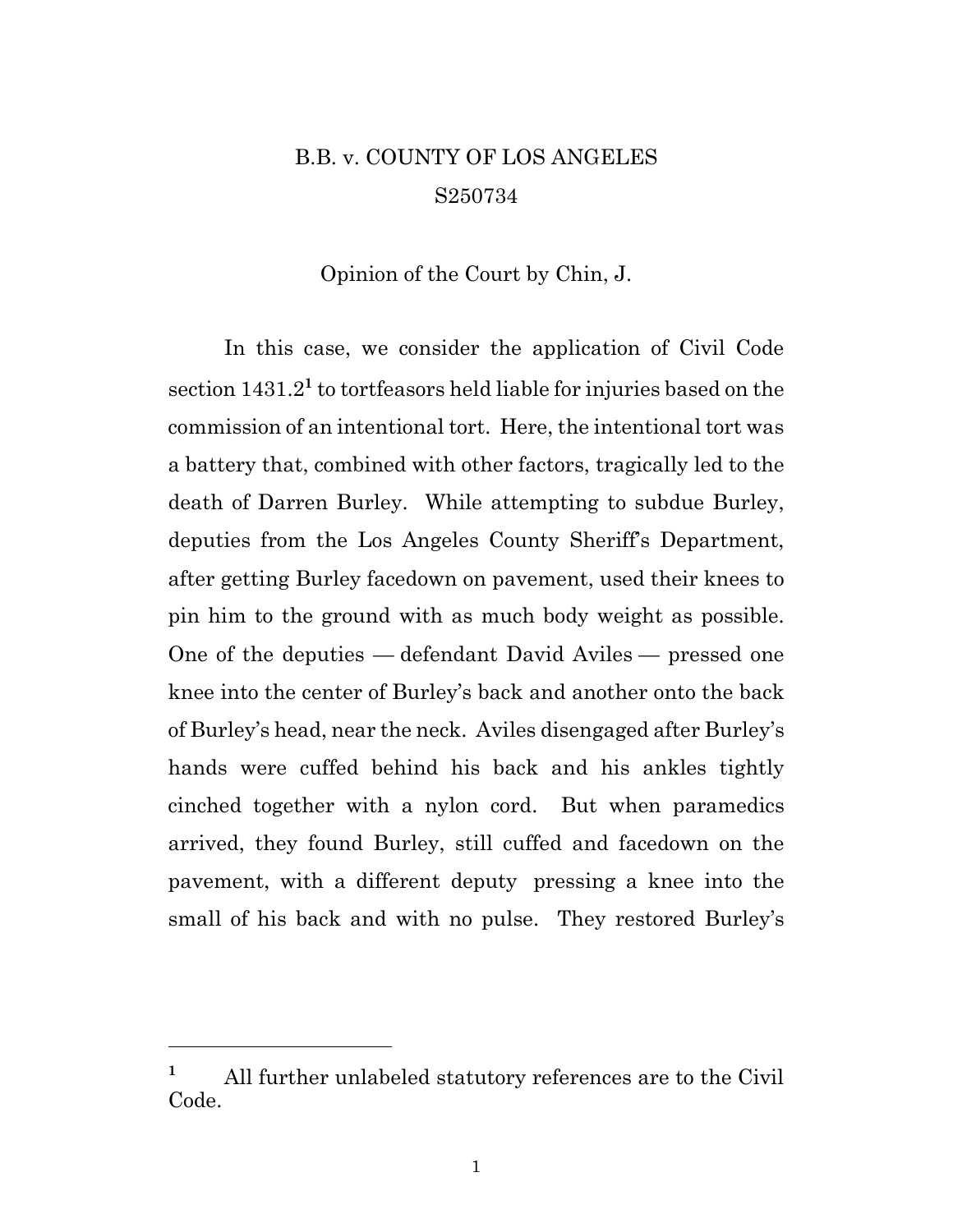B.B. v. COUNTY OF LOS ANGELES

S250734

Opinion of the Court by Chin, J.

In this case, we consider the application of Civil Code section 1431.2[1] to tortfeasors held liable for injuries based on the commission of an intentional tort. Here, the intentional tort was a battery that, combined with other factors, tragically led to the death of Darren Burley. While attempting to subdue Burley, deputies from the Los Angeles County Sheriff's Department, after getting Burley facedown on pavement, used their knees to pin him to the ground with as much body weight as possible. One of the deputies — defendant David Aviles — pressed one knee into the center of Burley's back and another onto the back of Burley's head, near the neck. Aviles disengaged after Burley's hands were cuffed behind his back and his ankles tightly cinched together with a nylon cord. But when paramedics arrived, they found Burley, still cuffed and facedown on the pavement, with a different deputy pressing a knee into the small of his back and with no pulse. They restored Burley's

[1] All further unlabeled statutory references are to the Civil Code.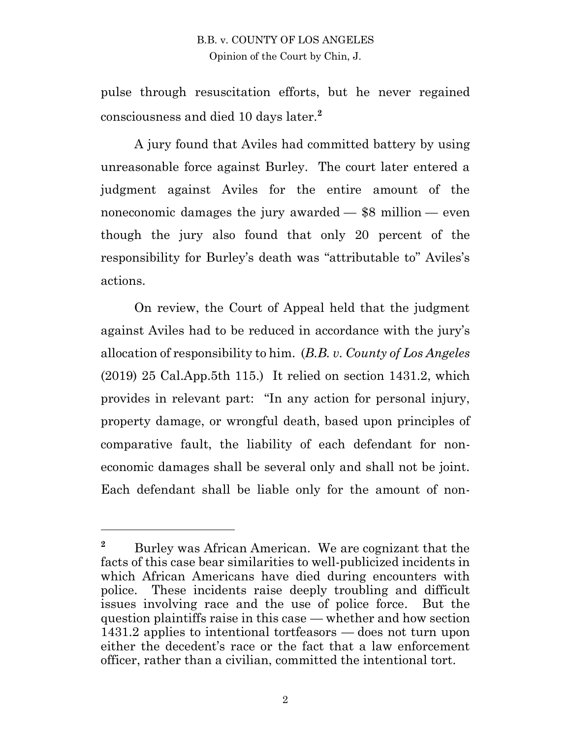pulse through resuscitation efforts, but he never regained consciousness and died 10 days later.[2]

A jury found that Aviles had committed battery by using unreasonable force against Burley. The court later entered a judgment against Aviles for the entire amount of the noneconomic damages the jury awarded — $8 million — even though the jury also found that only 20 percent of the responsibility for Burley's death was "attributable to" Aviles's actions.

On review, the Court of Appeal held that the judgment against Aviles had to be reduced in accordance with the jury's allocation of responsibility to him. (*B.B. v. County of Los Angeles* (2019) 25 Cal.App.5th 115.) It relied on section 1431.2, which provides in relevant part: "In any action for personal injury, property damage, or wrongful death, based upon principles of comparative fault, the liability of each defendant for non-economic damages shall be several only and shall not be joint. Each defendant shall be liable only for the amount of non-

---

[2] Burley was African American. We are cognizant that the facts of this case bear similarities to well-publicized incidents in which African Americans have died during encounters with police. These incidents raise deeply troubling and difficult issues involving race and the use of police force. But the question plaintiffs raise in this case — whether and how section 1431.2 applies to intentional tortfeasors — does not turn upon either the decedent's race or the fact that a law enforcement officer, rather than a civilian, committed the intentional tort.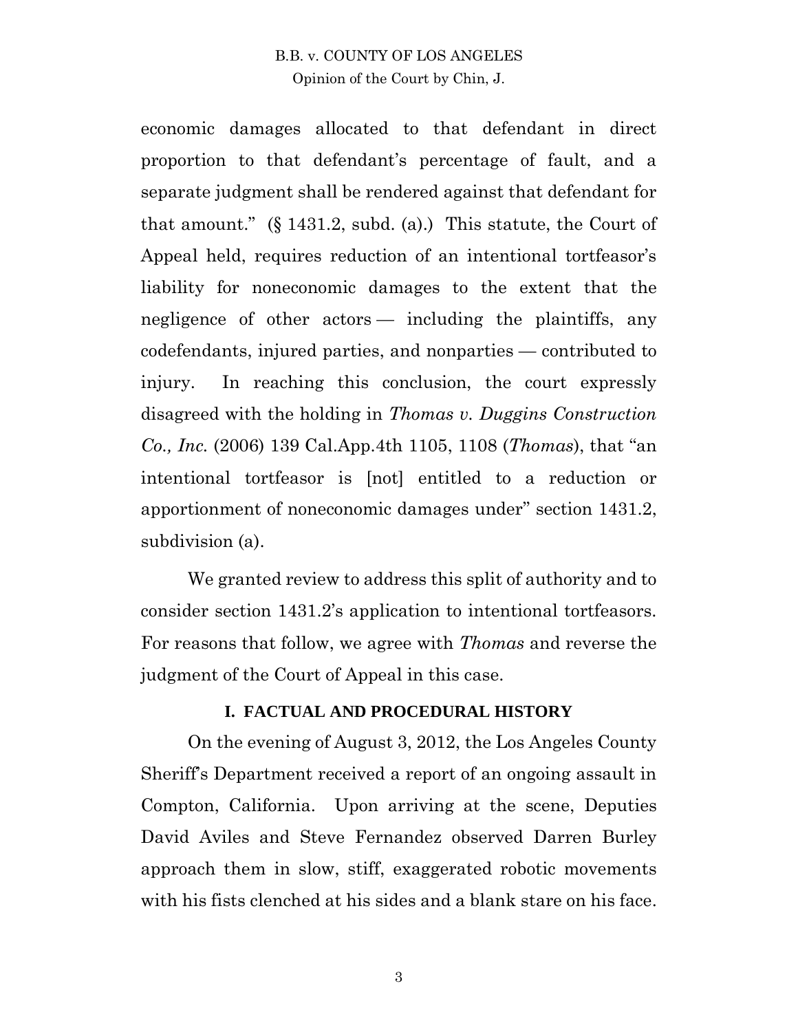economic damages allocated to that defendant in direct proportion to that defendant's percentage of fault, and a separate judgment shall be rendered against that defendant for that amount." (§ 1431.2, subd. (a).) This statute, the Court of Appeal held, requires reduction of an intentional tortfeasor's liability for noneconomic damages to the extent that the negligence of other actors — including the plaintiffs, any codefendants, injured parties, and nonparties — contributed to injury. In reaching this conclusion, the court expressly disagreed with the holding in *Thomas v. Duggins Construction Co., Inc.* (2006) 139 Cal.App.4th 1105, 1108 (*Thomas*), that "an intentional tortfeasor is [not] entitled to a reduction or apportionment of noneconomic damages under" section 1431.2, subdivision (a).

We granted review to address this split of authority and to consider section 1431.2's application to intentional tortfeasors. For reasons that follow, we agree with *Thomas* and reverse the judgment of the Court of Appeal in this case.

## I. FACTUAL AND PROCEDURAL HISTORY

On the evening of August 3, 2012, the Los Angeles County Sheriff's Department received a report of an ongoing assault in Compton, California. Upon arriving at the scene, Deputies David Aviles and Steve Fernandez observed Darren Burley approach them in slow, stiff, exaggerated robotic movements with his fists clenched at his sides and a blank stare on his face.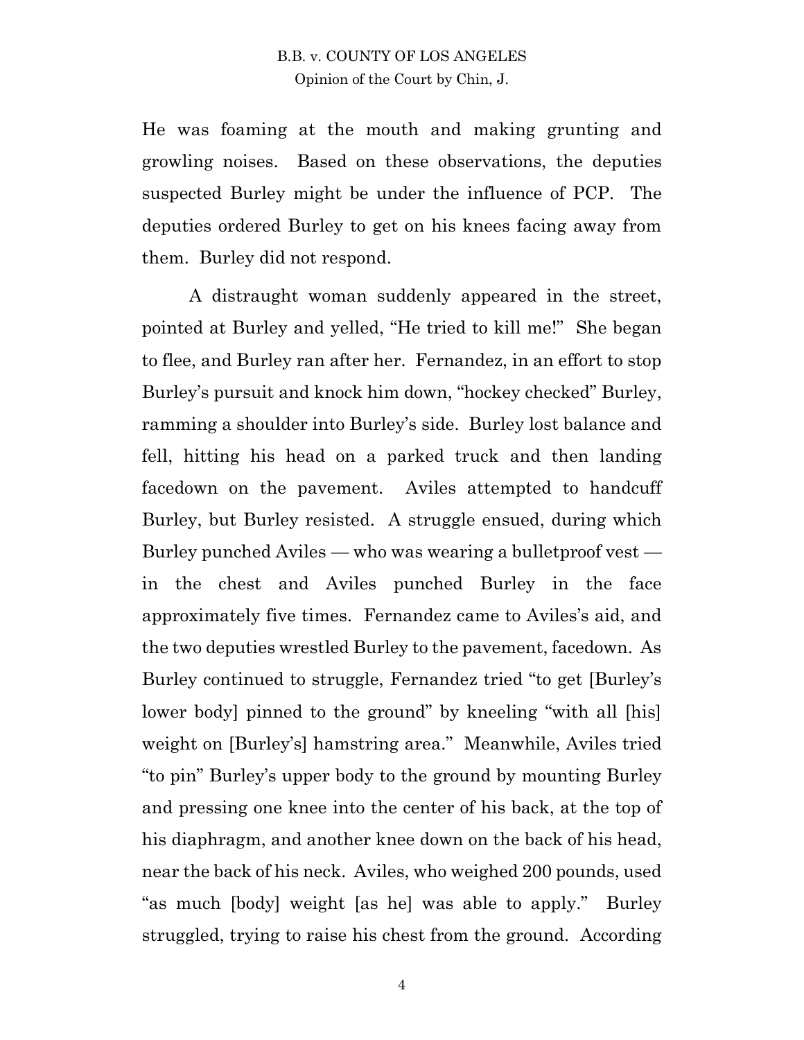He was foaming at the mouth and making grunting and growling noises. Based on these observations, the deputies suspected Burley might be under the influence of PCP. The deputies ordered Burley to get on his knees facing away from them. Burley did not respond.

A distraught woman suddenly appeared in the street, pointed at Burley and yelled, "He tried to kill me!" She began to flee, and Burley ran after her. Fernandez, in an effort to stop Burley's pursuit and knock him down, "hockey checked" Burley, ramming a shoulder into Burley's side. Burley lost balance and fell, hitting his head on a parked truck and then landing facedown on the pavement. Aviles attempted to handcuff Burley, but Burley resisted. A struggle ensued, during which Burley punched Aviles — who was wearing a bulletproof vest — in the chest and Aviles punched Burley in the face approximately five times. Fernandez came to Aviles's aid, and the two deputies wrestled Burley to the pavement, facedown. As Burley continued to struggle, Fernandez tried "to get [Burley's lower body] pinned to the ground" by kneeling "with all [his] weight on [Burley's] hamstring area." Meanwhile, Aviles tried "to pin" Burley's upper body to the ground by mounting Burley and pressing one knee into the center of his back, at the top of his diaphragm, and another knee down on the back of his head, near the back of his neck. Aviles, who weighed 200 pounds, used "as much [body] weight [as he] was able to apply." Burley struggled, trying to raise his chest from the ground. According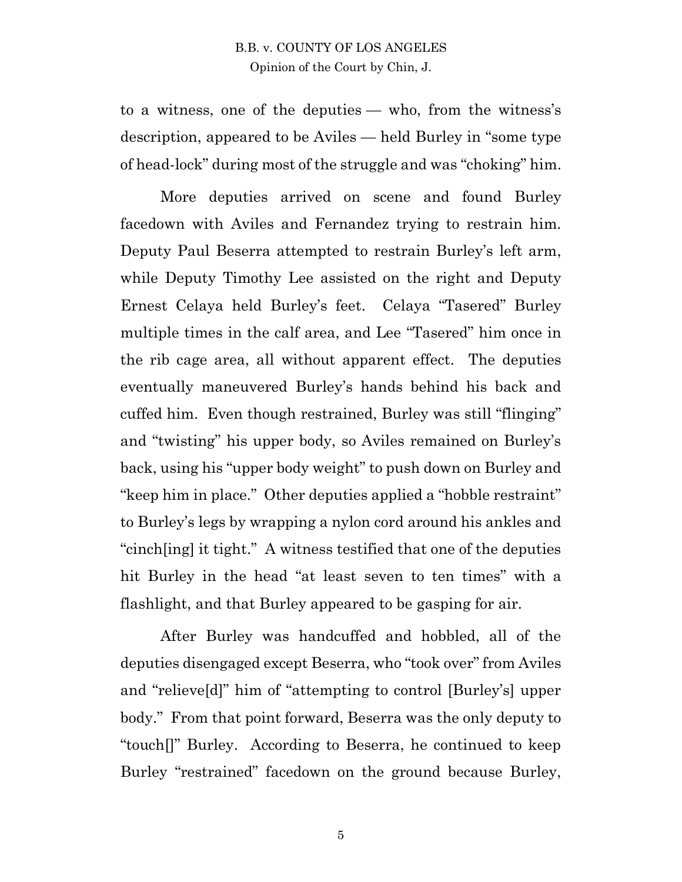to a witness, one of the deputies — who, from the witness's description, appeared to be Aviles — held Burley in "some type of head-lock" during most of the struggle and was "choking" him.

More deputies arrived on scene and found Burley facedown with Aviles and Fernandez trying to restrain him. Deputy Paul Beserra attempted to restrain Burley's left arm, while Deputy Timothy Lee assisted on the right and Deputy Ernest Celaya held Burley's feet. Celaya "Tasered" Burley multiple times in the calf area, and Lee "Tasered" him once in the rib cage area, all without apparent effect. The deputies eventually maneuvered Burley's hands behind his back and cuffed him. Even though restrained, Burley was still "flinging" and "twisting" his upper body, so Aviles remained on Burley's back, using his "upper body weight" to push down on Burley and "keep him in place." Other deputies applied a "hobble restraint" to Burley's legs by wrapping a nylon cord around his ankles and "cinch[ing] it tight." A witness testified that one of the deputies hit Burley in the head "at least seven to ten times" with a flashlight, and that Burley appeared to be gasping for air.

After Burley was handcuffed and hobbled, all of the deputies disengaged except Beserra, who "took over" from Aviles and "relieve[d]" him of "attempting to control [Burley's] upper body." From that point forward, Beserra was the only deputy to "touch[]" Burley. According to Beserra, he continued to keep Burley "restrained" facedown on the ground because Burley,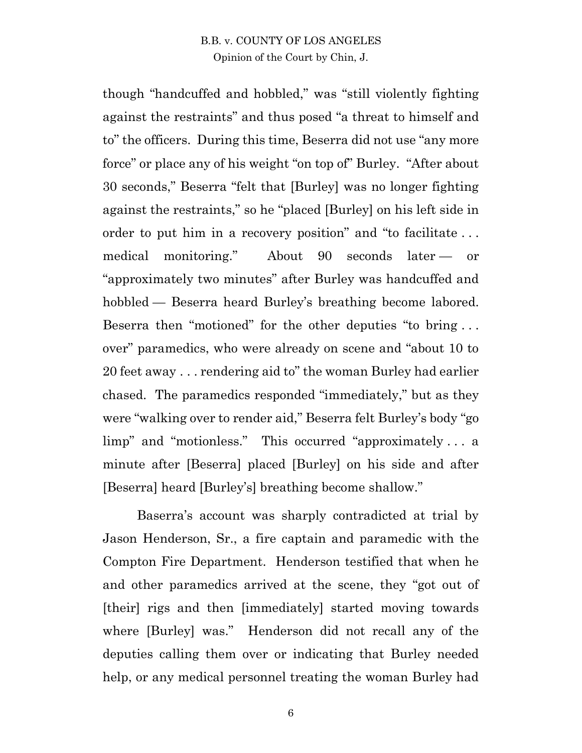though "handcuffed and hobbled," was "still violently fighting against the restraints" and thus posed "a threat to himself and to" the officers. During this time, Beserra did not use "any more force" or place any of his weight "on top of" Burley. "After about 30 seconds," Beserra "felt that [Burley] was no longer fighting against the restraints," so he "placed [Burley] on his left side in order to put him in a recovery position" and "to facilitate . . . medical monitoring." About 90 seconds later — or "approximately two minutes" after Burley was handcuffed and hobbled — Beserra heard Burley's breathing become labored. Beserra then "motioned" for the other deputies "to bring . . . over" paramedics, who were already on scene and "about 10 to 20 feet away . . . rendering aid to" the woman Burley had earlier chased. The paramedics responded "immediately," but as they were "walking over to render aid," Beserra felt Burley's body "go limp" and "motionless." This occurred "approximately . . . a minute after [Beserra] placed [Burley] on his side and after [Beserra] heard [Burley's] breathing become shallow."

Baserra's account was sharply contradicted at trial by Jason Henderson, Sr., a fire captain and paramedic with the Compton Fire Department. Henderson testified that when he and other paramedics arrived at the scene, they "got out of [their] rigs and then [immediately] started moving towards where [Burley] was." Henderson did not recall any of the deputies calling them over or indicating that Burley needed help, or any medical personnel treating the woman Burley had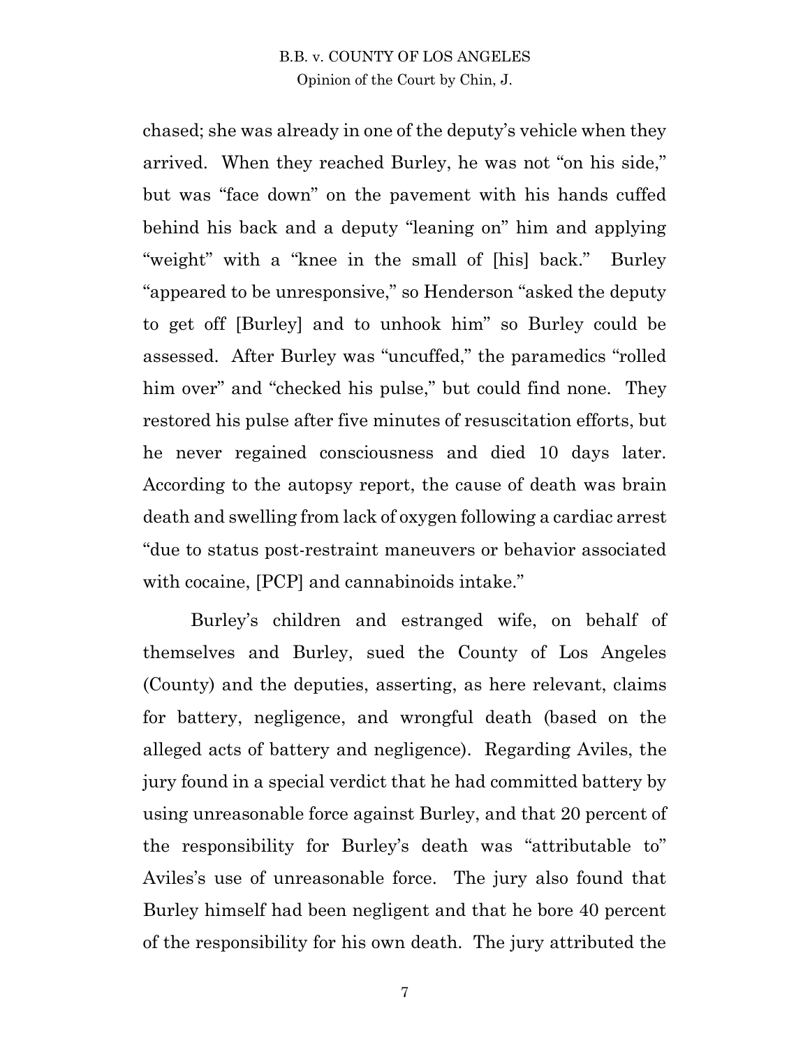chased; she was already in one of the deputy's vehicle when they arrived. When they reached Burley, he was not "on his side," but was "face down" on the pavement with his hands cuffed behind his back and a deputy "leaning on" him and applying "weight" with a "knee in the small of [his] back." Burley "appeared to be unresponsive," so Henderson "asked the deputy to get off [Burley] and to unhook him" so Burley could be assessed. After Burley was "uncuffed," the paramedics "rolled him over" and "checked his pulse," but could find none. They restored his pulse after five minutes of resuscitation efforts, but he never regained consciousness and died 10 days later. According to the autopsy report, the cause of death was brain death and swelling from lack of oxygen following a cardiac arrest "due to status post-restraint maneuvers or behavior associated with cocaine, [PCP] and cannabinoids intake."

Burley's children and estranged wife, on behalf of themselves and Burley, sued the County of Los Angeles (County) and the deputies, asserting, as here relevant, claims for battery, negligence, and wrongful death (based on the alleged acts of battery and negligence). Regarding Aviles, the jury found in a special verdict that he had committed battery by using unreasonable force against Burley, and that 20 percent of the responsibility for Burley's death was "attributable to" Aviles's use of unreasonable force. The jury also found that Burley himself had been negligent and that he bore 40 percent of the responsibility for his own death. The jury attributed the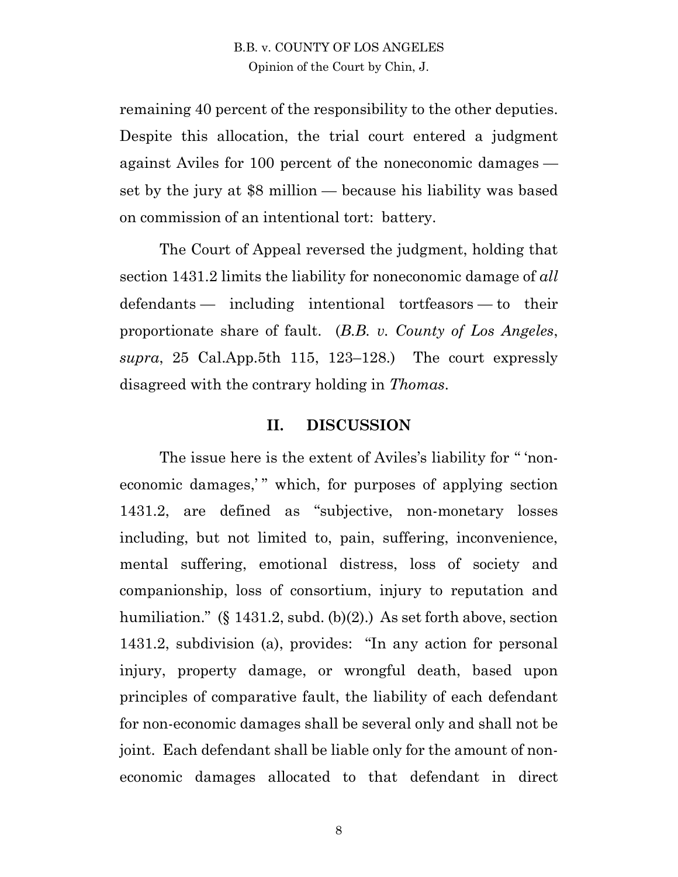remaining 40 percent of the responsibility to the other deputies. Despite this allocation, the trial court entered a judgment against Aviles for 100 percent of the noneconomic damages — set by the jury at $8 million — because his liability was based on commission of an intentional tort: battery.

The Court of Appeal reversed the judgment, holding that section 1431.2 limits the liability for noneconomic damage of *all* defendants — including intentional tortfeasors — to their proportionate share of fault. (*B.B. v. County of Los Angeles*, *supra*, 25 Cal.App.5th 115, 123–128.) The court expressly disagreed with the contrary holding in *Thomas*.

## II. DISCUSSION

The issue here is the extent of Aviles's liability for " 'non-economic damages,' " which, for purposes of applying section 1431.2, are defined as "subjective, non-monetary losses including, but not limited to, pain, suffering, inconvenience, mental suffering, emotional distress, loss of society and companionship, loss of consortium, injury to reputation and humiliation." (§ 1431.2, subd. (b)(2).) As set forth above, section 1431.2, subdivision (a), provides: "In any action for personal injury, property damage, or wrongful death, based upon principles of comparative fault, the liability of each defendant for non-economic damages shall be several only and shall not be joint. Each defendant shall be liable only for the amount of non-economic damages allocated to that defendant in direct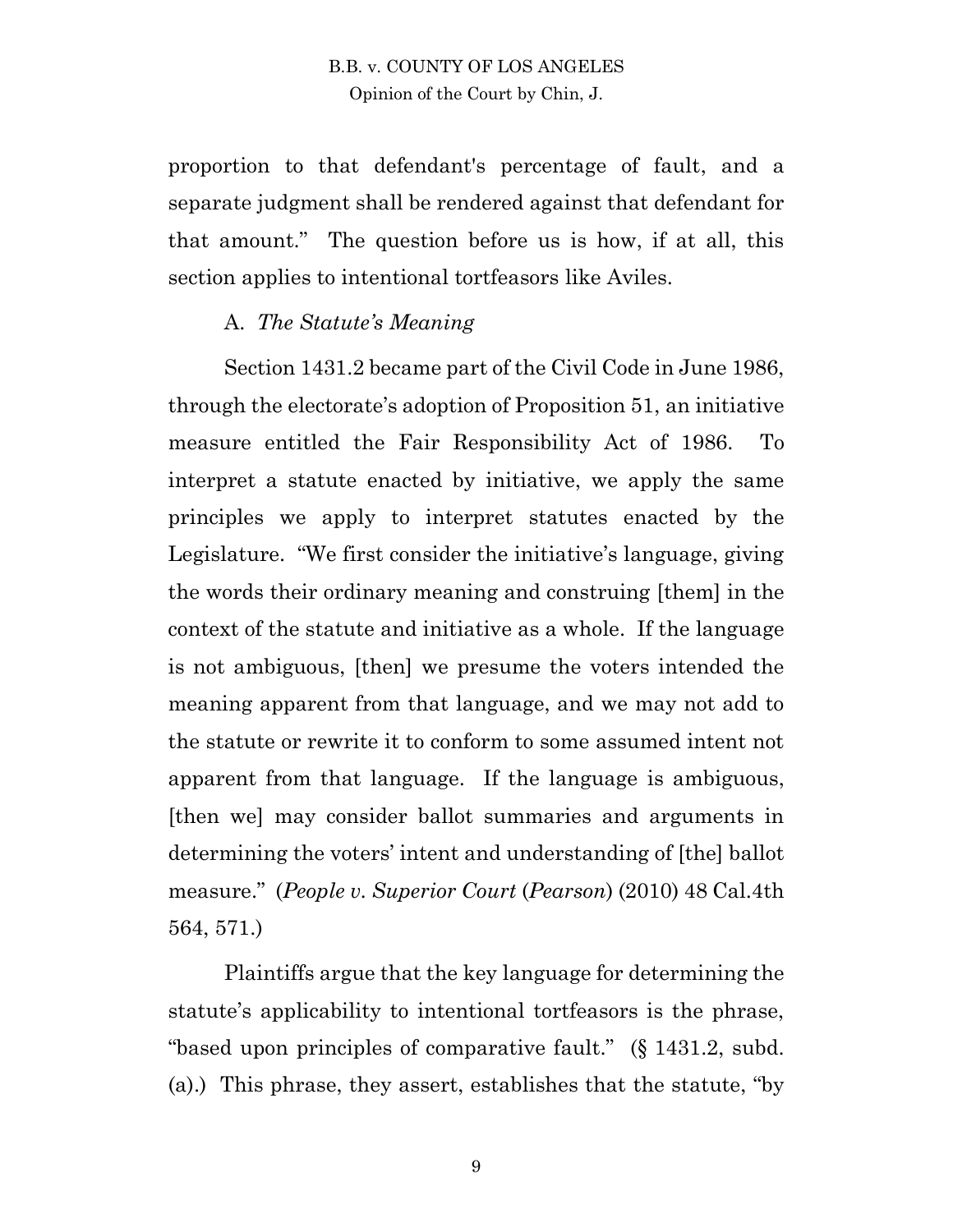proportion to that defendant's percentage of fault, and a separate judgment shall be rendered against that defendant for that amount." The question before us is how, if at all, this section applies to intentional tortfeasors like Aviles.

A. *The Statute's Meaning*

Section 1431.2 became part of the Civil Code in June 1986, through the electorate's adoption of Proposition 51, an initiative measure entitled the Fair Responsibility Act of 1986. To interpret a statute enacted by initiative, we apply the same principles we apply to interpret statutes enacted by the Legislature. "We first consider the initiative's language, giving the words their ordinary meaning and construing [them] in the context of the statute and initiative as a whole. If the language is not ambiguous, [then] we presume the voters intended the meaning apparent from that language, and we may not add to the statute or rewrite it to conform to some assumed intent not apparent from that language. If the language is ambiguous, [then we] may consider ballot summaries and arguments in determining the voters' intent and understanding of [the] ballot measure." (*People v. Superior Court* (*Pearson*) (2010) 48 Cal.4th 564, 571.)

Plaintiffs argue that the key language for determining the statute's applicability to intentional tortfeasors is the phrase, "based upon principles of comparative fault." (§ 1431.2, subd. (a).) This phrase, they assert, establishes that the statute, "by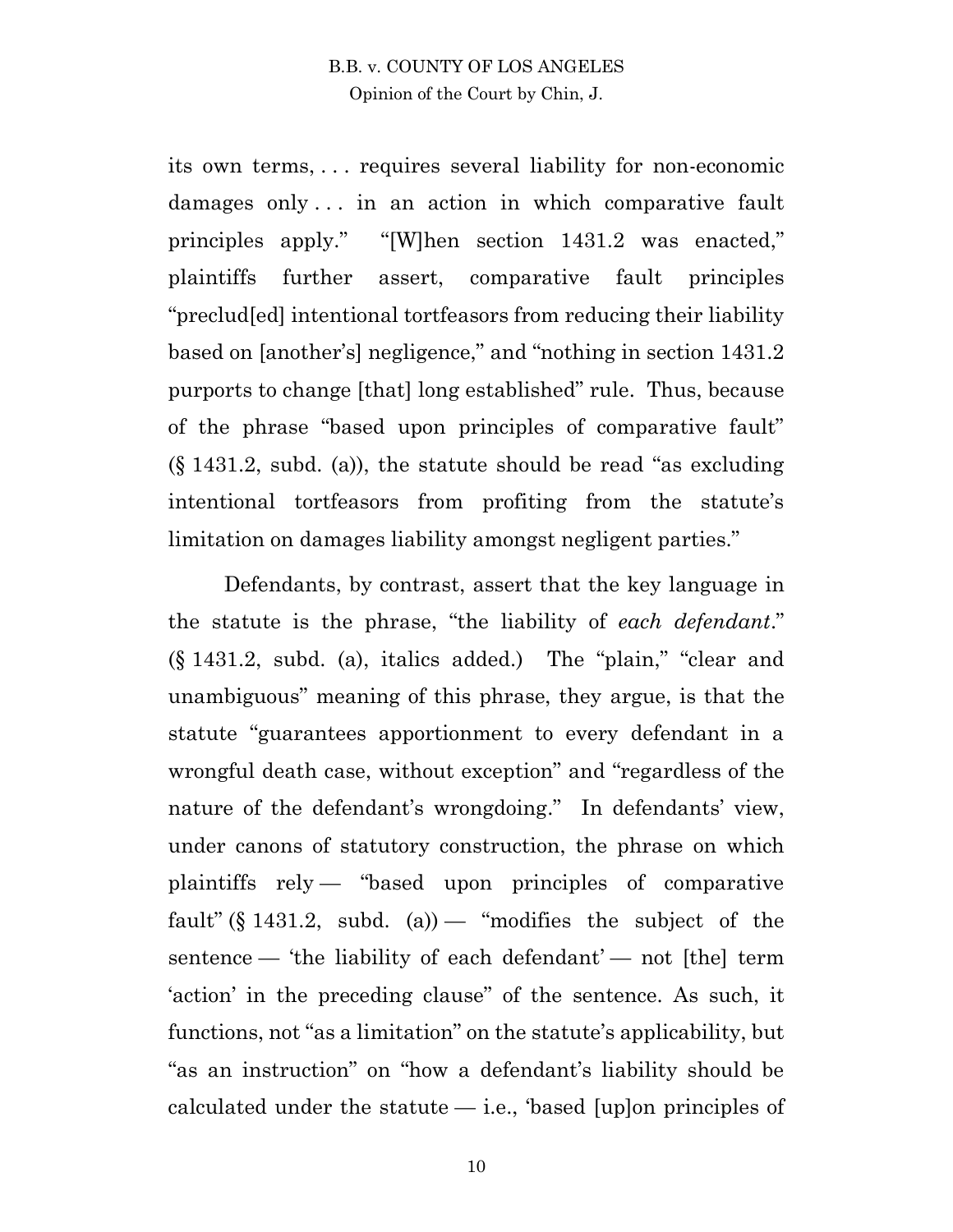its own terms, . . . requires several liability for non-economic damages only . . . in an action in which comparative fault principles apply." "[W]hen section 1431.2 was enacted," plaintiffs further assert, comparative fault principles "preclud[ed] intentional tortfeasors from reducing their liability based on [another's] negligence," and "nothing in section 1431.2 purports to change [that] long established" rule. Thus, because of the phrase "based upon principles of comparative fault" (§ 1431.2, subd. (a)), the statute should be read "as excluding intentional tortfeasors from profiting from the statute's limitation on damages liability amongst negligent parties."

Defendants, by contrast, assert that the key language in the statute is the phrase, "the liability of *each defendant*." (§ 1431.2, subd. (a), italics added.) The "plain," "clear and unambiguous" meaning of this phrase, they argue, is that the statute "guarantees apportionment to every defendant in a wrongful death case, without exception" and "regardless of the nature of the defendant's wrongdoing." In defendants' view, under canons of statutory construction, the phrase on which plaintiffs rely — "based upon principles of comparative fault" (§ 1431.2, subd. (a)) — "modifies the subject of the sentence — 'the liability of each defendant' — not [the] term 'action' in the preceding clause" of the sentence. As such, it functions, not "as a limitation" on the statute's applicability, but "as an instruction" on "how a defendant's liability should be calculated under the statute — i.e., 'based [up]on principles of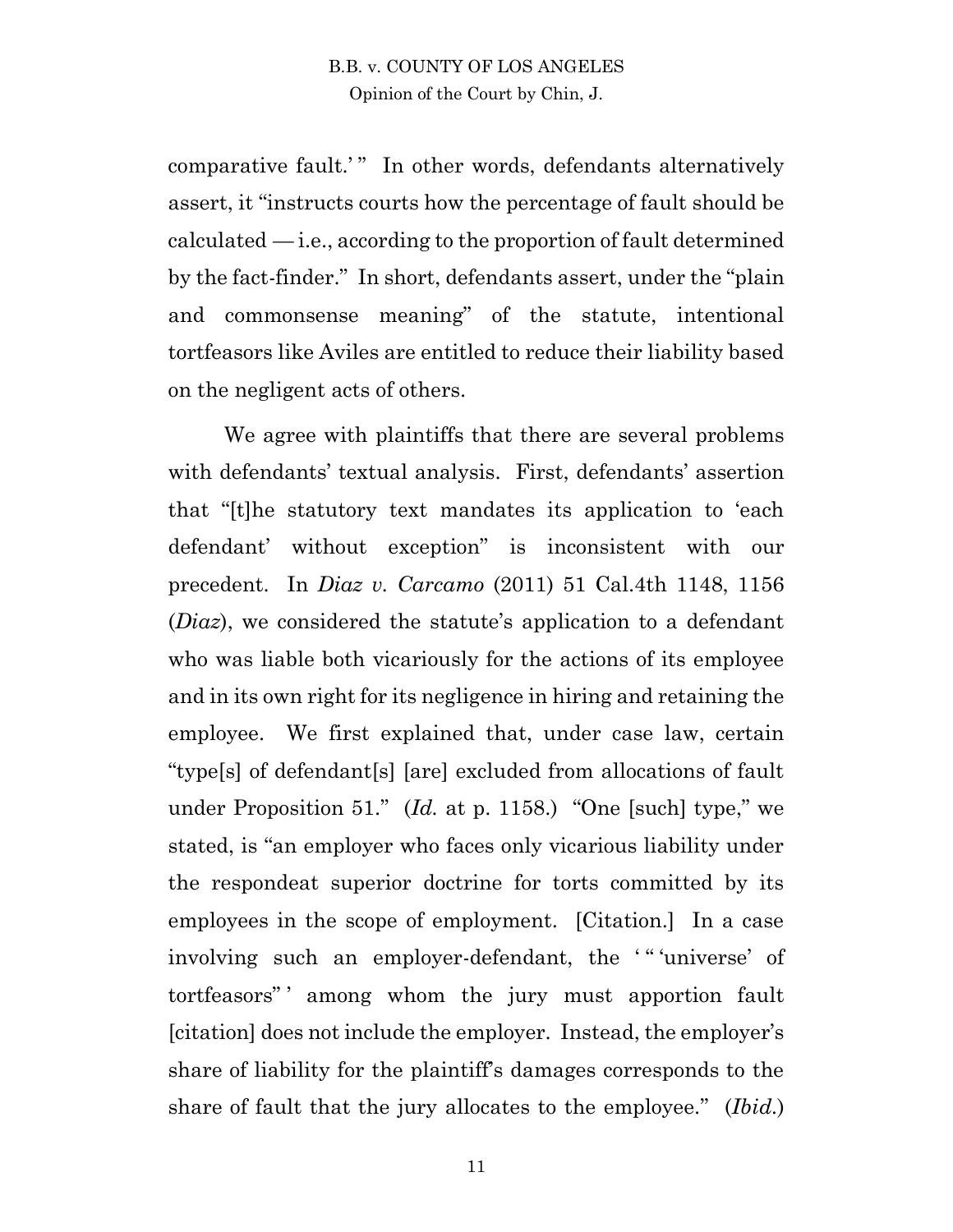comparative fault.' " In other words, defendants alternatively assert, it "instructs courts how the percentage of fault should be calculated — i.e., according to the proportion of fault determined by the fact-finder." In short, defendants assert, under the "plain and commonsense meaning" of the statute, intentional tortfeasors like Aviles are entitled to reduce their liability based on the negligent acts of others.

We agree with plaintiffs that there are several problems with defendants' textual analysis. First, defendants' assertion that "[t]he statutory text mandates its application to 'each defendant' without exception" is inconsistent with our precedent. In *Diaz v. Carcamo* (2011) 51 Cal.4th 1148, 1156 (*Diaz*), we considered the statute's application to a defendant who was liable both vicariously for the actions of its employee and in its own right for its negligence in hiring and retaining the employee. We first explained that, under case law, certain "type[s] of defendant[s] [are] excluded from allocations of fault under Proposition 51." (*Id.* at p. 1158.) "One [such] type," we stated, is "an employer who faces only vicarious liability under the respondeat superior doctrine for torts committed by its employees in the scope of employment. [Citation.] In a case involving such an employer-defendant, the ' " 'universe' of tortfeasors" ' among whom the jury must apportion fault [citation] does not include the employer. Instead, the employer's share of liability for the plaintiff's damages corresponds to the share of fault that the jury allocates to the employee." (*Ibid.*)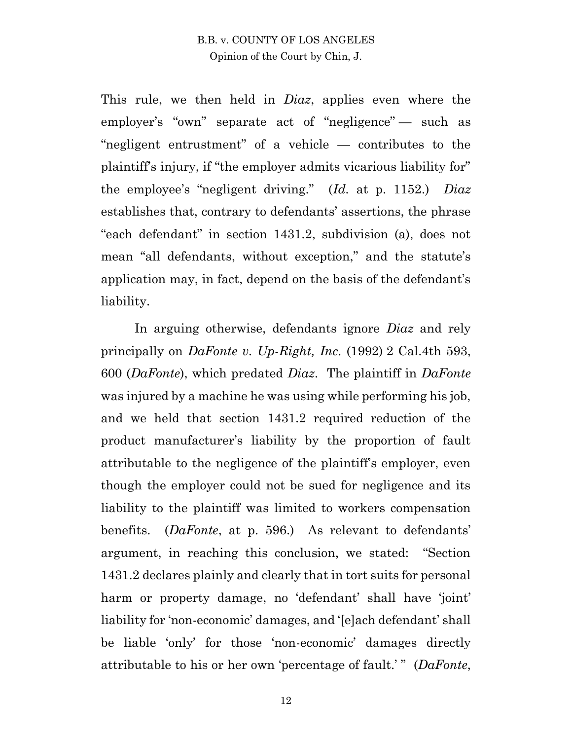This rule, we then held in *Diaz*, applies even where the employer's "own" separate act of "negligence" — such as "negligent entrustment" of a vehicle — contributes to the plaintiff's injury, if "the employer admits vicarious liability for" the employee's "negligent driving." (*Id.* at p. 1152.) *Diaz* establishes that, contrary to defendants' assertions, the phrase "each defendant" in section 1431.2, subdivision (a), does not mean "all defendants, without exception," and the statute's application may, in fact, depend on the basis of the defendant's liability.

In arguing otherwise, defendants ignore *Diaz* and rely principally on *DaFonte v. Up-Right, Inc.* (1992) 2 Cal.4th 593, 600 (*DaFonte*), which predated *Diaz*. The plaintiff in *DaFonte* was injured by a machine he was using while performing his job, and we held that section 1431.2 required reduction of the product manufacturer's liability by the proportion of fault attributable to the negligence of the plaintiff's employer, even though the employer could not be sued for negligence and its liability to the plaintiff was limited to workers compensation benefits. (*DaFonte*, at p. 596.) As relevant to defendants' argument, in reaching this conclusion, we stated: "Section 1431.2 declares plainly and clearly that in tort suits for personal harm or property damage, no 'defendant' shall have 'joint' liability for 'non-economic' damages, and '[e]ach defendant' shall be liable 'only' for those 'non-economic' damages directly attributable to his or her own 'percentage of fault.' " (*DaFonte*,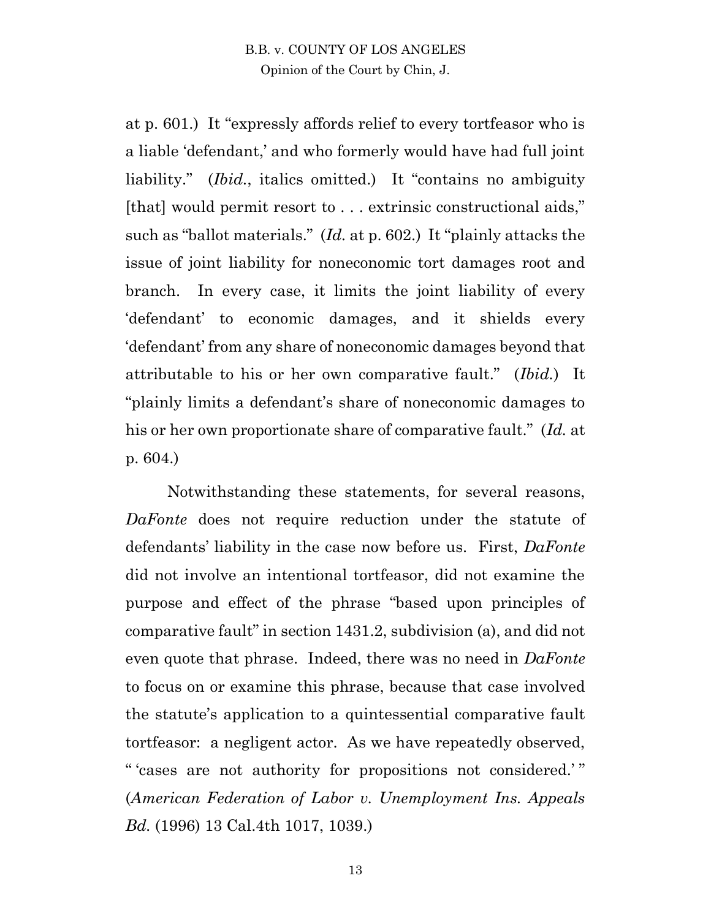at p. 601.) It "expressly affords relief to every tortfeasor who is a liable 'defendant,' and who formerly would have had full joint liability." (*Ibid.*, italics omitted.) It "contains no ambiguity [that] would permit resort to . . . extrinsic constructional aids," such as "ballot materials." (*Id.* at p. 602.) It "plainly attacks the issue of joint liability for noneconomic tort damages root and branch. In every case, it limits the joint liability of every 'defendant' to economic damages, and it shields every 'defendant' from any share of noneconomic damages beyond that attributable to his or her own comparative fault." (*Ibid.*) It "plainly limits a defendant's share of noneconomic damages to his or her own proportionate share of comparative fault." (*Id.* at p. 604.)

Notwithstanding these statements, for several reasons, *DaFonte* does not require reduction under the statute of defendants' liability in the case now before us. First, *DaFonte* did not involve an intentional tortfeasor, did not examine the purpose and effect of the phrase "based upon principles of comparative fault" in section 1431.2, subdivision (a), and did not even quote that phrase. Indeed, there was no need in *DaFonte* to focus on or examine this phrase, because that case involved the statute's application to a quintessential comparative fault tortfeasor: a negligent actor. As we have repeatedly observed, " 'cases are not authority for propositions not considered.' " (*American Federation of Labor v. Unemployment Ins. Appeals Bd.* (1996) 13 Cal.4th 1017, 1039.)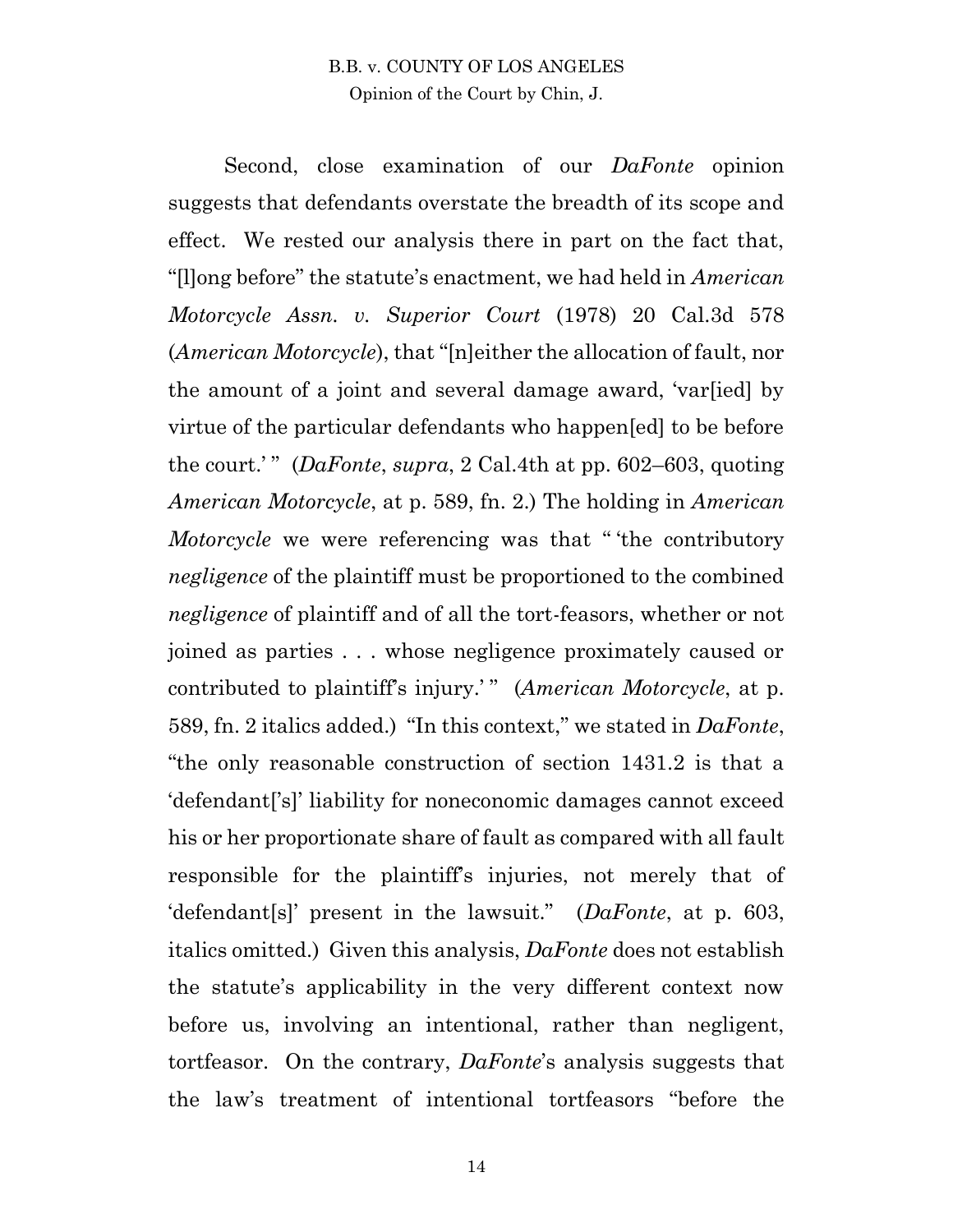Second, close examination of our *DaFonte* opinion suggests that defendants overstate the breadth of its scope and effect. We rested our analysis there in part on the fact that, "[l]ong before" the statute's enactment, we had held in *American Motorcycle Assn. v. Superior Court* (1978) 20 Cal.3d 578 (*American Motorcycle*), that "[n]either the allocation of fault, nor the amount of a joint and several damage award, 'var[ied] by virtue of the particular defendants who happen[ed] to be before the court.' " (*DaFonte*, *supra*, 2 Cal.4th at pp. 602–603, quoting *American Motorcycle*, at p. 589, fn. 2.) The holding in *American Motorcycle* we were referencing was that " 'the contributory *negligence* of the plaintiff must be proportioned to the combined *negligence* of plaintiff and of all the tort-feasors, whether or not joined as parties . . . whose negligence proximately caused or contributed to plaintiff's injury.' " (*American Motorcycle*, at p. 589, fn. 2 italics added.) "In this context," we stated in *DaFonte*, "the only reasonable construction of section 1431.2 is that a 'defendant['s]' liability for noneconomic damages cannot exceed his or her proportionate share of fault as compared with all fault responsible for the plaintiff's injuries, not merely that of 'defendant[s]' present in the lawsuit." (*DaFonte*, at p. 603, italics omitted.) Given this analysis, *DaFonte* does not establish the statute's applicability in the very different context now before us, involving an intentional, rather than negligent, tortfeasor. On the contrary, *DaFonte*'s analysis suggests that the law's treatment of intentional tortfeasors "before the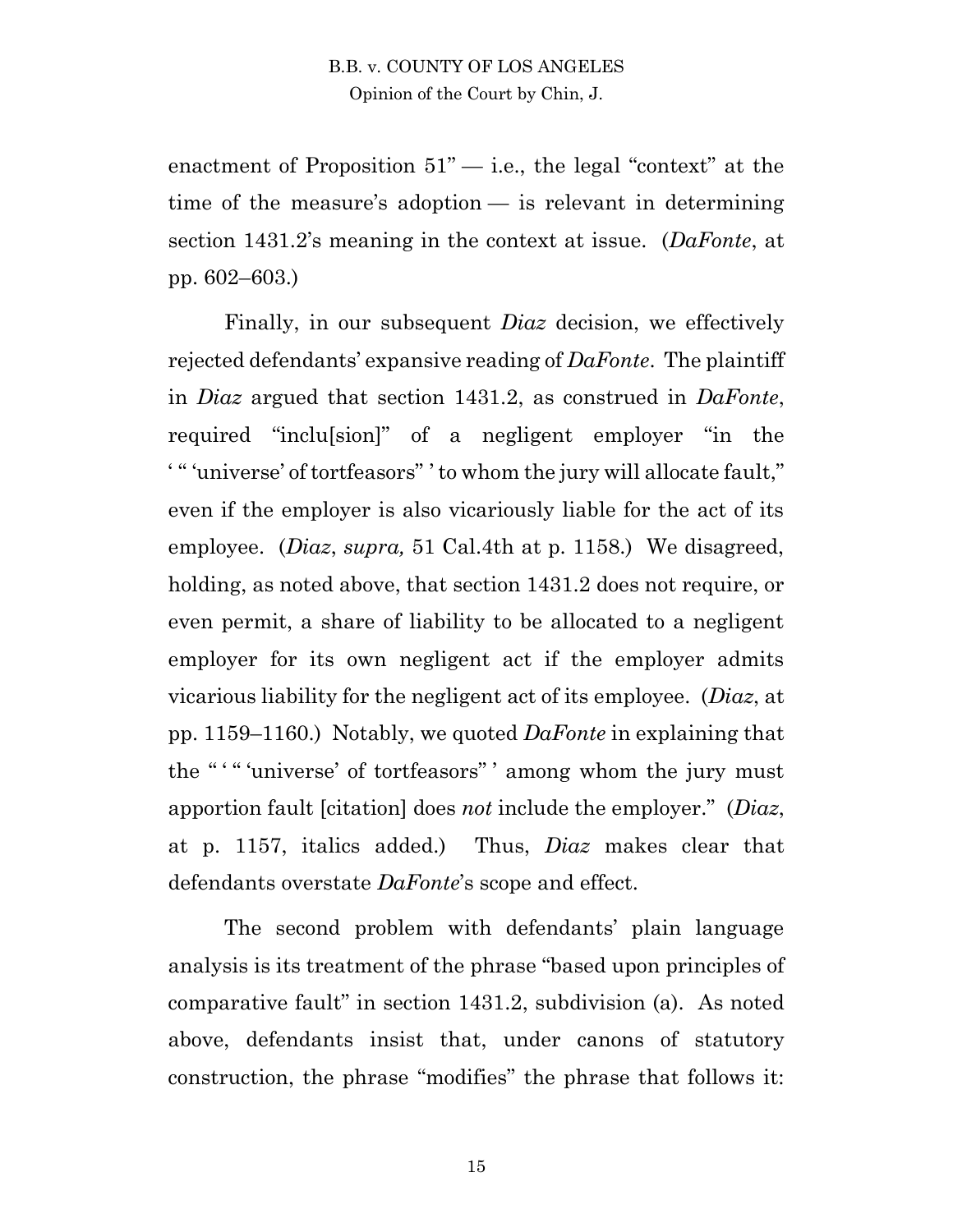enactment of Proposition 51" — i.e., the legal "context" at the time of the measure's adoption — is relevant in determining section 1431.2's meaning in the context at issue. (*DaFonte*, at pp. 602–603.)

Finally, in our subsequent *Diaz* decision, we effectively rejected defendants' expansive reading of *DaFonte*. The plaintiff in *Diaz* argued that section 1431.2, as construed in *DaFonte*, required "inclu[sion]" of a negligent employer "in the ' " 'universe' of tortfeasors" ' to whom the jury will allocate fault," even if the employer is also vicariously liable for the act of its employee. (*Diaz*, *supra,* 51 Cal.4th at p. 1158.) We disagreed, holding, as noted above, that section 1431.2 does not require, or even permit, a share of liability to be allocated to a negligent employer for its own negligent act if the employer admits vicarious liability for the negligent act of its employee. (*Diaz*, at pp. 1159–1160.) Notably, we quoted *DaFonte* in explaining that the " ' " 'universe' of tortfeasors" ' among whom the jury must apportion fault [citation] does *not* include the employer." (*Diaz*, at p. 1157, italics added.) Thus, *Diaz* makes clear that defendants overstate *DaFonte*'s scope and effect.

The second problem with defendants' plain language analysis is its treatment of the phrase "based upon principles of comparative fault" in section 1431.2, subdivision (a). As noted above, defendants insist that, under canons of statutory construction, the phrase "modifies" the phrase that follows it: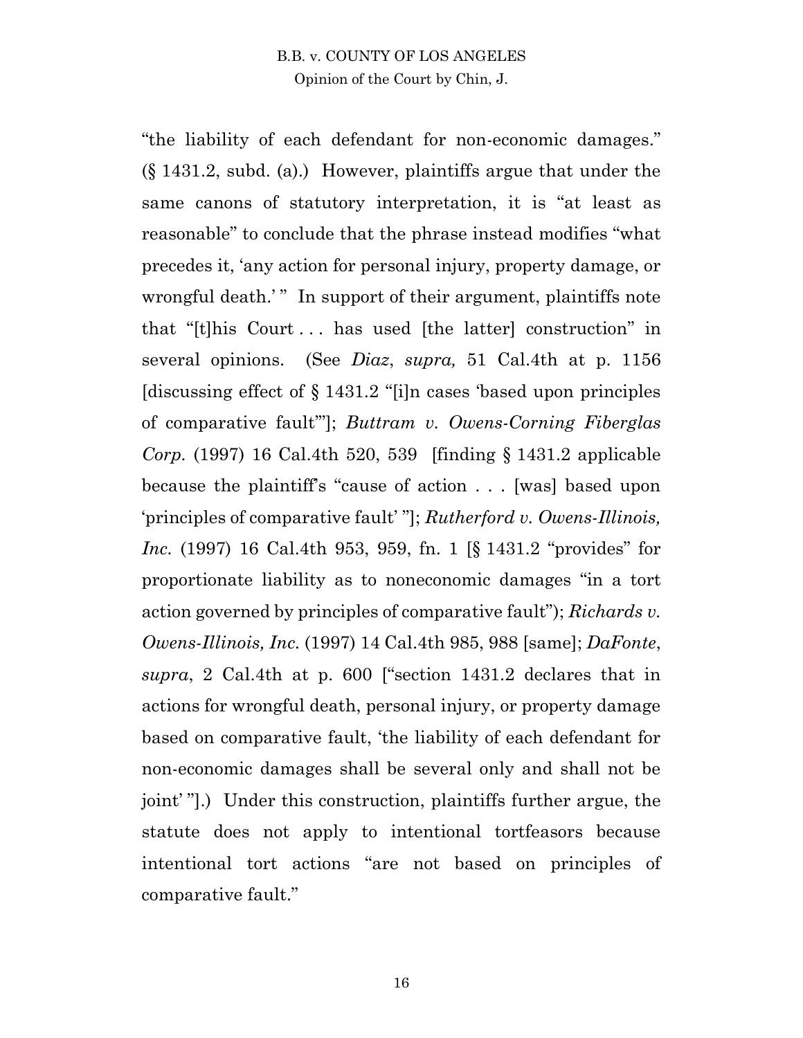"the liability of each defendant for non-economic damages." (§ 1431.2, subd. (a).) However, plaintiffs argue that under the same canons of statutory interpretation, it is "at least as reasonable" to conclude that the phrase instead modifies "what precedes it, 'any action for personal injury, property damage, or wrongful death.' " In support of their argument, plaintiffs note that "[t]his Court . . . has used [the latter] construction" in several opinions. (See *Diaz*, *supra,* 51 Cal.4th at p. 1156 [discussing effect of § 1431.2 "[i]n cases 'based upon principles of comparative fault'"]; *Buttram v. Owens-Corning Fiberglas Corp.* (1997) 16 Cal.4th 520, 539 [finding § 1431.2 applicable because the plaintiff's "cause of action . . . [was] based upon 'principles of comparative fault' "]; *Rutherford v. Owens-Illinois, Inc.* (1997) 16 Cal.4th 953, 959, fn. 1 [§ 1431.2 "provides" for proportionate liability as to noneconomic damages "in a tort action governed by principles of comparative fault"); *Richards v. Owens-Illinois, Inc.* (1997) 14 Cal.4th 985, 988 [same]; *DaFonte*, *supra*, 2 Cal.4th at p. 600 ["section 1431.2 declares that in actions for wrongful death, personal injury, or property damage based on comparative fault, 'the liability of each defendant for non-economic damages shall be several only and shall not be joint' "].) Under this construction, plaintiffs further argue, the statute does not apply to intentional tortfeasors because intentional tort actions "are not based on principles of comparative fault."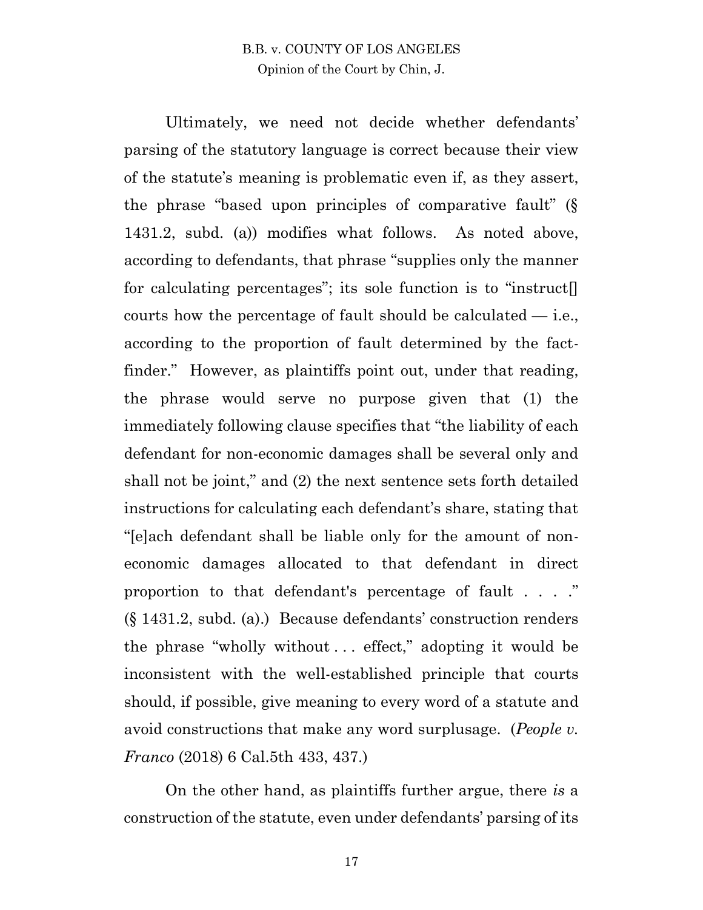Ultimately, we need not decide whether defendants' parsing of the statutory language is correct because their view of the statute's meaning is problematic even if, as they assert, the phrase "based upon principles of comparative fault" (§ 1431.2, subd. (a)) modifies what follows. As noted above, according to defendants, that phrase "supplies only the manner for calculating percentages"; its sole function is to "instruct[] courts how the percentage of fault should be calculated — i.e., according to the proportion of fault determined by the fact-finder." However, as plaintiffs point out, under that reading, the phrase would serve no purpose given that (1) the immediately following clause specifies that "the liability of each defendant for non-economic damages shall be several only and shall not be joint," and (2) the next sentence sets forth detailed instructions for calculating each defendant's share, stating that "[e]ach defendant shall be liable only for the amount of non-economic damages allocated to that defendant in direct proportion to that defendant's percentage of fault . . . ." (§ 1431.2, subd. (a).) Because defendants' construction renders the phrase "wholly without . . . effect," adopting it would be inconsistent with the well-established principle that courts should, if possible, give meaning to every word of a statute and avoid constructions that make any word surplusage. (*People v. Franco* (2018) 6 Cal.5th 433, 437.)

On the other hand, as plaintiffs further argue, there *is* a construction of the statute, even under defendants' parsing of its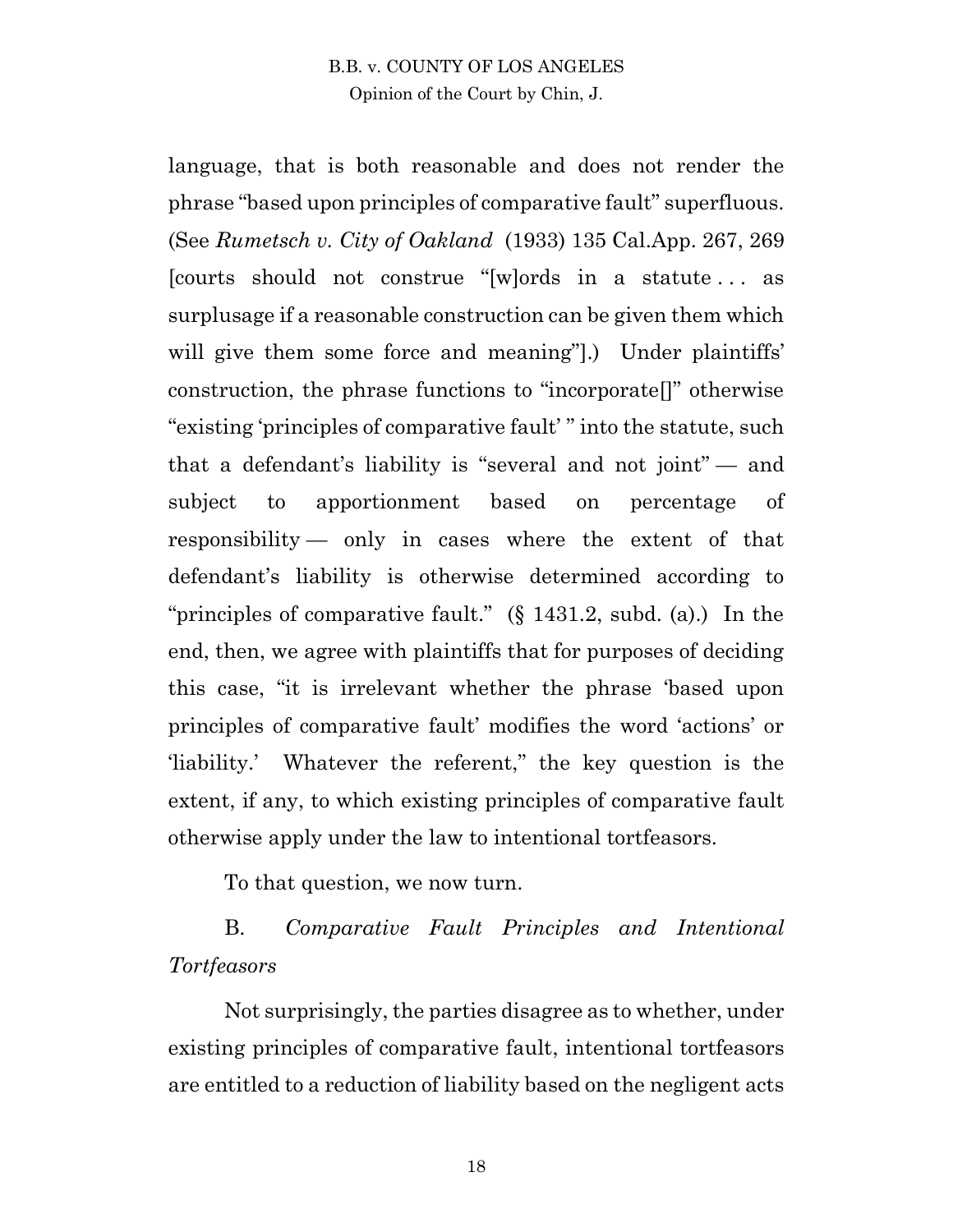language, that is both reasonable and does not render the phrase "based upon principles of comparative fault" superfluous. (See *Rumetsch v. City of Oakland* (1933) 135 Cal.App. 267, 269 [courts should not construe "[w]ords in a statute . . . as surplusage if a reasonable construction can be given them which will give them some force and meaning"].) Under plaintiffs' construction, the phrase functions to "incorporate[]" otherwise "existing 'principles of comparative fault' " into the statute, such that a defendant's liability is "several and not joint" — and subject to apportionment based on percentage of responsibility — only in cases where the extent of that defendant's liability is otherwise determined according to "principles of comparative fault." (§ 1431.2, subd. (a).) In the end, then, we agree with plaintiffs that for purposes of deciding this case, "it is irrelevant whether the phrase 'based upon principles of comparative fault' modifies the word 'actions' or 'liability.' Whatever the referent," the key question is the extent, if any, to which existing principles of comparative fault otherwise apply under the law to intentional tortfeasors.

To that question, we now turn.

### B. *Comparative Fault Principles and Intentional Tortfeasors*

Not surprisingly, the parties disagree as to whether, under existing principles of comparative fault, intentional tortfeasors are entitled to a reduction of liability based on the negligent acts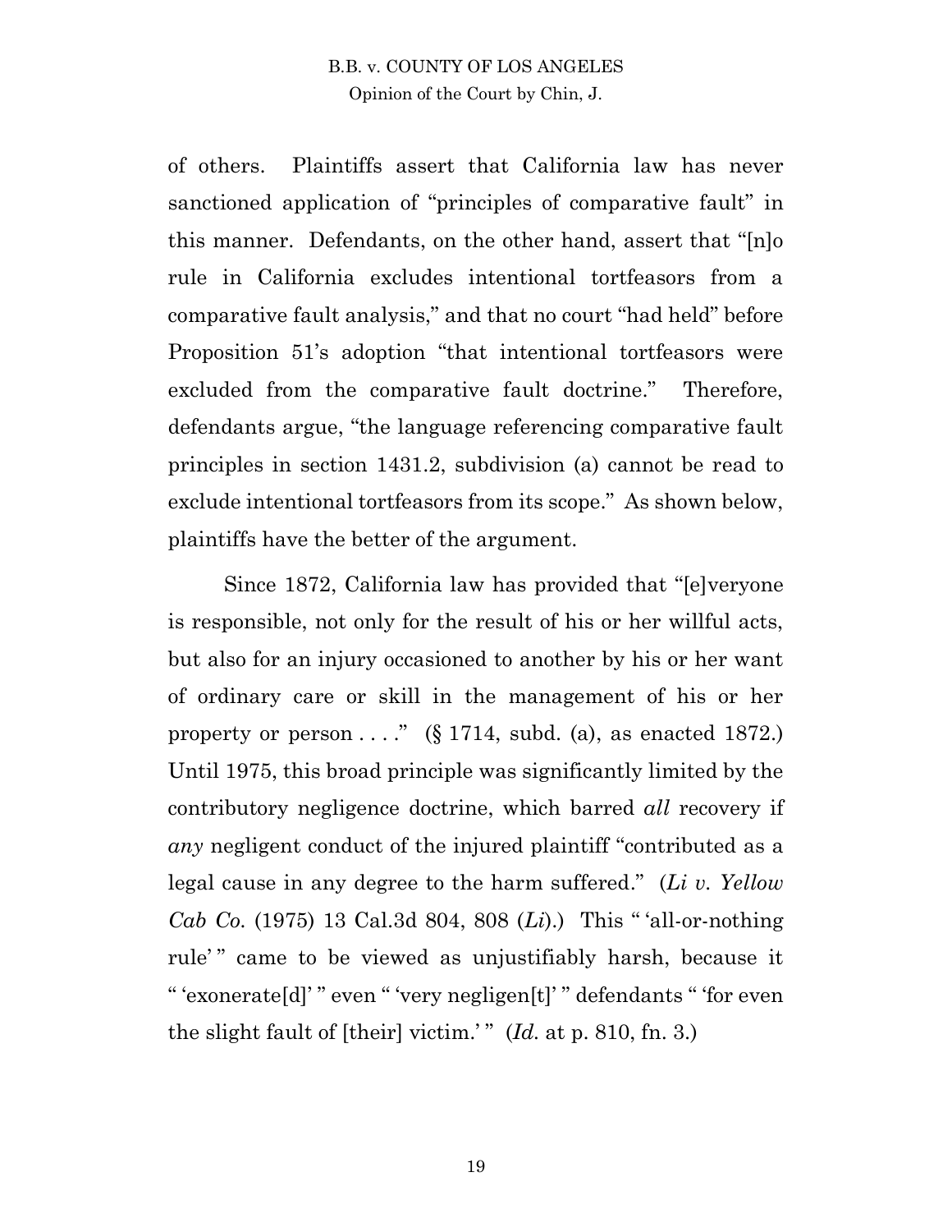of others. Plaintiffs assert that California law has never sanctioned application of "principles of comparative fault" in this manner. Defendants, on the other hand, assert that "[n]o rule in California excludes intentional tortfeasors from a comparative fault analysis," and that no court "had held" before Proposition 51's adoption "that intentional tortfeasors were excluded from the comparative fault doctrine." Therefore, defendants argue, "the language referencing comparative fault principles in section 1431.2, subdivision (a) cannot be read to exclude intentional tortfeasors from its scope." As shown below, plaintiffs have the better of the argument.

Since 1872, California law has provided that "[e]veryone is responsible, not only for the result of his or her willful acts, but also for an injury occasioned to another by his or her want of ordinary care or skill in the management of his or her property or person . . . ." (§ 1714, subd. (a), as enacted 1872.) Until 1975, this broad principle was significantly limited by the contributory negligence doctrine, which barred *all* recovery if *any* negligent conduct of the injured plaintiff "contributed as a legal cause in any degree to the harm suffered." (*Li v. Yellow Cab Co.* (1975) 13 Cal.3d 804, 808 (*Li*).) This " 'all-or-nothing rule' " came to be viewed as unjustifiably harsh, because it " 'exonerate[d]' " even " 'very negligen[t]' " defendants " 'for even the slight fault of [their] victim.' " (*Id.* at p. 810, fn. 3.)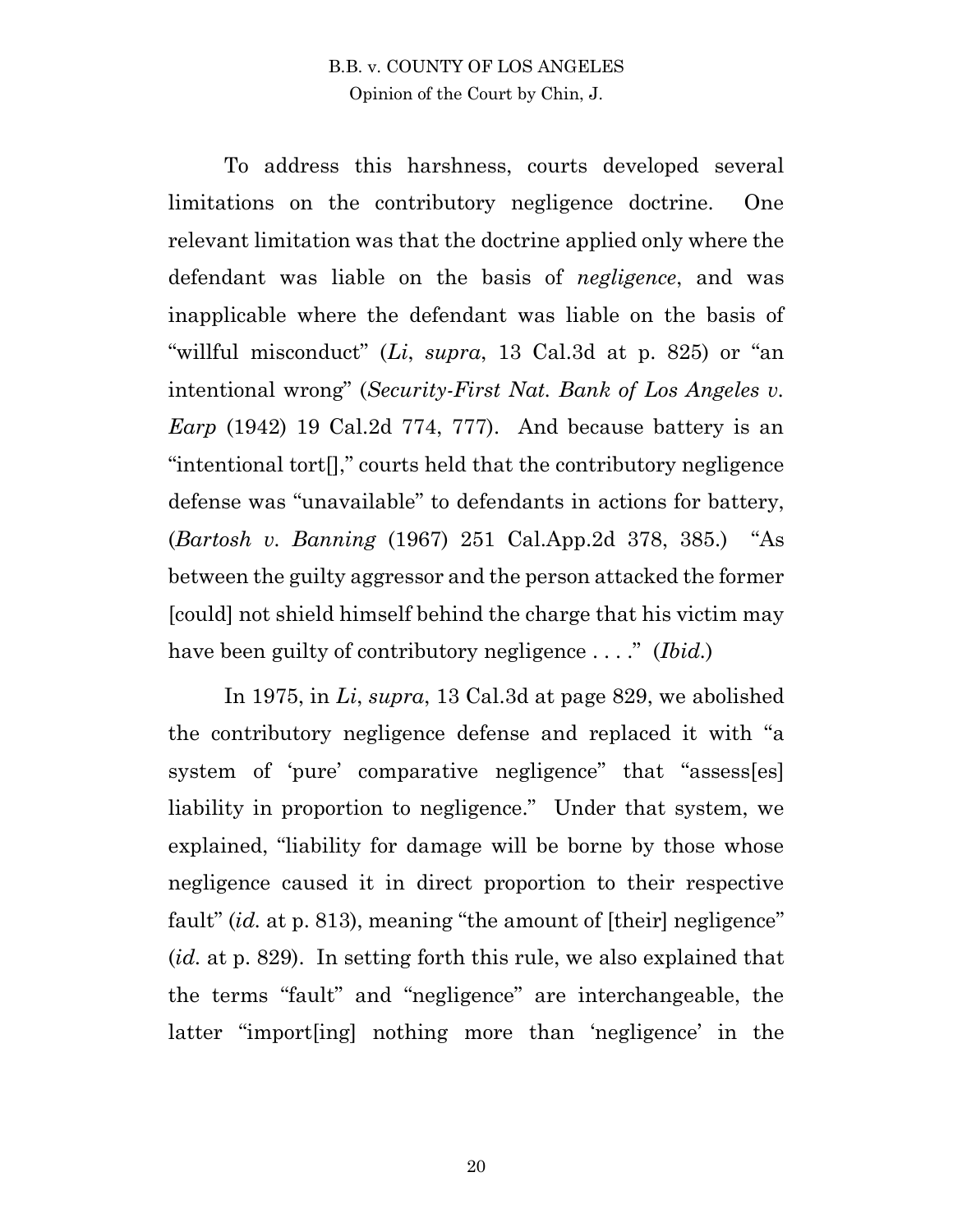To address this harshness, courts developed several limitations on the contributory negligence doctrine. One relevant limitation was that the doctrine applied only where the defendant was liable on the basis of *negligence*, and was inapplicable where the defendant was liable on the basis of "willful misconduct" (*Li*, *supra*, 13 Cal.3d at p. 825) or "an intentional wrong" (*Security-First Nat. Bank of Los Angeles v. Earp* (1942) 19 Cal.2d 774, 777). And because battery is an "intentional tort[]," courts held that the contributory negligence defense was "unavailable" to defendants in actions for battery, (*Bartosh v. Banning* (1967) 251 Cal.App.2d 378, 385.) "As between the guilty aggressor and the person attacked the former [could] not shield himself behind the charge that his victim may have been guilty of contributory negligence . . . ." (*Ibid.*)

In 1975, in *Li*, *supra*, 13 Cal.3d at page 829, we abolished the contributory negligence defense and replaced it with "a system of 'pure' comparative negligence" that "assess[es] liability in proportion to negligence." Under that system, we explained, "liability for damage will be borne by those whose negligence caused it in direct proportion to their respective fault" (*id.* at p. 813), meaning "the amount of [their] negligence" (*id.* at p. 829). In setting forth this rule, we also explained that the terms "fault" and "negligence" are interchangeable, the latter "import[ing] nothing more than 'negligence' in the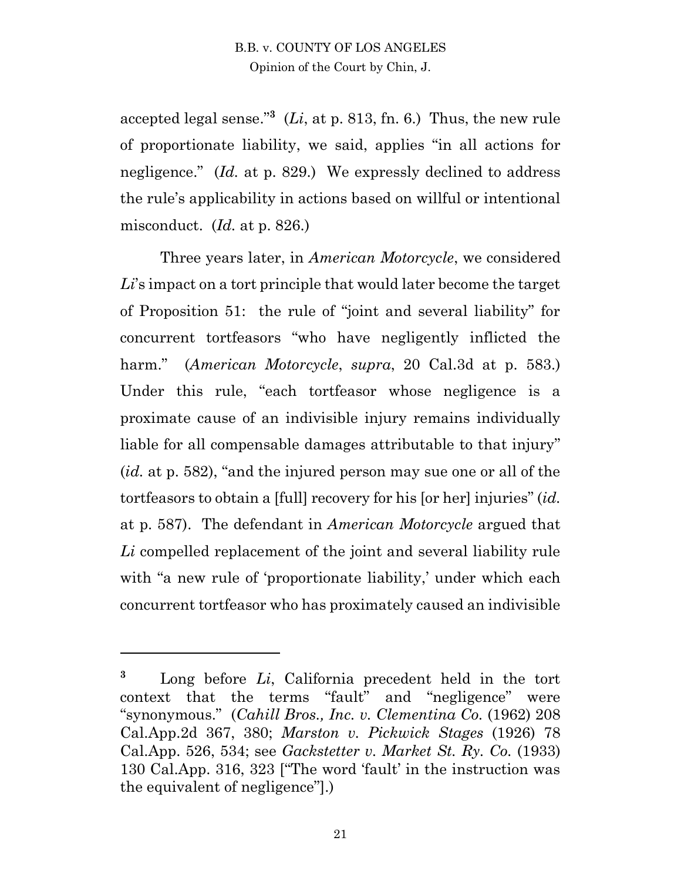accepted legal sense."[3] (*Li*, at p. 813, fn. 6.) Thus, the new rule of proportionate liability, we said, applies "in all actions for negligence." (*Id.* at p. 829.) We expressly declined to address the rule's applicability in actions based on willful or intentional misconduct. (*Id.* at p. 826.)

Three years later, in *American Motorcycle*, we considered *Li*'s impact on a tort principle that would later become the target of Proposition 51: the rule of "joint and several liability" for concurrent tortfeasors "who have negligently inflicted the harm." (*American Motorcycle*, *supra*, 20 Cal.3d at p. 583.) Under this rule, "each tortfeasor whose negligence is a proximate cause of an indivisible injury remains individually liable for all compensable damages attributable to that injury" (*id.* at p. 582), "and the injured person may sue one or all of the tortfeasors to obtain a [full] recovery for his [or her] injuries" (*id.* at p. 587). The defendant in *American Motorcycle* argued that *Li* compelled replacement of the joint and several liability rule with "a new rule of 'proportionate liability,' under which each concurrent tortfeasor who has proximately caused an indivisible

---

[3] Long before *Li*, California precedent held in the tort context that the terms "fault" and "negligence" were "synonymous." (*Cahill Bros., Inc. v. Clementina Co.* (1962) 208 Cal.App.2d 367, 380; *Marston v. Pickwick Stages* (1926) 78 Cal.App. 526, 534; see *Gackstetter v. Market St. Ry. Co.* (1933) 130 Cal.App. 316, 323 ["The word 'fault' in the instruction was the equivalent of negligence"].)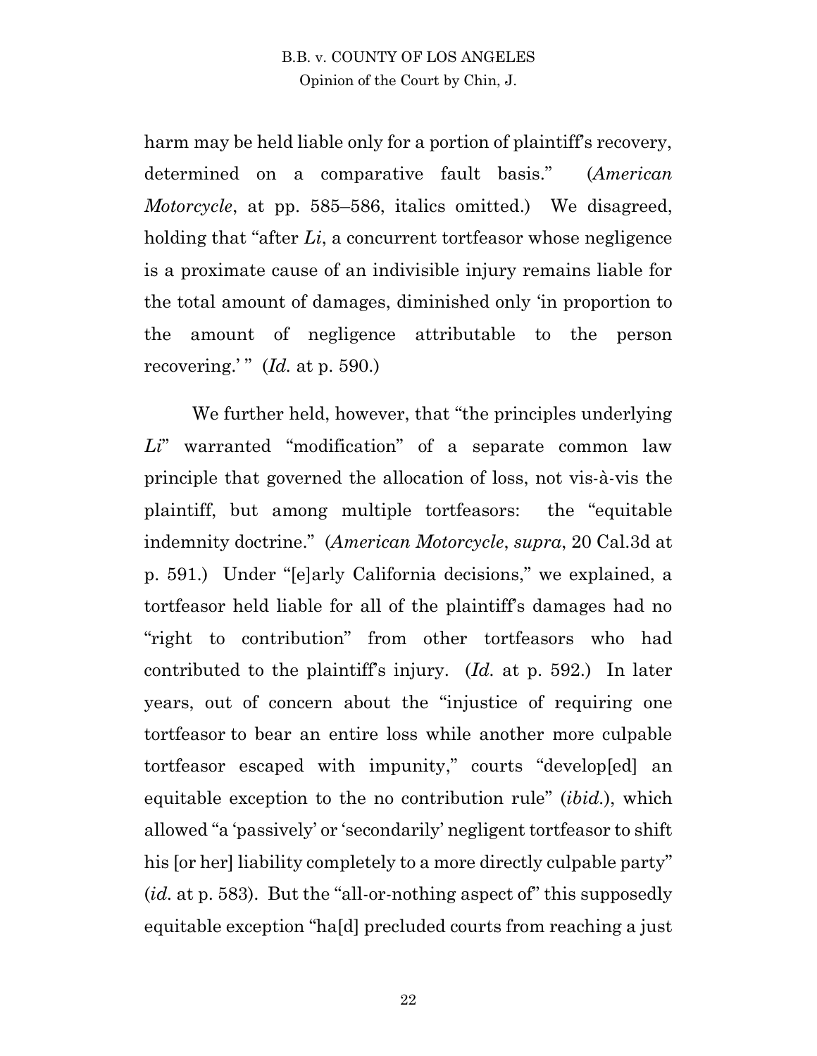harm may be held liable only for a portion of plaintiff's recovery, determined on a comparative fault basis." (*American Motorcycle*, at pp. 585–586, italics omitted.) We disagreed, holding that "after *Li*, a concurrent tortfeasor whose negligence is a proximate cause of an indivisible injury remains liable for the total amount of damages, diminished only 'in proportion to the amount of negligence attributable to the person recovering.' " (*Id.* at p. 590.)

We further held, however, that "the principles underlying *Li*" warranted "modification" of a separate common law principle that governed the allocation of loss, not vis-à-vis the plaintiff, but among multiple tortfeasors: the "equitable indemnity doctrine." (*American Motorcycle*, *supra*, 20 Cal.3d at p. 591.) Under "[e]arly California decisions," we explained, a tortfeasor held liable for all of the plaintiff's damages had no "right to contribution" from other tortfeasors who had contributed to the plaintiff's injury. (*Id.* at p. 592.) In later years, out of concern about the "injustice of requiring one tortfeasor to bear an entire loss while another more culpable tortfeasor escaped with impunity," courts "develop[ed] an equitable exception to the no contribution rule" (*ibid.*), which allowed "a 'passively' or 'secondarily' negligent tortfeasor to shift his [or her] liability completely to a more directly culpable party" (*id.* at p. 583). But the "all-or-nothing aspect of" this supposedly equitable exception "ha[d] precluded courts from reaching a just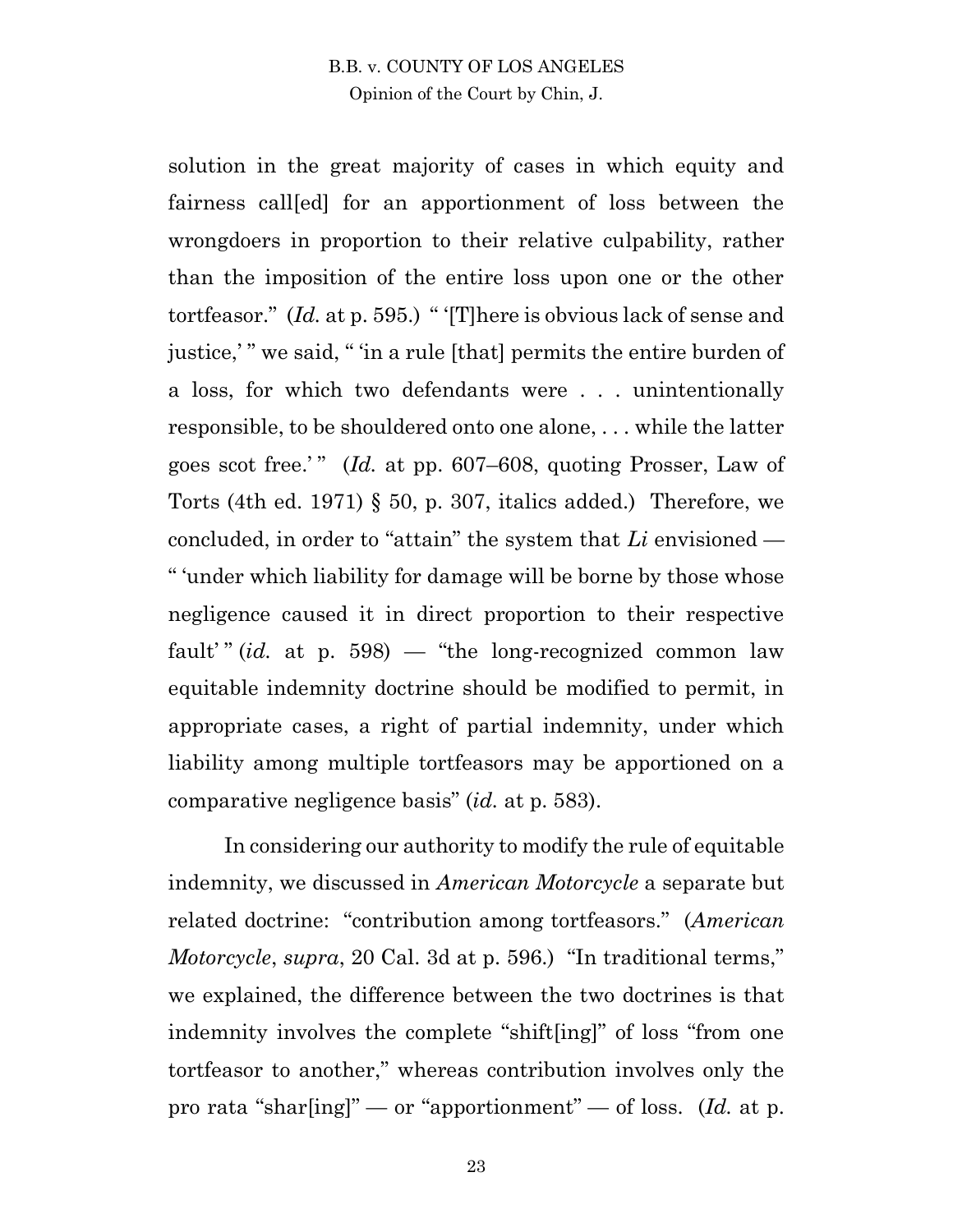solution in the great majority of cases in which equity and fairness call[ed] for an apportionment of loss between the wrongdoers in proportion to their relative culpability, rather than the imposition of the entire loss upon one or the other tortfeasor." (*Id.* at p. 595.) " '[T]here is obvious lack of sense and justice,' " we said, " 'in a rule [that] permits the entire burden of a loss, for which two defendants were . . . unintentionally responsible, to be shouldered onto one alone, . . . while the latter goes scot free.' " (*Id.* at pp. 607–608, quoting Prosser, Law of Torts (4th ed. 1971) § 50, p. 307, italics added.) Therefore, we concluded, in order to "attain" the system that *Li* envisioned — " 'under which liability for damage will be borne by those whose negligence caused it in direct proportion to their respective fault' " (*id.* at p. 598) — "the long-recognized common law equitable indemnity doctrine should be modified to permit, in appropriate cases, a right of partial indemnity, under which liability among multiple tortfeasors may be apportioned on a comparative negligence basis" (*id.* at p. 583).

In considering our authority to modify the rule of equitable indemnity, we discussed in *American Motorcycle* a separate but related doctrine: "contribution among tortfeasors." (*American Motorcycle*, *supra*, 20 Cal. 3d at p. 596.) "In traditional terms," we explained, the difference between the two doctrines is that indemnity involves the complete "shift[ing]" of loss "from one tortfeasor to another," whereas contribution involves only the pro rata "shar[ing]" — or "apportionment" — of loss. (*Id.* at p.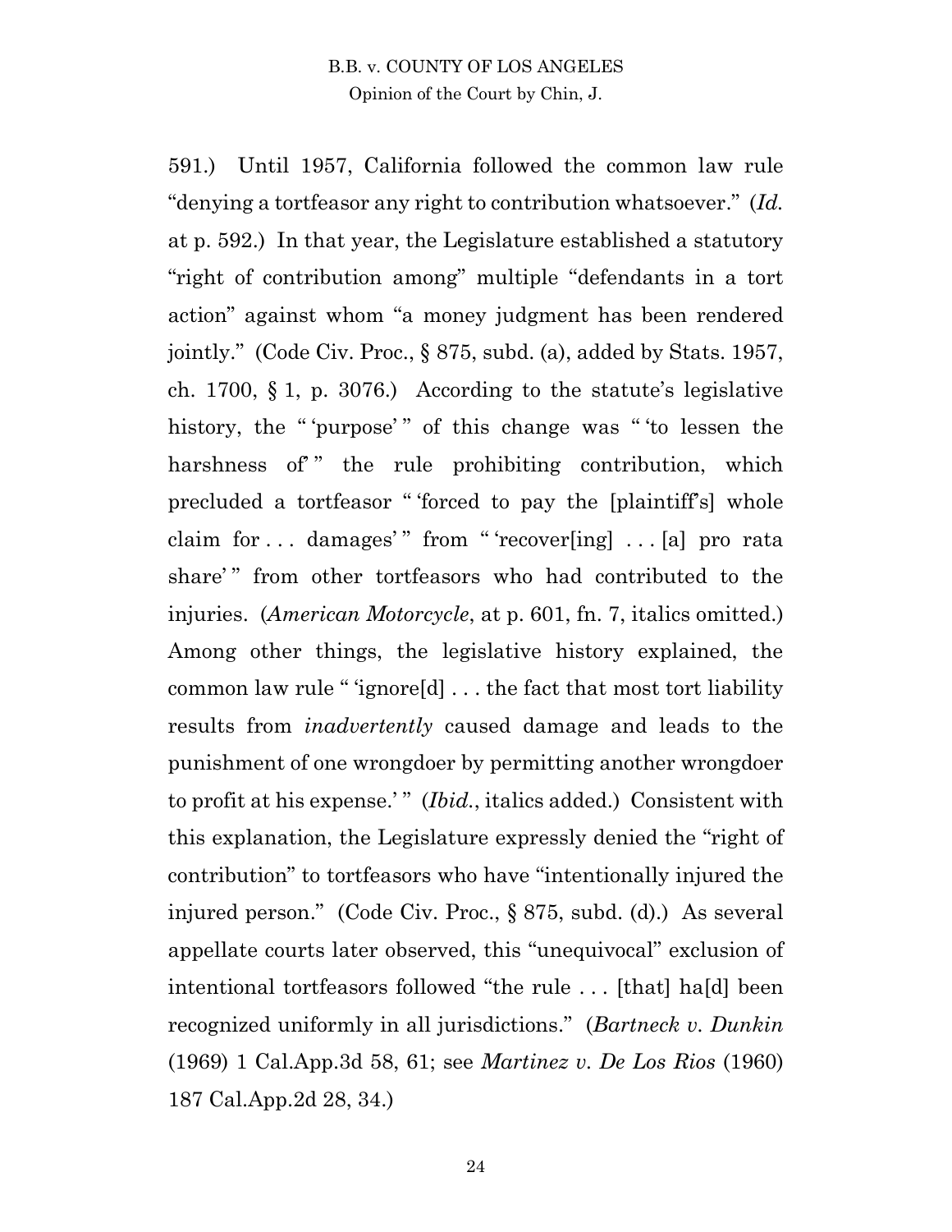591.) Until 1957, California followed the common law rule "denying a tortfeasor any right to contribution whatsoever." (*Id.* at p. 592.) In that year, the Legislature established a statutory "right of contribution among" multiple "defendants in a tort action" against whom "a money judgment has been rendered jointly." (Code Civ. Proc., § 875, subd. (a), added by Stats. 1957, ch. 1700, § 1, p. 3076.) According to the statute's legislative history, the " 'purpose' " of this change was " 'to lessen the harshness of' " the rule prohibiting contribution, which precluded a tortfeasor " 'forced to pay the [plaintiff's] whole claim for . . . damages' " from " 'recover[ing] . . . [a] pro rata share' " from other tortfeasors who had contributed to the injuries. (*American Motorcycle*, at p. 601, fn. 7, italics omitted.) Among other things, the legislative history explained, the common law rule " 'ignore[d] . . . the fact that most tort liability results from *inadvertently* caused damage and leads to the punishment of one wrongdoer by permitting another wrongdoer to profit at his expense.' " (*Ibid.*, italics added.) Consistent with this explanation, the Legislature expressly denied the "right of contribution" to tortfeasors who have "intentionally injured the injured person." (Code Civ. Proc., § 875, subd. (d).) As several appellate courts later observed, this "unequivocal" exclusion of intentional tortfeasors followed "the rule . . . [that] ha[d] been recognized uniformly in all jurisdictions." (*Bartneck v. Dunkin* (1969) 1 Cal.App.3d 58, 61; see *Martinez v. De Los Rios* (1960) 187 Cal.App.2d 28, 34.)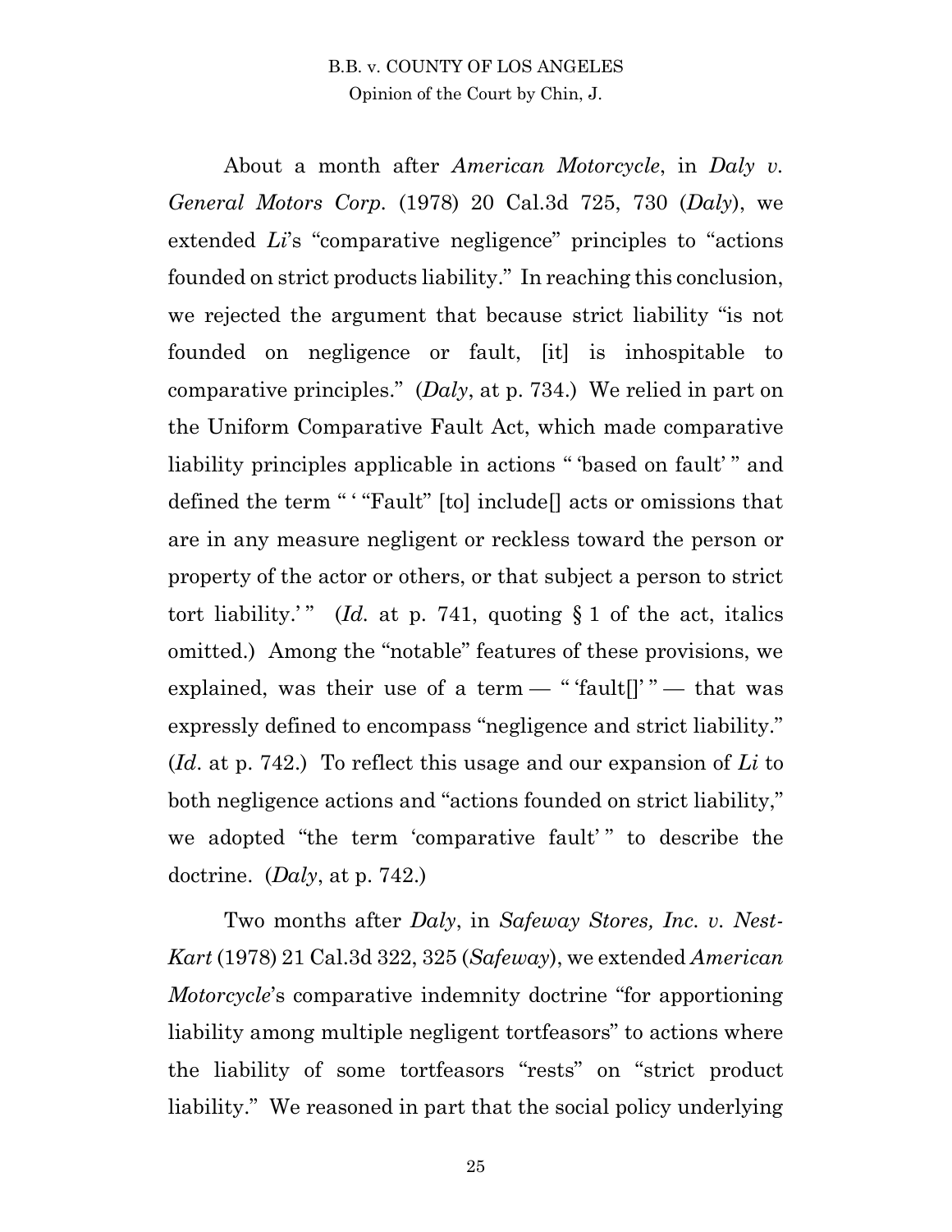About a month after *American Motorcycle*, in *Daly v. General Motors Corp.* (1978) 20 Cal.3d 725, 730 (*Daly*), we extended *Li*'s "comparative negligence" principles to "actions founded on strict products liability." In reaching this conclusion, we rejected the argument that because strict liability "is not founded on negligence or fault, [it] is inhospitable to comparative principles." (*Daly*, at p. 734.) We relied in part on the Uniform Comparative Fault Act, which made comparative liability principles applicable in actions " 'based on fault' " and defined the term " ' "Fault" [to] include[] acts or omissions that are in any measure negligent or reckless toward the person or property of the actor or others, or that subject a person to strict tort liability.' " (*Id.* at p. 741, quoting § 1 of the act, italics omitted.) Among the "notable" features of these provisions, we explained, was their use of a term — " 'fault[]' " — that was expressly defined to encompass "negligence and strict liability." (*Id.* at p. 742.) To reflect this usage and our expansion of *Li* to both negligence actions and "actions founded on strict liability," we adopted "the term 'comparative fault' " to describe the doctrine. (*Daly*, at p. 742.)

Two months after *Daly*, in *Safeway Stores, Inc. v. Nest-Kart* (1978) 21 Cal.3d 322, 325 (*Safeway*), we extended *American Motorcycle*'s comparative indemnity doctrine "for apportioning liability among multiple negligent tortfeasors" to actions where the liability of some tortfeasors "rests" on "strict product liability." We reasoned in part that the social policy underlying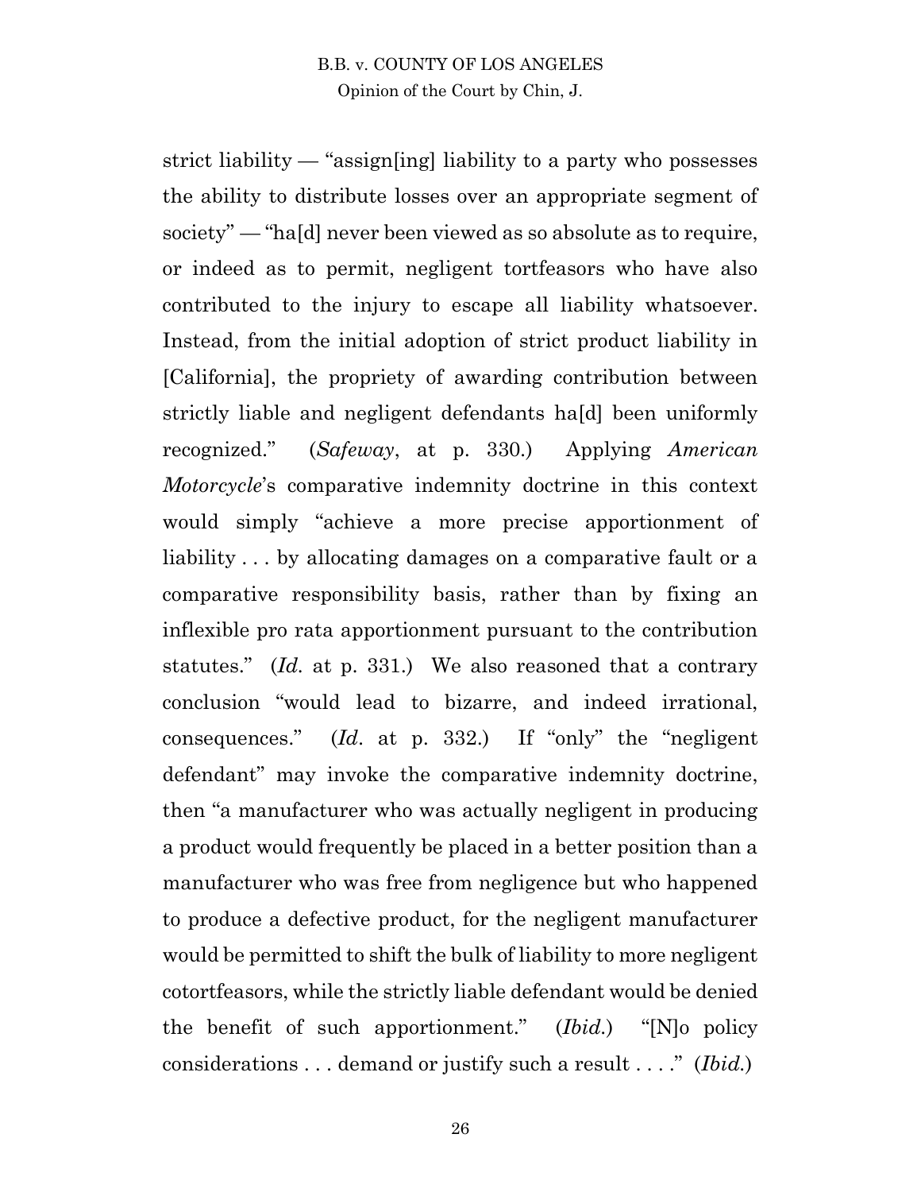strict liability — "assign[ing] liability to a party who possesses the ability to distribute losses over an appropriate segment of society" — "ha[d] never been viewed as so absolute as to require, or indeed as to permit, negligent tortfeasors who have also contributed to the injury to escape all liability whatsoever. Instead, from the initial adoption of strict product liability in [California], the propriety of awarding contribution between strictly liable and negligent defendants ha[d] been uniformly recognized." (*Safeway*, at p. 330.) Applying *American Motorcycle*'s comparative indemnity doctrine in this context would simply "achieve a more precise apportionment of liability . . . by allocating damages on a comparative fault or a comparative responsibility basis, rather than by fixing an inflexible pro rata apportionment pursuant to the contribution statutes." (*Id.* at p. 331.) We also reasoned that a contrary conclusion "would lead to bizarre, and indeed irrational, consequences." (*Id.* at p. 332.) If "only" the "negligent defendant" may invoke the comparative indemnity doctrine, then "a manufacturer who was actually negligent in producing a product would frequently be placed in a better position than a manufacturer who was free from negligence but who happened to produce a defective product, for the negligent manufacturer would be permitted to shift the bulk of liability to more negligent cotortfeasors, while the strictly liable defendant would be denied the benefit of such apportionment." (*Ibid.*) "[N]o policy considerations . . . demand or justify such a result . . . ." (*Ibid.*)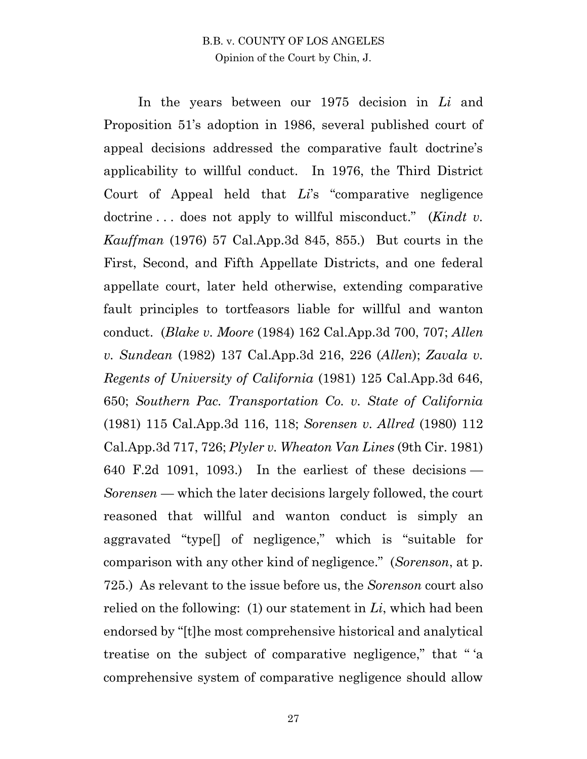In the years between our 1975 decision in *Li* and Proposition 51's adoption in 1986, several published court of appeal decisions addressed the comparative fault doctrine's applicability to willful conduct. In 1976, the Third District Court of Appeal held that *Li*'s "comparative negligence doctrine . . . does not apply to willful misconduct." (*Kindt v. Kauffman* (1976) 57 Cal.App.3d 845, 855.) But courts in the First, Second, and Fifth Appellate Districts, and one federal appellate court, later held otherwise, extending comparative fault principles to tortfeasors liable for willful and wanton conduct. (*Blake v. Moore* (1984) 162 Cal.App.3d 700, 707; *Allen v. Sundean* (1982) 137 Cal.App.3d 216, 226 (*Allen*); *Zavala v. Regents of University of California* (1981) 125 Cal.App.3d 646, 650; *Southern Pac. Transportation Co. v. State of California* (1981) 115 Cal.App.3d 116, 118; *Sorensen v. Allred* (1980) 112 Cal.App.3d 717, 726; *Plyler v. Wheaton Van Lines* (9th Cir. 1981) 640 F.2d 1091, 1093.) In the earliest of these decisions — *Sorensen* — which the later decisions largely followed, the court reasoned that willful and wanton conduct is simply an aggravated "type[] of negligence," which is "suitable for comparison with any other kind of negligence." (*Sorenson*, at p. 725.) As relevant to the issue before us, the *Sorenson* court also relied on the following: (1) our statement in *Li*, which had been endorsed by "[t]he most comprehensive historical and analytical treatise on the subject of comparative negligence," that " 'a comprehensive system of comparative negligence should allow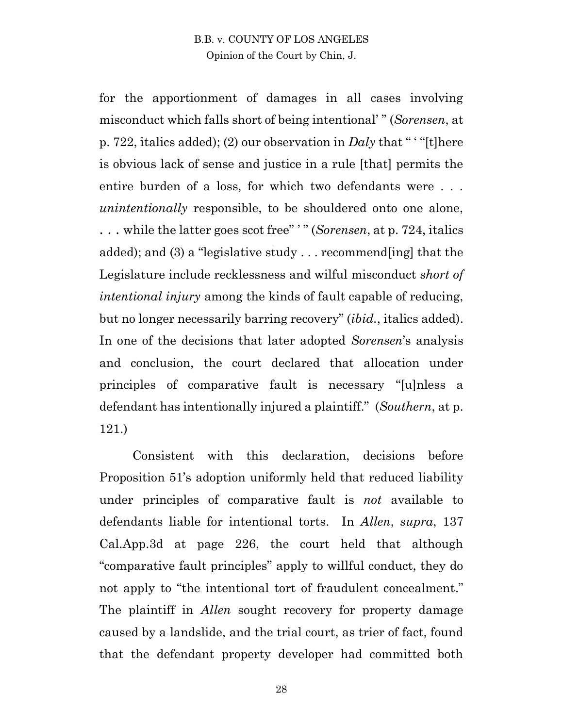for the apportionment of damages in all cases involving misconduct which falls short of being intentional' " (*Sorensen*, at p. 722, italics added); (2) our observation in *Daly* that " ' "[t]here is obvious lack of sense and justice in a rule [that] permits the entire burden of a loss, for which two defendants were . . . *unintentionally* responsible, to be shouldered onto one alone, . . . while the latter goes scot free" ' " (*Sorensen*, at p. 724, italics added); and (3) a "legislative study . . . recommend[ing] that the Legislature include recklessness and wilful misconduct *short of intentional injury* among the kinds of fault capable of reducing, but no longer necessarily barring recovery" (*ibid.*, italics added). In one of the decisions that later adopted *Sorensen*'s analysis and conclusion, the court declared that allocation under principles of comparative fault is necessary "[u]nless a defendant has intentionally injured a plaintiff." (*Southern*, at p. 121.)

Consistent with this declaration, decisions before Proposition 51's adoption uniformly held that reduced liability under principles of comparative fault is *not* available to defendants liable for intentional torts. In *Allen*, *supra*, 137 Cal.App.3d at page 226, the court held that although "comparative fault principles" apply to willful conduct, they do not apply to "the intentional tort of fraudulent concealment." The plaintiff in *Allen* sought recovery for property damage caused by a landslide, and the trial court, as trier of fact, found that the defendant property developer had committed both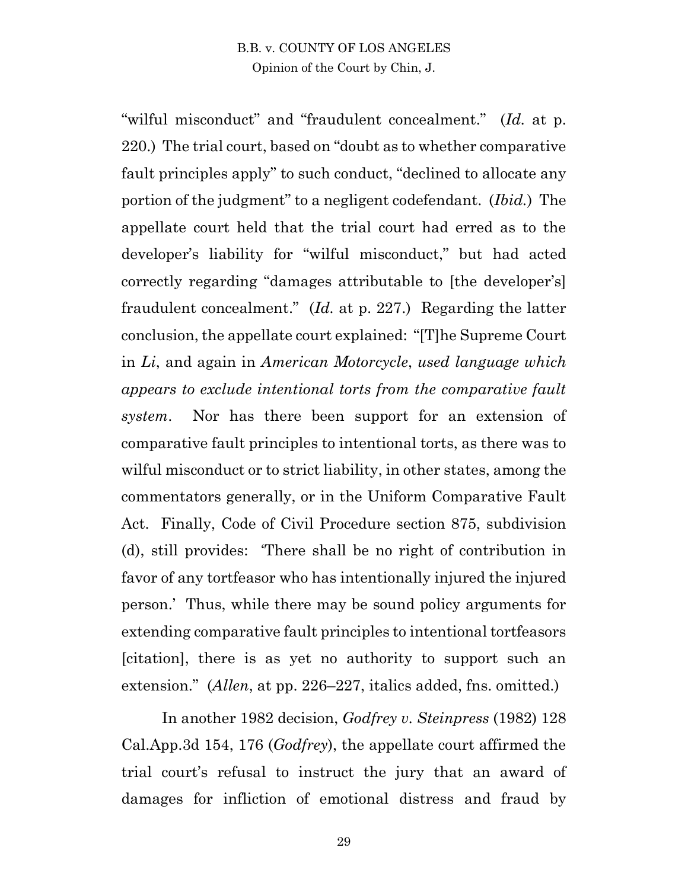"wilful misconduct" and "fraudulent concealment." (*Id.* at p. 220.) The trial court, based on "doubt as to whether comparative fault principles apply" to such conduct, "declined to allocate any portion of the judgment" to a negligent codefendant. (*Ibid.*) The appellate court held that the trial court had erred as to the developer's liability for "wilful misconduct," but had acted correctly regarding "damages attributable to [the developer's] fraudulent concealment." (*Id.* at p. 227.) Regarding the latter conclusion, the appellate court explained: "[T]he Supreme Court in *Li*, and again in *American Motorcycle*, *used language which appears to exclude intentional torts from the comparative fault system*. Nor has there been support for an extension of comparative fault principles to intentional torts, as there was to wilful misconduct or to strict liability, in other states, among the commentators generally, or in the Uniform Comparative Fault Act. Finally, Code of Civil Procedure section 875, subdivision (d), still provides: 'There shall be no right of contribution in favor of any tortfeasor who has intentionally injured the injured person.' Thus, while there may be sound policy arguments for extending comparative fault principles to intentional tortfeasors [citation], there is as yet no authority to support such an extension." (*Allen*, at pp. 226–227, italics added, fns. omitted.)

In another 1982 decision, *Godfrey v. Steinpress* (1982) 128 Cal.App.3d 154, 176 (*Godfrey*), the appellate court affirmed the trial court's refusal to instruct the jury that an award of damages for infliction of emotional distress and fraud by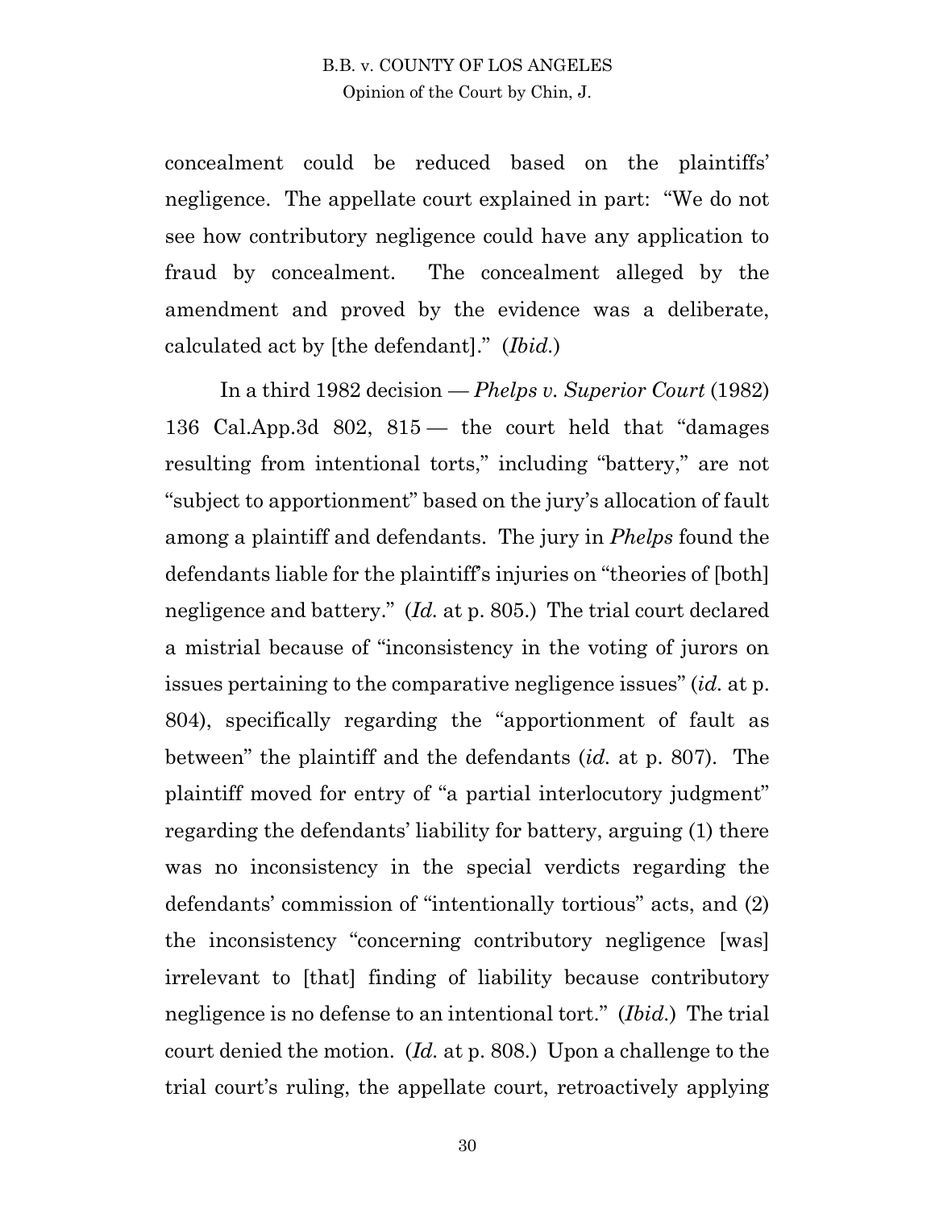concealment could be reduced based on the plaintiffs' negligence. The appellate court explained in part: "We do not see how contributory negligence could have any application to fraud by concealment. The concealment alleged by the amendment and proved by the evidence was a deliberate, calculated act by [the defendant]." (*Ibid.*)

In a third 1982 decision — *Phelps v. Superior Court* (1982) 136 Cal.App.3d 802, 815 — the court held that "damages resulting from intentional torts," including "battery," are not "subject to apportionment" based on the jury's allocation of fault among a plaintiff and defendants. The jury in *Phelps* found the defendants liable for the plaintiff's injuries on "theories of [both] negligence and battery." (*Id.* at p. 805.) The trial court declared a mistrial because of "inconsistency in the voting of jurors on issues pertaining to the comparative negligence issues" (*id.* at p. 804), specifically regarding the "apportionment of fault as between" the plaintiff and the defendants (*id.* at p. 807). The plaintiff moved for entry of "a partial interlocutory judgment" regarding the defendants' liability for battery, arguing (1) there was no inconsistency in the special verdicts regarding the defendants' commission of "intentionally tortious" acts, and (2) the inconsistency "concerning contributory negligence [was] irrelevant to [that] finding of liability because contributory negligence is no defense to an intentional tort." (*Ibid.*) The trial court denied the motion. (*Id.* at p. 808.) Upon a challenge to the trial court's ruling, the appellate court, retroactively applying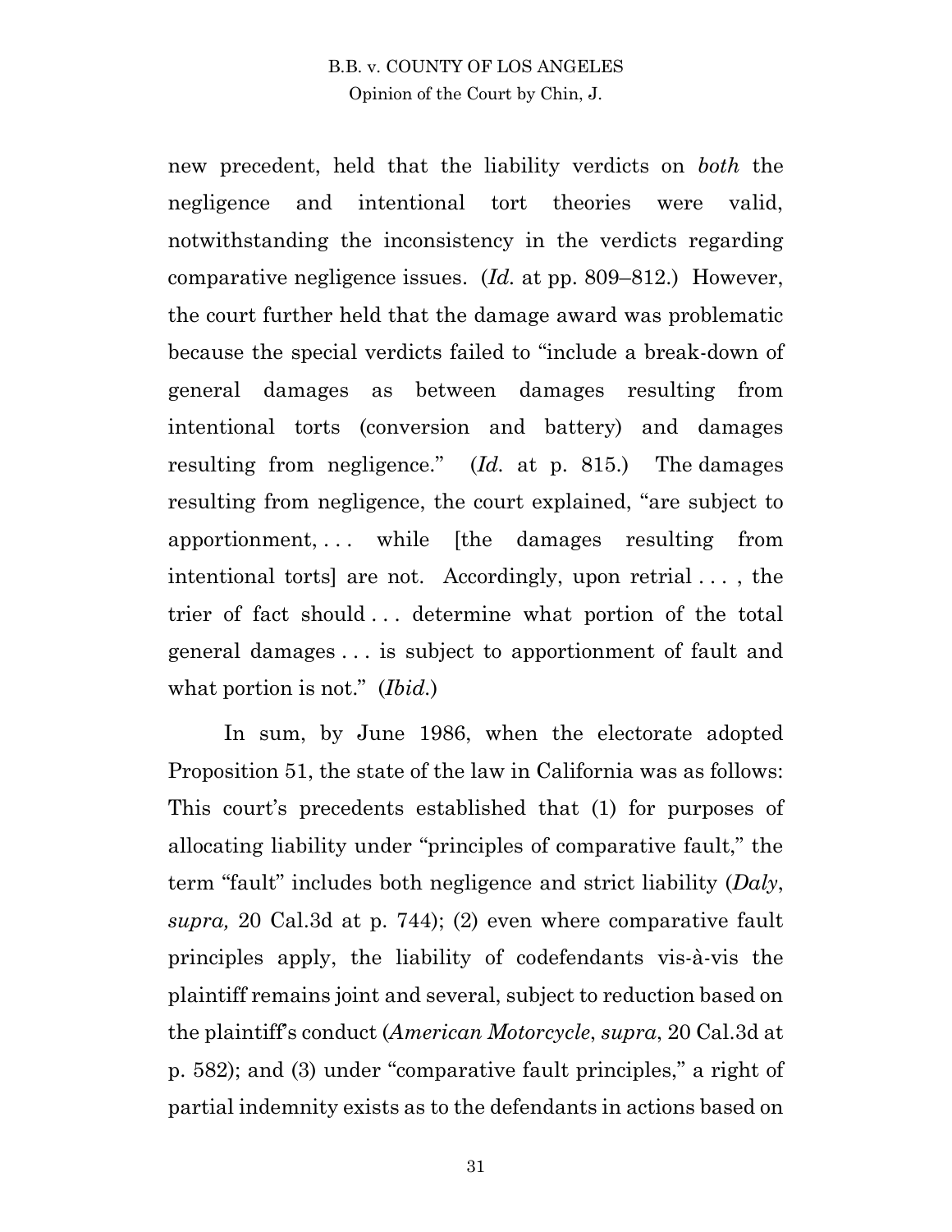new precedent, held that the liability verdicts on *both* the negligence and intentional tort theories were valid, notwithstanding the inconsistency in the verdicts regarding comparative negligence issues. (*Id.* at pp. 809–812.) However, the court further held that the damage award was problematic because the special verdicts failed to "include a break-down of general damages as between damages resulting from intentional torts (conversion and battery) and damages resulting from negligence." (*Id.* at p. 815.) The damages resulting from negligence, the court explained, "are subject to apportionment, . . . while [the damages resulting from intentional torts] are not. Accordingly, upon retrial . . . , the trier of fact should . . . determine what portion of the total general damages . . . is subject to apportionment of fault and what portion is not." (*Ibid.*)

In sum, by June 1986, when the electorate adopted Proposition 51, the state of the law in California was as follows: This court's precedents established that (1) for purposes of allocating liability under "principles of comparative fault," the term "fault" includes both negligence and strict liability (*Daly*, *supra,* 20 Cal.3d at p. 744); (2) even where comparative fault principles apply, the liability of codefendants vis-à-vis the plaintiff remains joint and several, subject to reduction based on the plaintiff's conduct (*American Motorcycle*, *supra*, 20 Cal.3d at p. 582); and (3) under "comparative fault principles," a right of partial indemnity exists as to the defendants in actions based on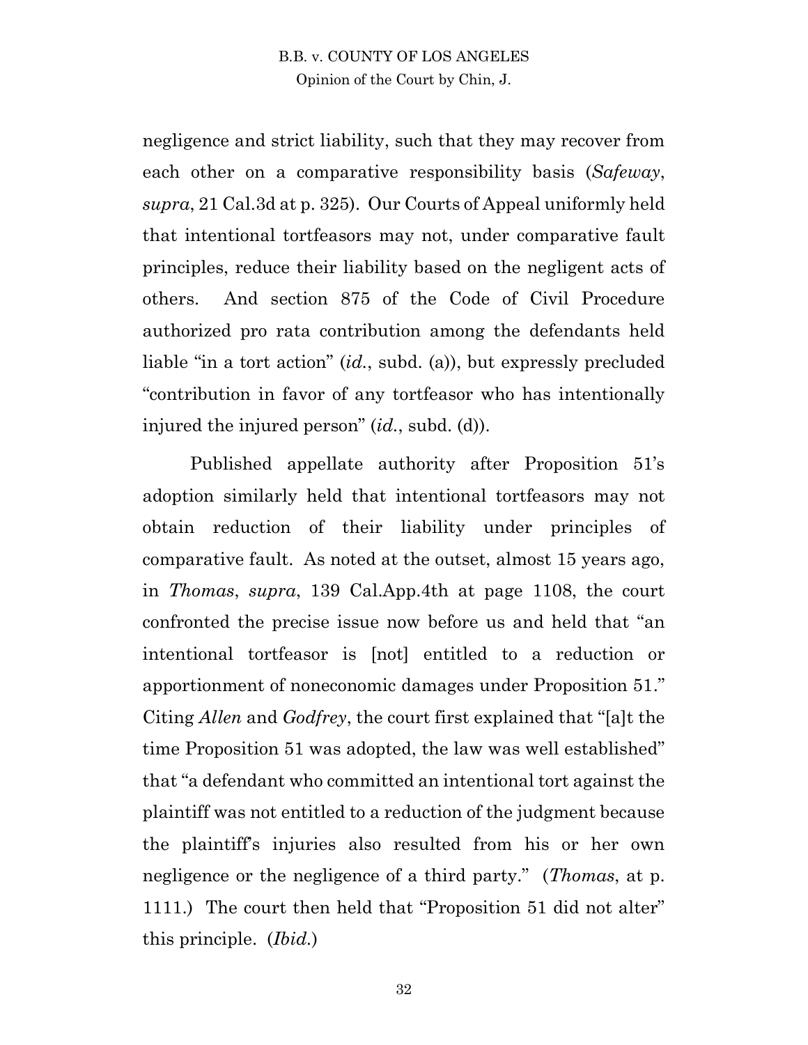negligence and strict liability, such that they may recover from each other on a comparative responsibility basis (*Safeway*, *supra*, 21 Cal.3d at p. 325). Our Courts of Appeal uniformly held that intentional tortfeasors may not, under comparative fault principles, reduce their liability based on the negligent acts of others. And section 875 of the Code of Civil Procedure authorized pro rata contribution among the defendants held liable "in a tort action" (*id.*, subd. (a)), but expressly precluded "contribution in favor of any tortfeasor who has intentionally injured the injured person" (*id.*, subd. (d)).

Published appellate authority after Proposition 51's adoption similarly held that intentional tortfeasors may not obtain reduction of their liability under principles of comparative fault. As noted at the outset, almost 15 years ago, in *Thomas*, *supra*, 139 Cal.App.4th at page 1108, the court confronted the precise issue now before us and held that "an intentional tortfeasor is [not] entitled to a reduction or apportionment of noneconomic damages under Proposition 51." Citing *Allen* and *Godfrey*, the court first explained that "[a]t the time Proposition 51 was adopted, the law was well established" that "a defendant who committed an intentional tort against the plaintiff was not entitled to a reduction of the judgment because the plaintiff's injuries also resulted from his or her own negligence or the negligence of a third party." (*Thomas*, at p. 1111.) The court then held that "Proposition 51 did not alter" this principle. (*Ibid.*)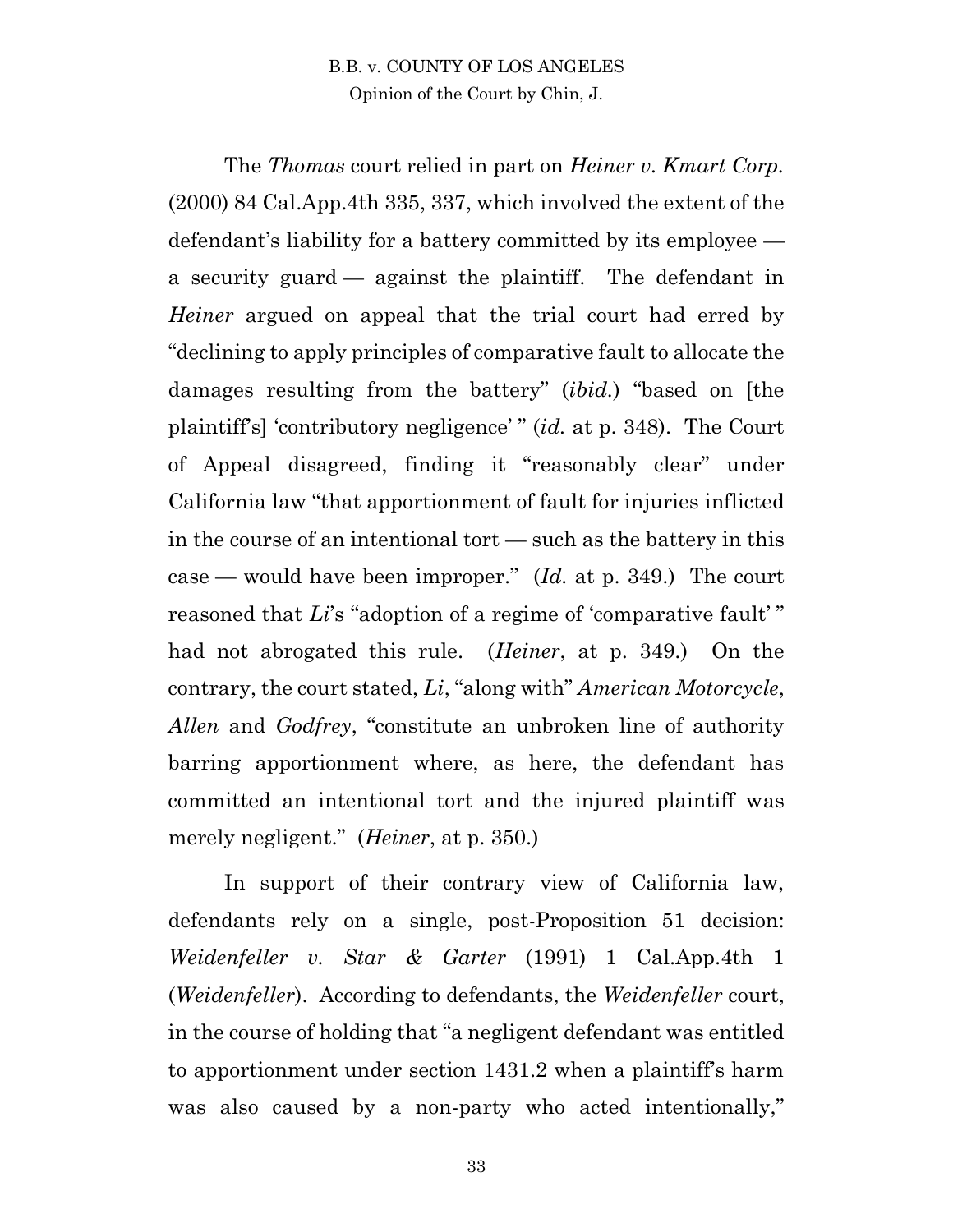The *Thomas* court relied in part on *Heiner v. Kmart Corp.* (2000) 84 Cal.App.4th 335, 337, which involved the extent of the defendant's liability for a battery committed by its employee — a security guard — against the plaintiff. The defendant in *Heiner* argued on appeal that the trial court had erred by "declining to apply principles of comparative fault to allocate the damages resulting from the battery" (*ibid.*) "based on [the plaintiff's] 'contributory negligence' " (*id.* at p. 348). The Court of Appeal disagreed, finding it "reasonably clear" under California law "that apportionment of fault for injuries inflicted in the course of an intentional tort — such as the battery in this case — would have been improper." (*Id.* at p. 349.) The court reasoned that *Li*'s "adoption of a regime of 'comparative fault' " had not abrogated this rule. (*Heiner*, at p. 349.) On the contrary, the court stated, *Li*, "along with" *American Motorcycle*, *Allen* and *Godfrey*, "constitute an unbroken line of authority barring apportionment where, as here, the defendant has committed an intentional tort and the injured plaintiff was merely negligent." (*Heiner*, at p. 350.)

In support of their contrary view of California law, defendants rely on a single, post-Proposition 51 decision: *Weidenfeller v. Star & Garter* (1991) 1 Cal.App.4th 1 (*Weidenfeller*). According to defendants, the *Weidenfeller* court, in the course of holding that "a negligent defendant was entitled to apportionment under section 1431.2 when a plaintiff's harm was also caused by a non-party who acted intentionally,"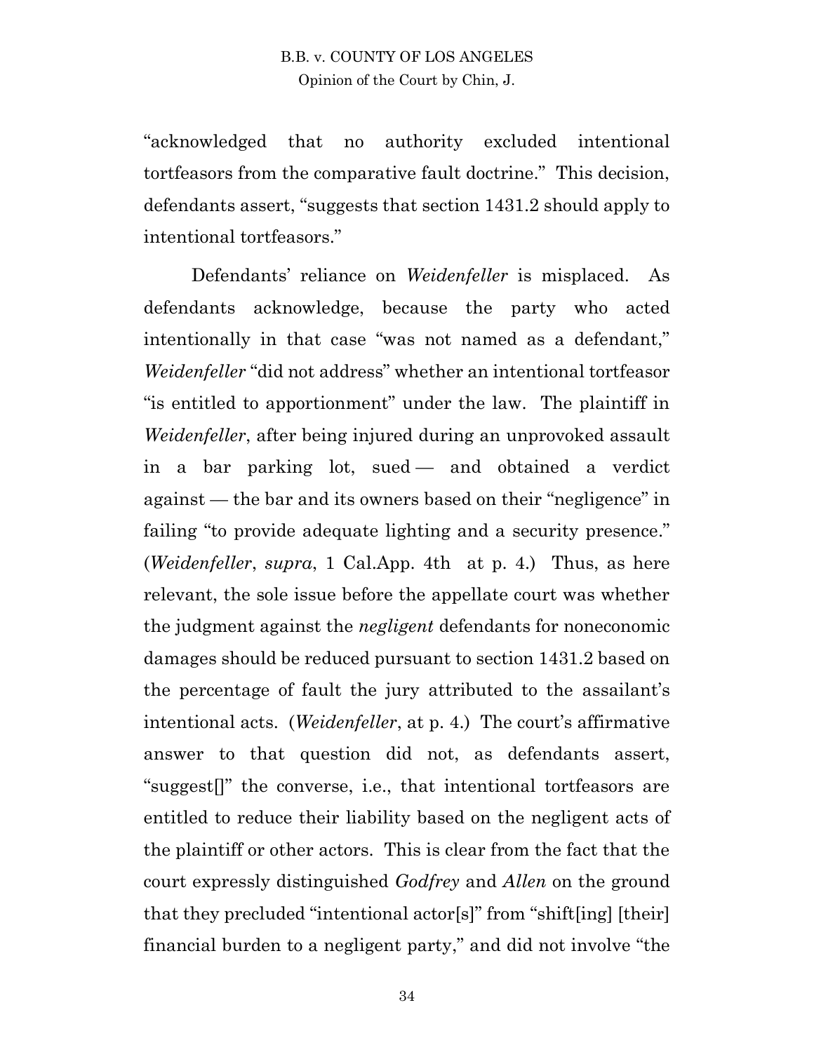"acknowledged that no authority excluded intentional tortfeasors from the comparative fault doctrine." This decision, defendants assert, "suggests that section 1431.2 should apply to intentional tortfeasors."

Defendants' reliance on *Weidenfeller* is misplaced. As defendants acknowledge, because the party who acted intentionally in that case "was not named as a defendant," *Weidenfeller* "did not address" whether an intentional tortfeasor "is entitled to apportionment" under the law. The plaintiff in *Weidenfeller*, after being injured during an unprovoked assault in a bar parking lot, sued — and obtained a verdict against — the bar and its owners based on their "negligence" in failing "to provide adequate lighting and a security presence." (*Weidenfeller*, *supra*, 1 Cal.App. 4th at p. 4.) Thus, as here relevant, the sole issue before the appellate court was whether the judgment against the *negligent* defendants for noneconomic damages should be reduced pursuant to section 1431.2 based on the percentage of fault the jury attributed to the assailant's intentional acts. (*Weidenfeller*, at p. 4.) The court's affirmative answer to that question did not, as defendants assert, "suggest[]" the converse, i.e., that intentional tortfeasors are entitled to reduce their liability based on the negligent acts of the plaintiff or other actors. This is clear from the fact that the court expressly distinguished *Godfrey* and *Allen* on the ground that they precluded "intentional actor[s]" from "shift[ing] [their] financial burden to a negligent party," and did not involve "the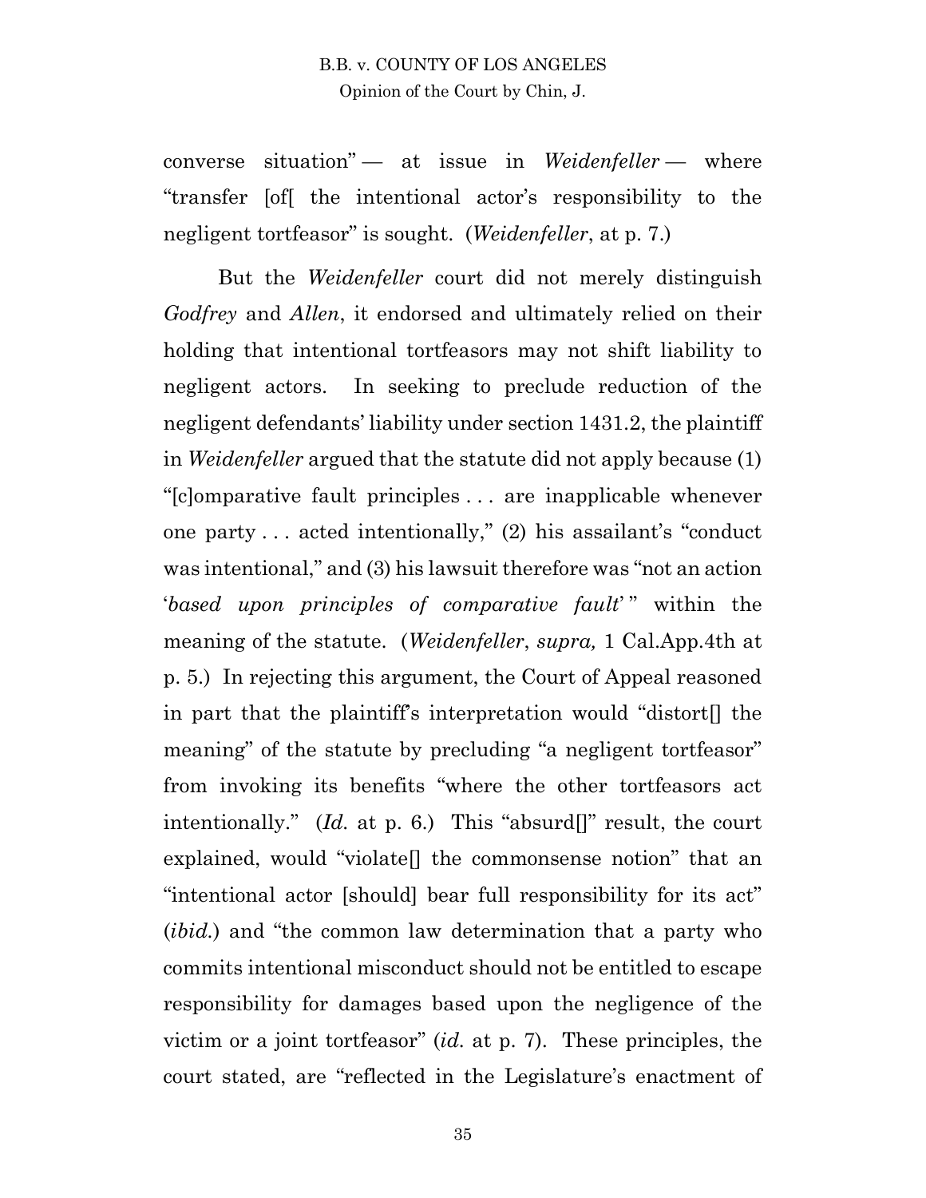converse situation" — at issue in *Weidenfeller* — where "transfer [of[ the intentional actor's responsibility to the negligent tortfeasor" is sought. (*Weidenfeller*, at p. 7.)

But the *Weidenfeller* court did not merely distinguish *Godfrey* and *Allen*, it endorsed and ultimately relied on their holding that intentional tortfeasors may not shift liability to negligent actors. In seeking to preclude reduction of the negligent defendants' liability under section 1431.2, the plaintiff in *Weidenfeller* argued that the statute did not apply because (1) "[c]omparative fault principles . . . are inapplicable whenever one party . . . acted intentionally," (2) his assailant's "conduct was intentional," and (3) his lawsuit therefore was "not an action '*based upon principles of comparative fault*' " within the meaning of the statute. (*Weidenfeller*, *supra,* 1 Cal.App.4th at p. 5.) In rejecting this argument, the Court of Appeal reasoned in part that the plaintiff's interpretation would "distort[] the meaning" of the statute by precluding "a negligent tortfeasor" from invoking its benefits "where the other tortfeasors act intentionally." (*Id.* at p. 6.) This "absurd[]" result, the court explained, would "violate[] the commonsense notion" that an "intentional actor [should] bear full responsibility for its act" (*ibid.*) and "the common law determination that a party who commits intentional misconduct should not be entitled to escape responsibility for damages based upon the negligence of the victim or a joint tortfeasor" (*id.* at p. 7). These principles, the court stated, are "reflected in the Legislature's enactment of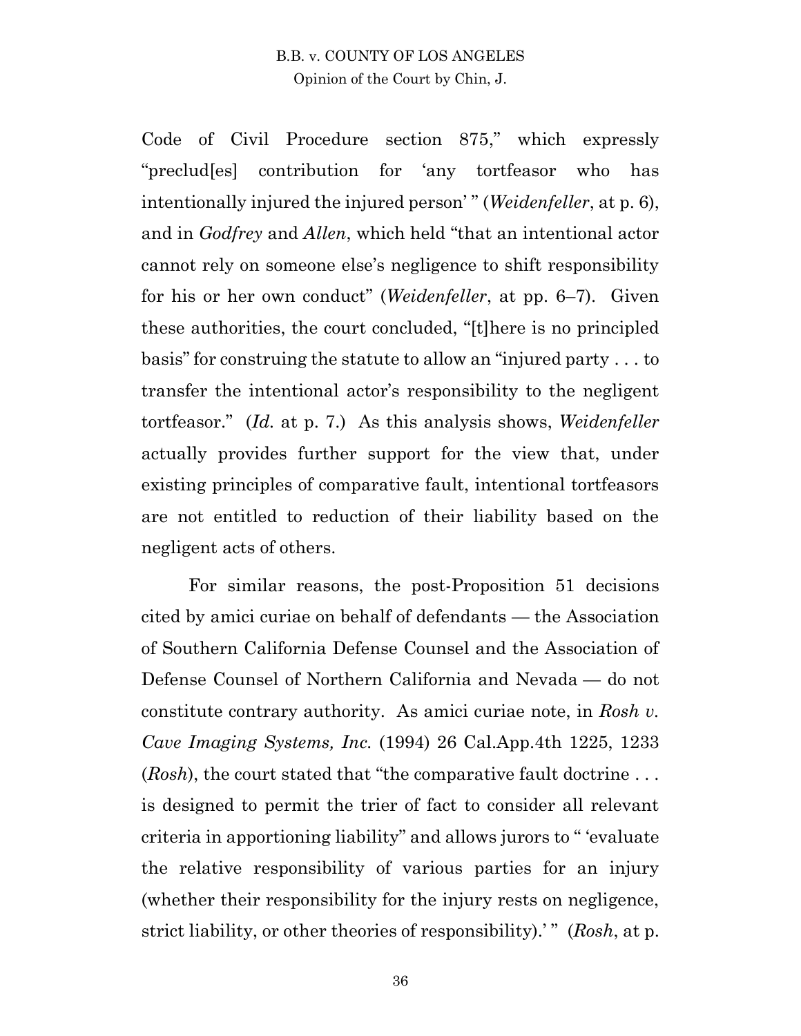Code of Civil Procedure section 875," which expressly "preclud[es] contribution for 'any tortfeasor who has intentionally injured the injured person' " (*Weidenfeller*, at p. 6), and in *Godfrey* and *Allen*, which held "that an intentional actor cannot rely on someone else's negligence to shift responsibility for his or her own conduct" (*Weidenfeller*, at pp. 6–7). Given these authorities, the court concluded, "[t]here is no principled basis" for construing the statute to allow an "injured party . . . to transfer the intentional actor's responsibility to the negligent tortfeasor." (*Id.* at p. 7.) As this analysis shows, *Weidenfeller* actually provides further support for the view that, under existing principles of comparative fault, intentional tortfeasors are not entitled to reduction of their liability based on the negligent acts of others.

For similar reasons, the post-Proposition 51 decisions cited by amici curiae on behalf of defendants — the Association of Southern California Defense Counsel and the Association of Defense Counsel of Northern California and Nevada — do not constitute contrary authority. As amici curiae note, in *Rosh v. Cave Imaging Systems, Inc.* (1994) 26 Cal.App.4th 1225, 1233 (*Rosh*), the court stated that "the comparative fault doctrine . . . is designed to permit the trier of fact to consider all relevant criteria in apportioning liability" and allows jurors to " 'evaluate the relative responsibility of various parties for an injury (whether their responsibility for the injury rests on negligence, strict liability, or other theories of responsibility).' " (*Rosh*, at p.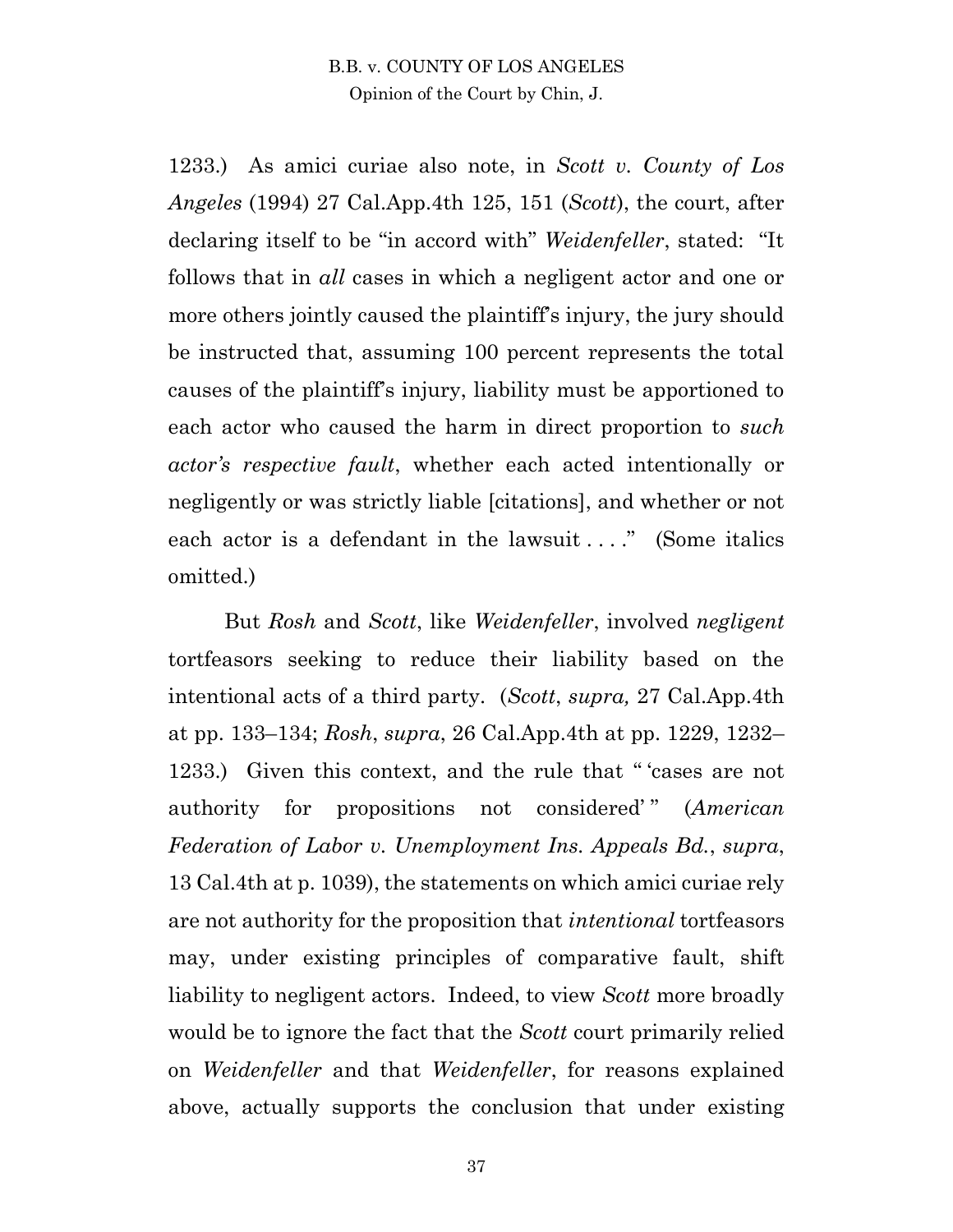1233.) As amici curiae also note, in *Scott v. County of Los Angeles* (1994) 27 Cal.App.4th 125, 151 (*Scott*), the court, after declaring itself to be "in accord with" *Weidenfeller*, stated: "It follows that in *all* cases in which a negligent actor and one or more others jointly caused the plaintiff's injury, the jury should be instructed that, assuming 100 percent represents the total causes of the plaintiff's injury, liability must be apportioned to each actor who caused the harm in direct proportion to *such actor's respective fault*, whether each acted intentionally or negligently or was strictly liable [citations], and whether or not each actor is a defendant in the lawsuit . . . ." (Some italics omitted.)

But *Rosh* and *Scott*, like *Weidenfeller*, involved *negligent* tortfeasors seeking to reduce their liability based on the intentional acts of a third party. (*Scott*, *supra,* 27 Cal.App.4th at pp. 133–134; *Rosh*, *supra*, 26 Cal.App.4th at pp. 1229, 1232–1233.) Given this context, and the rule that " 'cases are not authority for propositions not considered' " (*American Federation of Labor v. Unemployment Ins. Appeals Bd.*, *supra*, 13 Cal.4th at p. 1039), the statements on which amici curiae rely are not authority for the proposition that *intentional* tortfeasors may, under existing principles of comparative fault, shift liability to negligent actors. Indeed, to view *Scott* more broadly would be to ignore the fact that the *Scott* court primarily relied on *Weidenfeller* and that *Weidenfeller*, for reasons explained above, actually supports the conclusion that under existing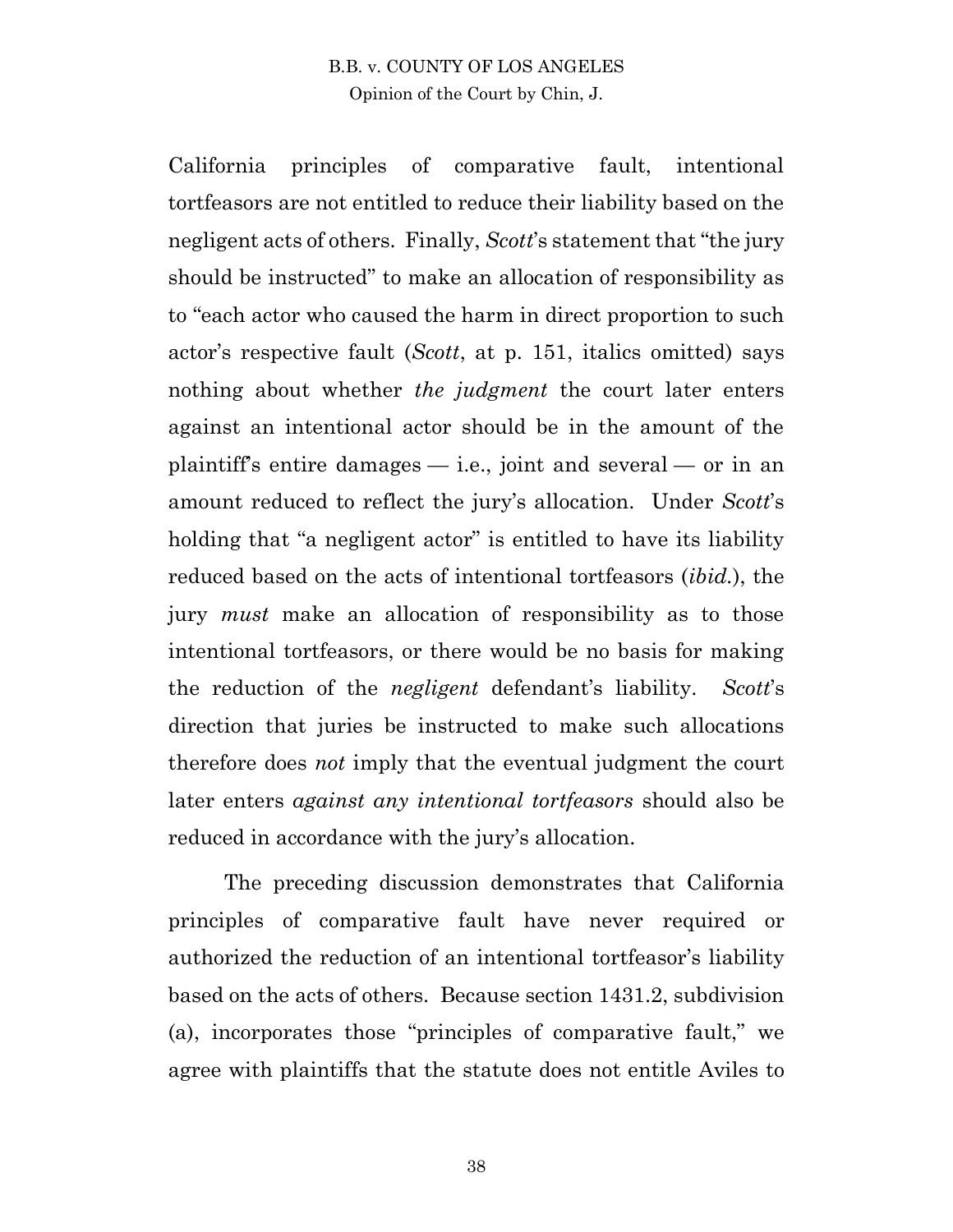California principles of comparative fault, intentional tortfeasors are not entitled to reduce their liability based on the negligent acts of others. Finally, *Scott*'s statement that "the jury should be instructed" to make an allocation of responsibility as to "each actor who caused the harm in direct proportion to such actor's respective fault (*Scott*, at p. 151, italics omitted) says nothing about whether *the judgment* the court later enters against an intentional actor should be in the amount of the plaintiff's entire damages — i.e., joint and several — or in an amount reduced to reflect the jury's allocation. Under *Scott*'s holding that "a negligent actor" is entitled to have its liability reduced based on the acts of intentional tortfeasors (*ibid.*), the jury *must* make an allocation of responsibility as to those intentional tortfeasors, or there would be no basis for making the reduction of the *negligent* defendant's liability. *Scott*'s direction that juries be instructed to make such allocations therefore does *not* imply that the eventual judgment the court later enters *against any intentional tortfeasors* should also be reduced in accordance with the jury's allocation.

The preceding discussion demonstrates that California principles of comparative fault have never required or authorized the reduction of an intentional tortfeasor's liability based on the acts of others. Because section 1431.2, subdivision (a), incorporates those "principles of comparative fault," we agree with plaintiffs that the statute does not entitle Aviles to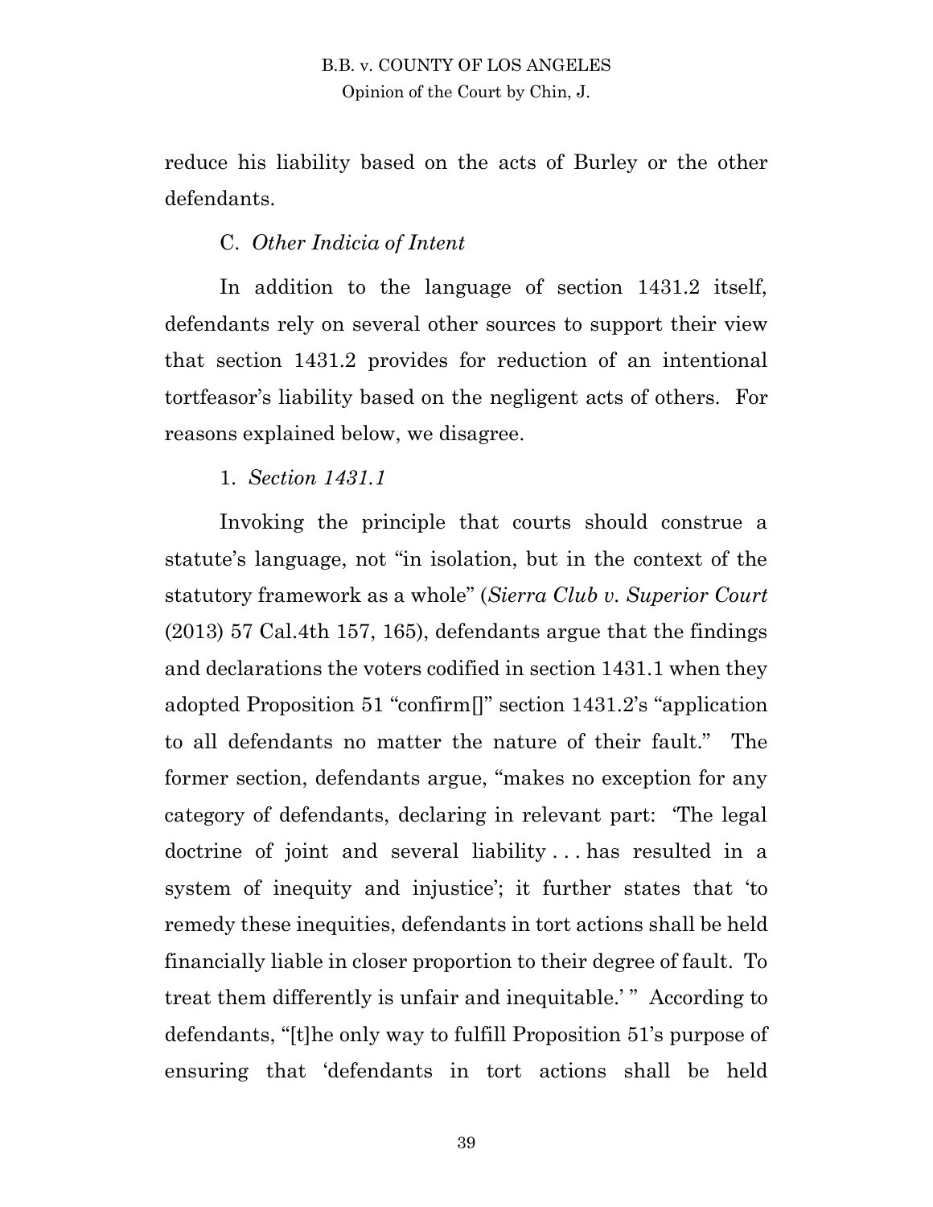reduce his liability based on the acts of Burley or the other defendants.

C. *Other Indicia of Intent*

In addition to the language of section 1431.2 itself, defendants rely on several other sources to support their view that section 1431.2 provides for reduction of an intentional tortfeasor's liability based on the negligent acts of others. For reasons explained below, we disagree.

1. *Section 1431.1*

Invoking the principle that courts should construe a statute's language, not "in isolation, but in the context of the statutory framework as a whole" (*Sierra Club v. Superior Court* (2013) 57 Cal.4th 157, 165), defendants argue that the findings and declarations the voters codified in section 1431.1 when they adopted Proposition 51 "confirm[]" section 1431.2's "application to all defendants no matter the nature of their fault." The former section, defendants argue, "makes no exception for any category of defendants, declaring in relevant part: 'The legal doctrine of joint and several liability . . . has resulted in a system of inequity and injustice'; it further states that 'to remedy these inequities, defendants in tort actions shall be held financially liable in closer proportion to their degree of fault. To treat them differently is unfair and inequitable.' " According to defendants, "[t]he only way to fulfill Proposition 51's purpose of ensuring that 'defendants in tort actions shall be held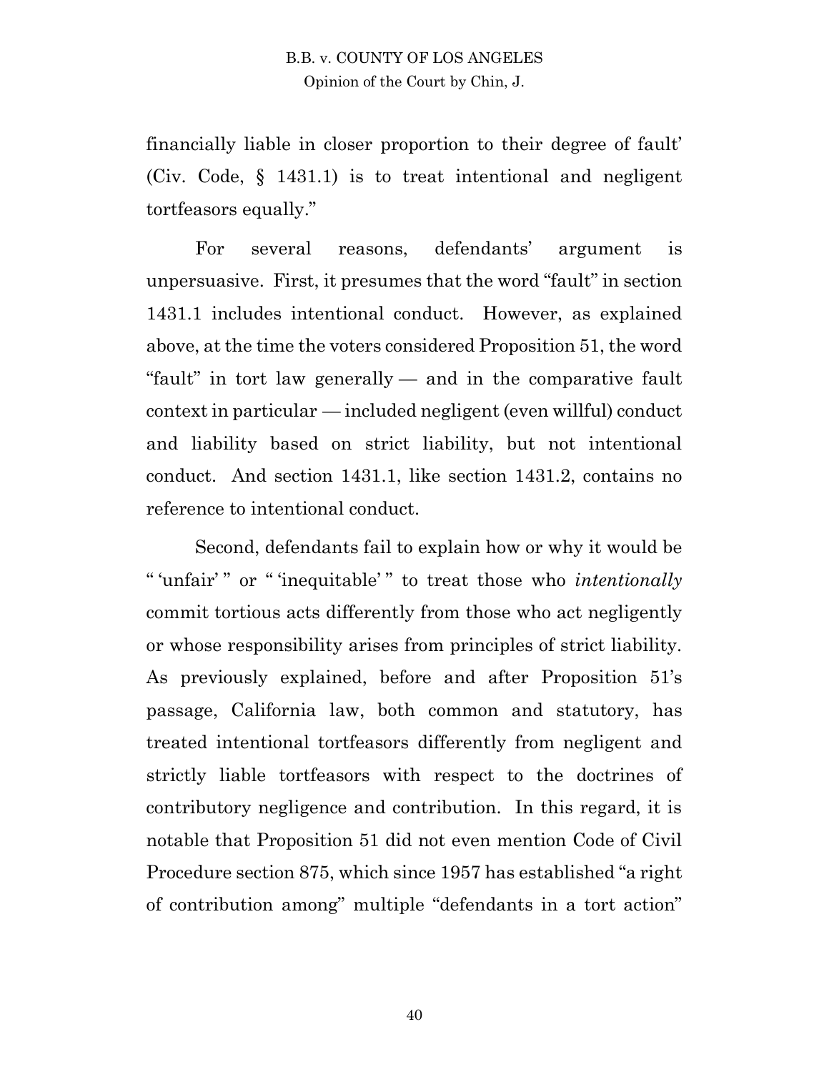financially liable in closer proportion to their degree of fault' (Civ. Code, § 1431.1) is to treat intentional and negligent tortfeasors equally."

For several reasons, defendants' argument is unpersuasive. First, it presumes that the word "fault" in section 1431.1 includes intentional conduct. However, as explained above, at the time the voters considered Proposition 51, the word "fault" in tort law generally — and in the comparative fault context in particular — included negligent (even willful) conduct and liability based on strict liability, but not intentional conduct. And section 1431.1, like section 1431.2, contains no reference to intentional conduct.

Second, defendants fail to explain how or why it would be " 'unfair' " or " 'inequitable' " to treat those who *intentionally* commit tortious acts differently from those who act negligently or whose responsibility arises from principles of strict liability. As previously explained, before and after Proposition 51's passage, California law, both common and statutory, has treated intentional tortfeasors differently from negligent and strictly liable tortfeasors with respect to the doctrines of contributory negligence and contribution. In this regard, it is notable that Proposition 51 did not even mention Code of Civil Procedure section 875, which since 1957 has established "a right of contribution among" multiple "defendants in a tort action"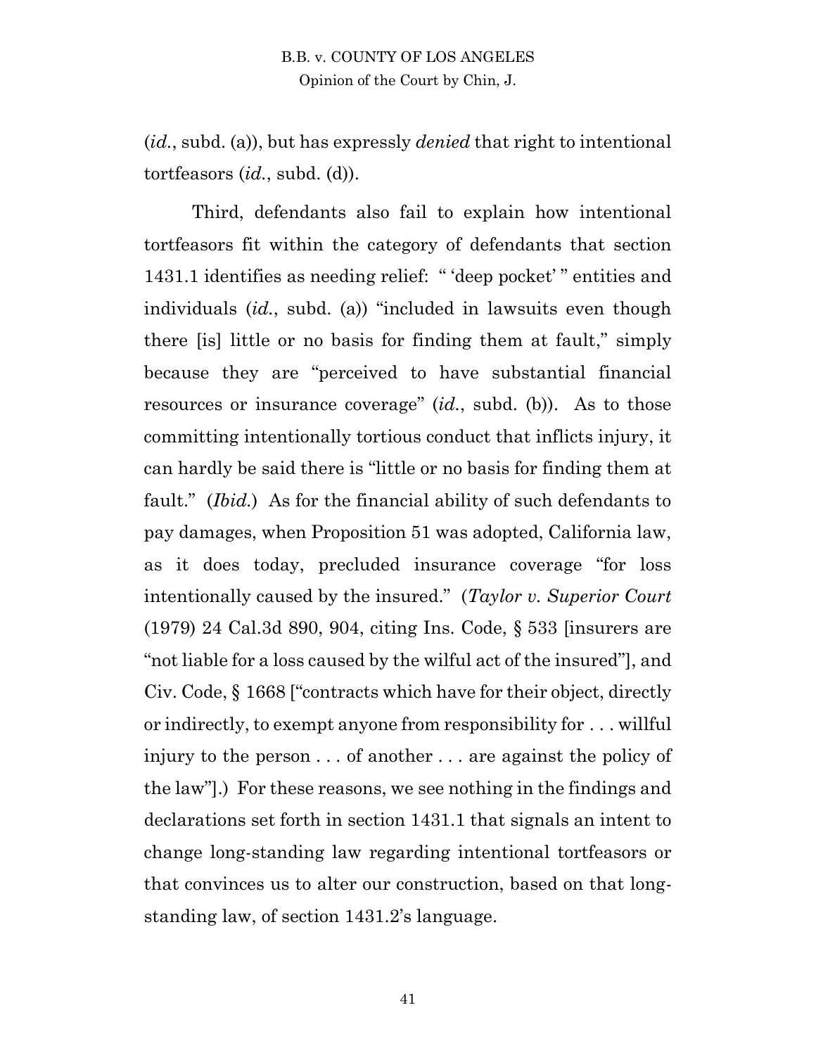(*id.*, subd. (a)), but has expressly *denied* that right to intentional tortfeasors (*id.*, subd. (d)).

Third, defendants also fail to explain how intentional tortfeasors fit within the category of defendants that section 1431.1 identifies as needing relief: " 'deep pocket' " entities and individuals (*id.*, subd. (a)) "included in lawsuits even though there [is] little or no basis for finding them at fault," simply because they are "perceived to have substantial financial resources or insurance coverage" (*id.*, subd. (b)). As to those committing intentionally tortious conduct that inflicts injury, it can hardly be said there is "little or no basis for finding them at fault." (*Ibid.*) As for the financial ability of such defendants to pay damages, when Proposition 51 was adopted, California law, as it does today, precluded insurance coverage "for loss intentionally caused by the insured." (*Taylor v. Superior Court* (1979) 24 Cal.3d 890, 904, citing Ins. Code, § 533 [insurers are "not liable for a loss caused by the wilful act of the insured"], and Civ. Code, § 1668 ["contracts which have for their object, directly or indirectly, to exempt anyone from responsibility for . . . willful injury to the person . . . of another . . . are against the policy of the law"].) For these reasons, we see nothing in the findings and declarations set forth in section 1431.1 that signals an intent to change long-standing law regarding intentional tortfeasors or that convinces us to alter our construction, based on that long-standing law, of section 1431.2's language.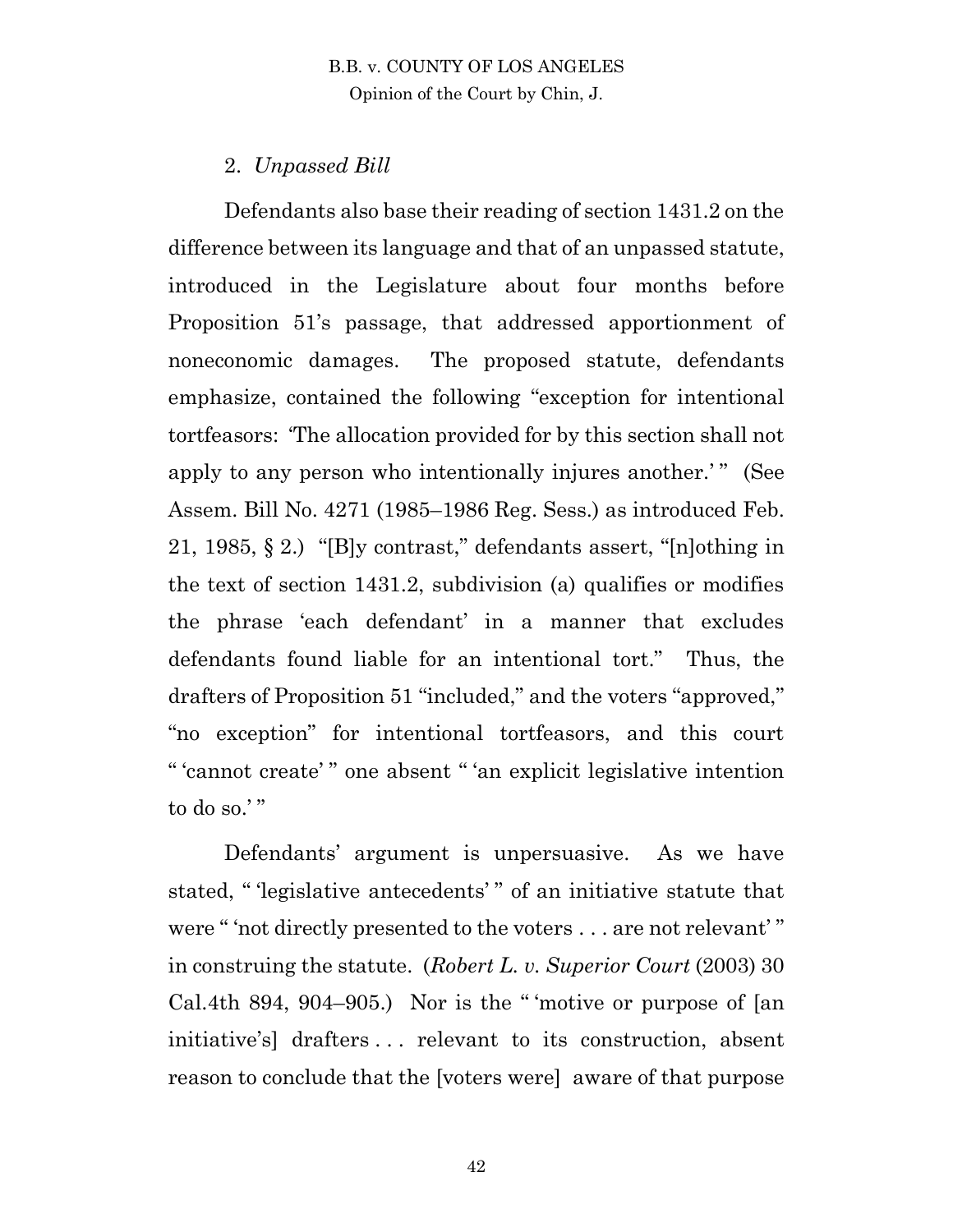2. *Unpassed Bill*

Defendants also base their reading of section 1431.2 on the difference between its language and that of an unpassed statute, introduced in the Legislature about four months before Proposition 51's passage, that addressed apportionment of noneconomic damages. The proposed statute, defendants emphasize, contained the following "exception for intentional tortfeasors: 'The allocation provided for by this section shall not apply to any person who intentionally injures another.' " (See Assem. Bill No. 4271 (1985–1986 Reg. Sess.) as introduced Feb. 21, 1985, § 2.) "[B]y contrast," defendants assert, "[n]othing in the text of section 1431.2, subdivision (a) qualifies or modifies the phrase 'each defendant' in a manner that excludes defendants found liable for an intentional tort." Thus, the drafters of Proposition 51 "included," and the voters "approved," "no exception" for intentional tortfeasors, and this court " 'cannot create' " one absent " 'an explicit legislative intention to do so.' "

Defendants' argument is unpersuasive. As we have stated, " 'legislative antecedents' " of an initiative statute that were " 'not directly presented to the voters . . . are not relevant' " in construing the statute. (*Robert L. v. Superior Court* (2003) 30 Cal.4th 894, 904–905.) Nor is the " 'motive or purpose of [an initiative's] drafters . . . relevant to its construction, absent reason to conclude that the [voters were] aware of that purpose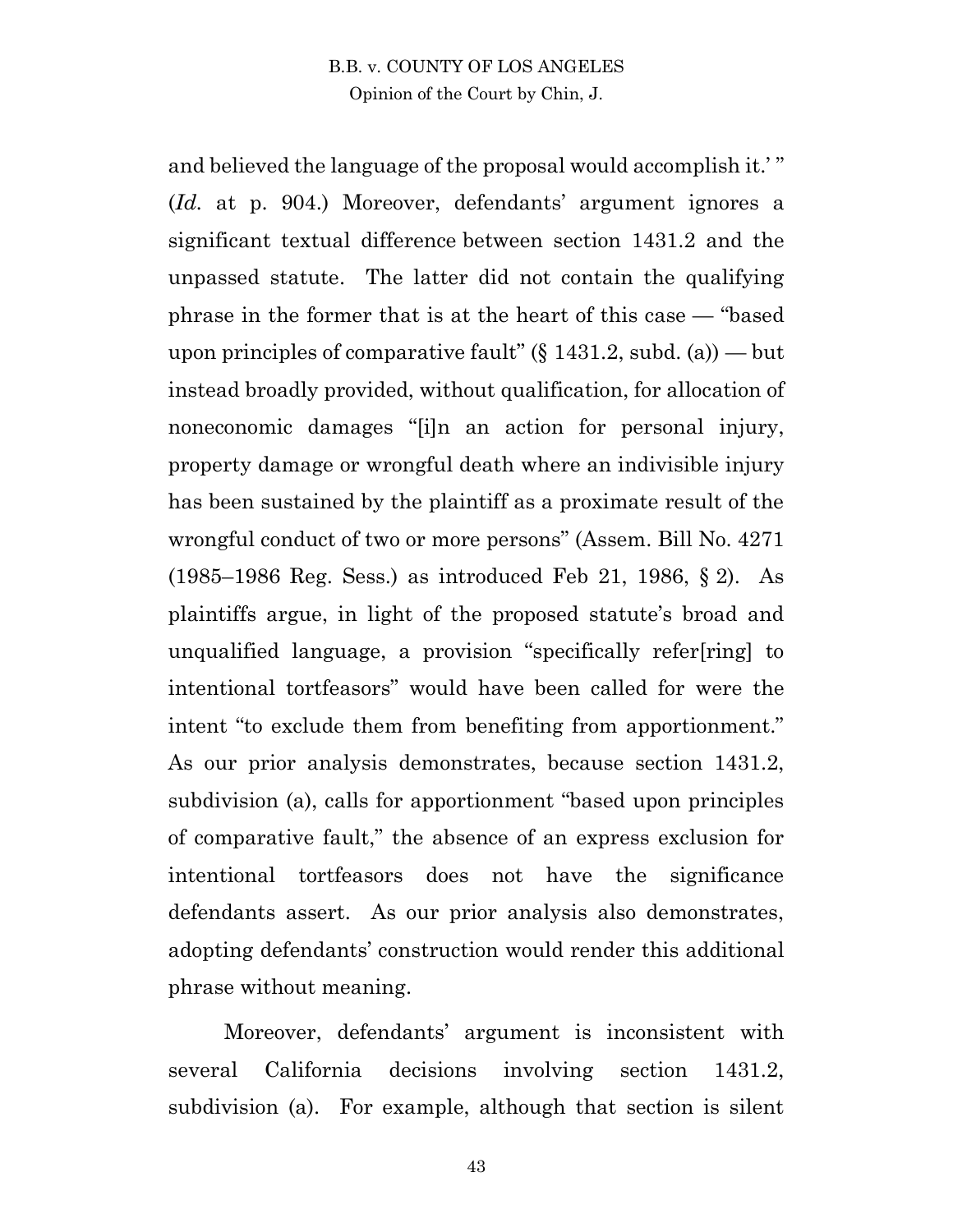and believed the language of the proposal would accomplish it.' " (*Id.* at p. 904.) Moreover, defendants' argument ignores a significant textual difference between section 1431.2 and the unpassed statute. The latter did not contain the qualifying phrase in the former that is at the heart of this case — "based upon principles of comparative fault" (§ 1431.2, subd. (a)) — but instead broadly provided, without qualification, for allocation of noneconomic damages "[i]n an action for personal injury, property damage or wrongful death where an indivisible injury has been sustained by the plaintiff as a proximate result of the wrongful conduct of two or more persons" (Assem. Bill No. 4271 (1985–1986 Reg. Sess.) as introduced Feb 21, 1986, § 2). As plaintiffs argue, in light of the proposed statute's broad and unqualified language, a provision "specifically refer[ring] to intentional tortfeasors" would have been called for were the intent "to exclude them from benefiting from apportionment." As our prior analysis demonstrates, because section 1431.2, subdivision (a), calls for apportionment "based upon principles of comparative fault," the absence of an express exclusion for intentional tortfeasors does not have the significance defendants assert. As our prior analysis also demonstrates, adopting defendants' construction would render this additional phrase without meaning.

Moreover, defendants' argument is inconsistent with several California decisions involving section 1431.2, subdivision (a). For example, although that section is silent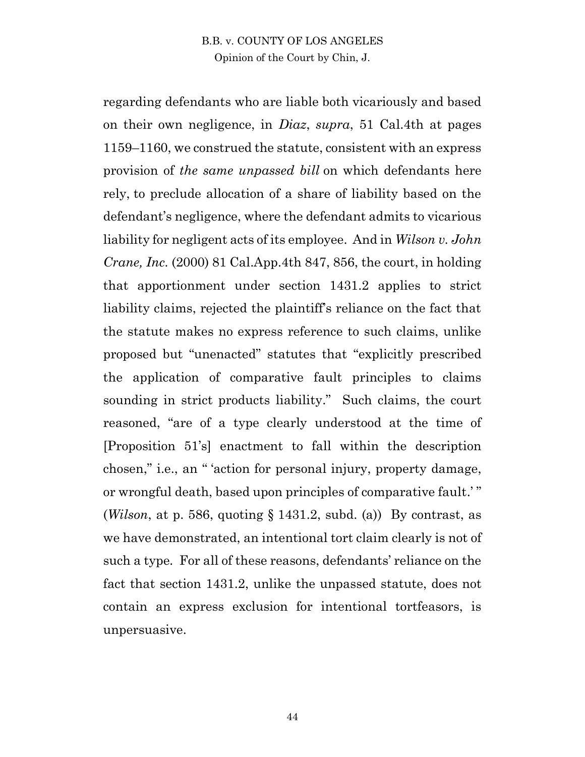regarding defendants who are liable both vicariously and based on their own negligence, in *Diaz*, *supra*, 51 Cal.4th at pages 1159–1160, we construed the statute, consistent with an express provision of *the same unpassed bill* on which defendants here rely, to preclude allocation of a share of liability based on the defendant's negligence, where the defendant admits to vicarious liability for negligent acts of its employee. And in *Wilson v. John Crane, Inc.* (2000) 81 Cal.App.4th 847, 856, the court, in holding that apportionment under section 1431.2 applies to strict liability claims, rejected the plaintiff's reliance on the fact that the statute makes no express reference to such claims, unlike proposed but "unenacted" statutes that "explicitly prescribed the application of comparative fault principles to claims sounding in strict products liability." Such claims, the court reasoned, "are of a type clearly understood at the time of [Proposition 51's] enactment to fall within the description chosen," i.e., an " 'action for personal injury, property damage, or wrongful death, based upon principles of comparative fault.' " (*Wilson*, at p. 586, quoting § 1431.2, subd. (a)) By contrast, as we have demonstrated, an intentional tort claim clearly is not of such a type. For all of these reasons, defendants' reliance on the fact that section 1431.2, unlike the unpassed statute, does not contain an express exclusion for intentional tortfeasors, is unpersuasive.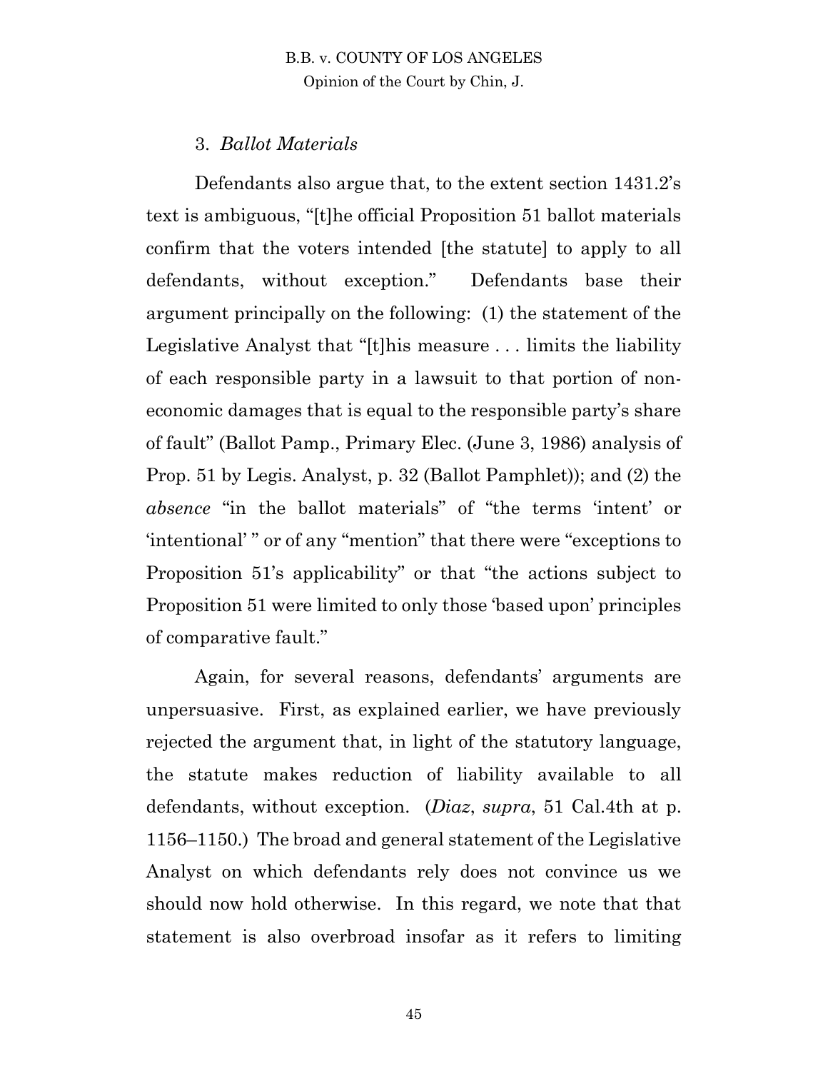### 3. *Ballot Materials*

Defendants also argue that, to the extent section 1431.2's text is ambiguous, "[t]he official Proposition 51 ballot materials confirm that the voters intended [the statute] to apply to all defendants, without exception." Defendants base their argument principally on the following: (1) the statement of the Legislative Analyst that "[t]his measure . . . limits the liability of each responsible party in a lawsuit to that portion of non-economic damages that is equal to the responsible party's share of fault" (Ballot Pamp., Primary Elec. (June 3, 1986) analysis of Prop. 51 by Legis. Analyst, p. 32 (Ballot Pamphlet)); and (2) the *absence* "in the ballot materials" of "the terms 'intent' or 'intentional' " or of any "mention" that there were "exceptions to Proposition 51's applicability" or that "the actions subject to Proposition 51 were limited to only those 'based upon' principles of comparative fault."

Again, for several reasons, defendants' arguments are unpersuasive. First, as explained earlier, we have previously rejected the argument that, in light of the statutory language, the statute makes reduction of liability available to all defendants, without exception. (*Diaz*, *supra*, 51 Cal.4th at p. 1156–1150.) The broad and general statement of the Legislative Analyst on which defendants rely does not convince us we should now hold otherwise. In this regard, we note that that statement is also overbroad insofar as it refers to limiting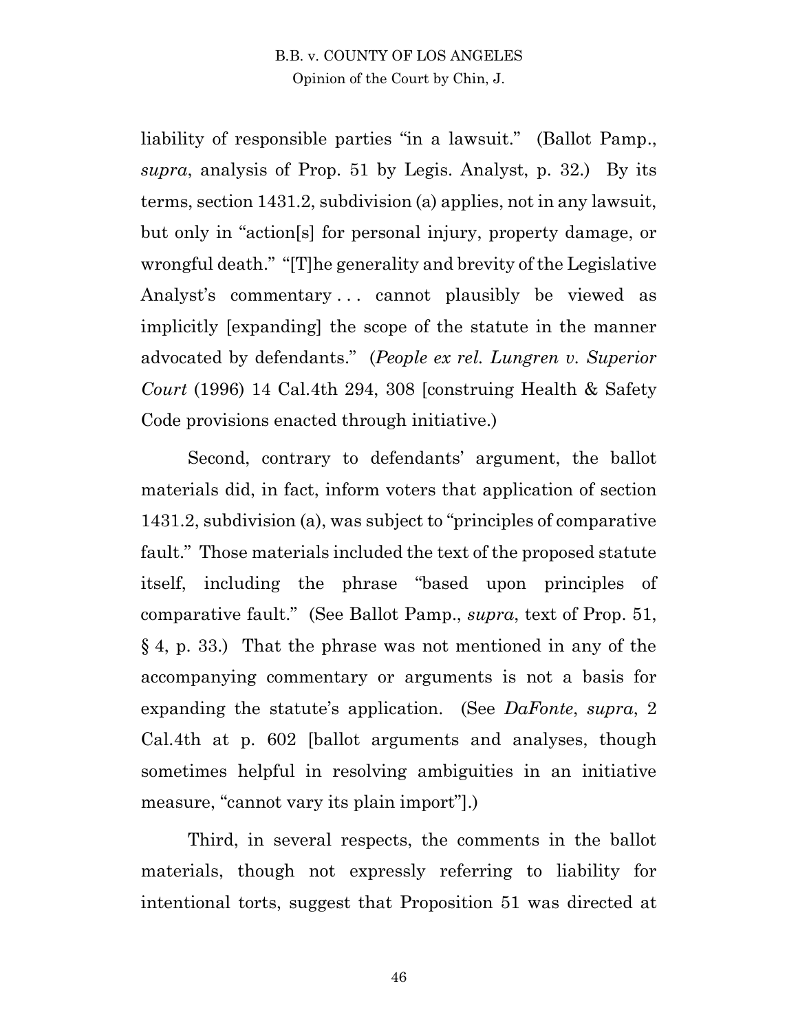liability of responsible parties "in a lawsuit." (Ballot Pamp., *supra*, analysis of Prop. 51 by Legis. Analyst, p. 32.) By its terms, section 1431.2, subdivision (a) applies, not in any lawsuit, but only in "action[s] for personal injury, property damage, or wrongful death." "[T]he generality and brevity of the Legislative Analyst's commentary . . . cannot plausibly be viewed as implicitly [expanding] the scope of the statute in the manner advocated by defendants." (*People ex rel. Lungren v. Superior Court* (1996) 14 Cal.4th 294, 308 [construing Health & Safety Code provisions enacted through initiative.)

Second, contrary to defendants' argument, the ballot materials did, in fact, inform voters that application of section 1431.2, subdivision (a), was subject to "principles of comparative fault." Those materials included the text of the proposed statute itself, including the phrase "based upon principles of comparative fault." (See Ballot Pamp., *supra*, text of Prop. 51, § 4, p. 33.) That the phrase was not mentioned in any of the accompanying commentary or arguments is not a basis for expanding the statute's application. (See *DaFonte*, *supra*, 2 Cal.4th at p. 602 [ballot arguments and analyses, though sometimes helpful in resolving ambiguities in an initiative measure, "cannot vary its plain import"].)

Third, in several respects, the comments in the ballot materials, though not expressly referring to liability for intentional torts, suggest that Proposition 51 was directed at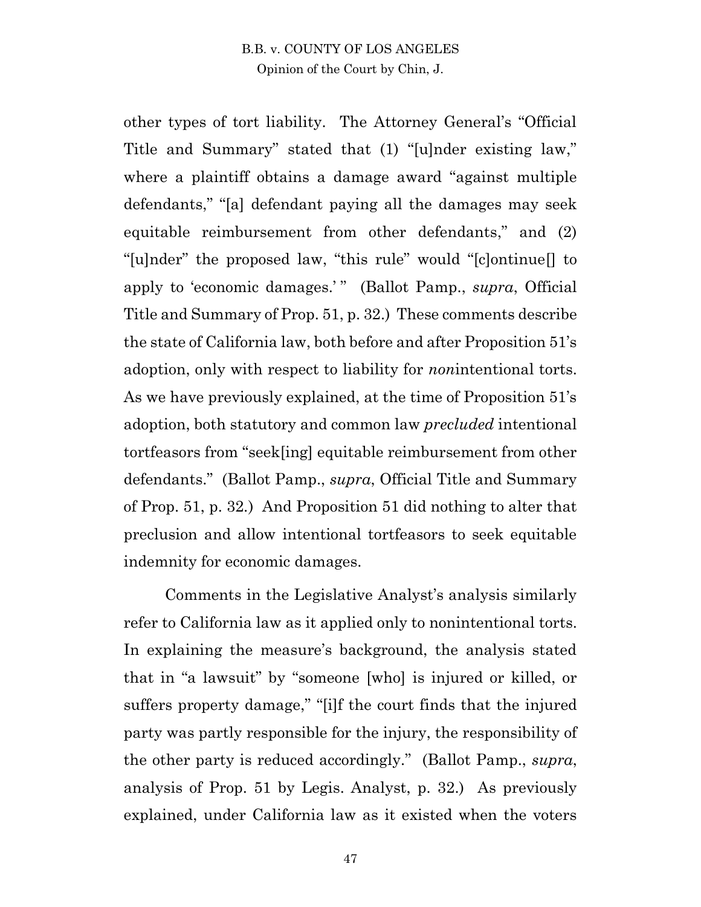other types of tort liability. The Attorney General's "Official Title and Summary" stated that (1) "[u]nder existing law," where a plaintiff obtains a damage award "against multiple defendants," "[a] defendant paying all the damages may seek equitable reimbursement from other defendants," and (2) "[u]nder" the proposed law, "this rule" would "[c]ontinue[] to apply to 'economic damages.' " (Ballot Pamp., *supra*, Official Title and Summary of Prop. 51, p. 32.) These comments describe the state of California law, both before and after Proposition 51's adoption, only with respect to liability for *non*intentional torts. As we have previously explained, at the time of Proposition 51's adoption, both statutory and common law *precluded* intentional tortfeasors from "seek[ing] equitable reimbursement from other defendants." (Ballot Pamp., *supra*, Official Title and Summary of Prop. 51, p. 32.) And Proposition 51 did nothing to alter that preclusion and allow intentional tortfeasors to seek equitable indemnity for economic damages.

Comments in the Legislative Analyst's analysis similarly refer to California law as it applied only to nonintentional torts. In explaining the measure's background, the analysis stated that in "a lawsuit" by "someone [who] is injured or killed, or suffers property damage," "[i]f the court finds that the injured party was partly responsible for the injury, the responsibility of the other party is reduced accordingly." (Ballot Pamp., *supra*, analysis of Prop. 51 by Legis. Analyst, p. 32.) As previously explained, under California law as it existed when the voters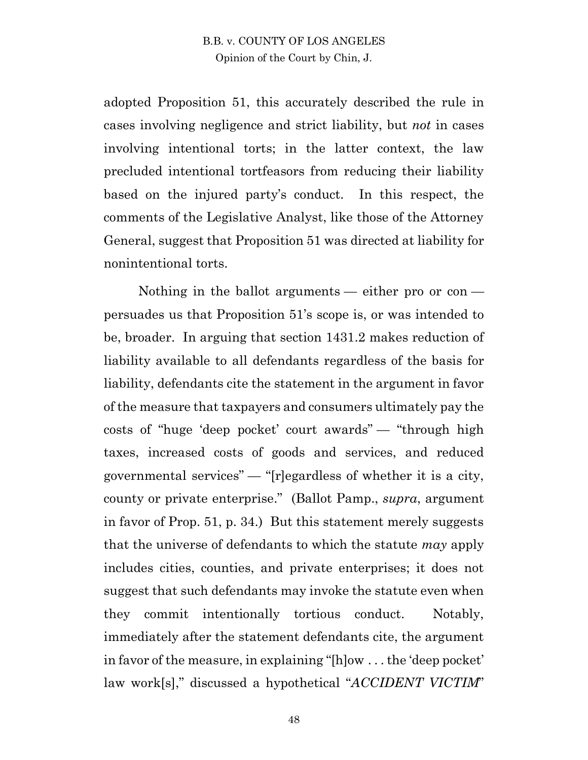adopted Proposition 51, this accurately described the rule in cases involving negligence and strict liability, but *not* in cases involving intentional torts; in the latter context, the law precluded intentional tortfeasors from reducing their liability based on the injured party's conduct. In this respect, the comments of the Legislative Analyst, like those of the Attorney General, suggest that Proposition 51 was directed at liability for nonintentional torts.

Nothing in the ballot arguments — either pro or con — persuades us that Proposition 51's scope is, or was intended to be, broader. In arguing that section 1431.2 makes reduction of liability available to all defendants regardless of the basis for liability, defendants cite the statement in the argument in favor of the measure that taxpayers and consumers ultimately pay the costs of "huge 'deep pocket' court awards" — "through high taxes, increased costs of goods and services, and reduced governmental services" — "[r]egardless of whether it is a city, county or private enterprise." (Ballot Pamp., *supra*, argument in favor of Prop. 51, p. 34.) But this statement merely suggests that the universe of defendants to which the statute *may* apply includes cities, counties, and private enterprises; it does not suggest that such defendants may invoke the statute even when they commit intentionally tortious conduct. Notably, immediately after the statement defendants cite, the argument in favor of the measure, in explaining "[h]ow . . . the 'deep pocket' law work[s]," discussed a hypothetical "*ACCIDENT VICTIM*"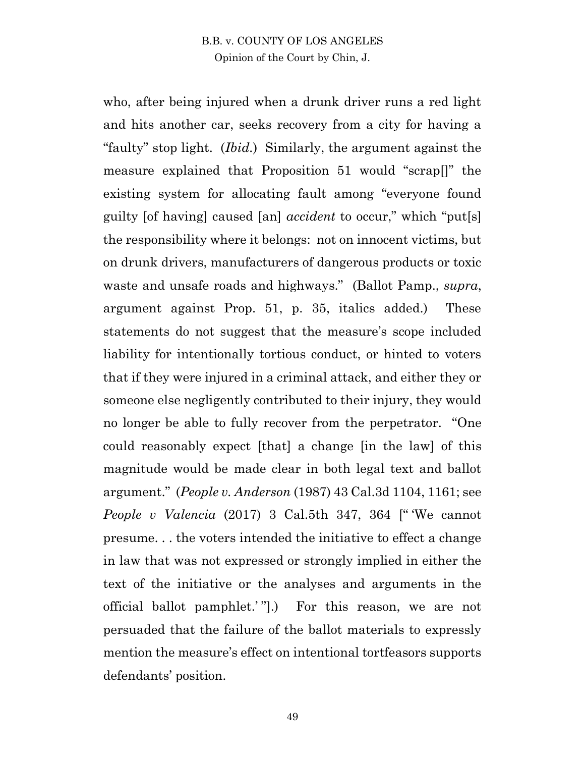who, after being injured when a drunk driver runs a red light and hits another car, seeks recovery from a city for having a "faulty" stop light. (*Ibid.*) Similarly, the argument against the measure explained that Proposition 51 would "scrap[]" the existing system for allocating fault among "everyone found guilty [of having] caused [an] *accident* to occur," which "put[s] the responsibility where it belongs: not on innocent victims, but on drunk drivers, manufacturers of dangerous products or toxic waste and unsafe roads and highways." (Ballot Pamp., *supra*, argument against Prop. 51, p. 35, italics added.) These statements do not suggest that the measure's scope included liability for intentionally tortious conduct, or hinted to voters that if they were injured in a criminal attack, and either they or someone else negligently contributed to their injury, they would no longer be able to fully recover from the perpetrator. "One could reasonably expect [that] a change [in the law] of this magnitude would be made clear in both legal text and ballot argument." (*People v. Anderson* (1987) 43 Cal.3d 1104, 1161; see *People v Valencia* (2017) 3 Cal.5th 347, 364 [" 'We cannot presume. . . the voters intended the initiative to effect a change in law that was not expressed or strongly implied in either the text of the initiative or the analyses and arguments in the official ballot pamphlet.' "].) For this reason, we are not persuaded that the failure of the ballot materials to expressly mention the measure's effect on intentional tortfeasors supports defendants' position.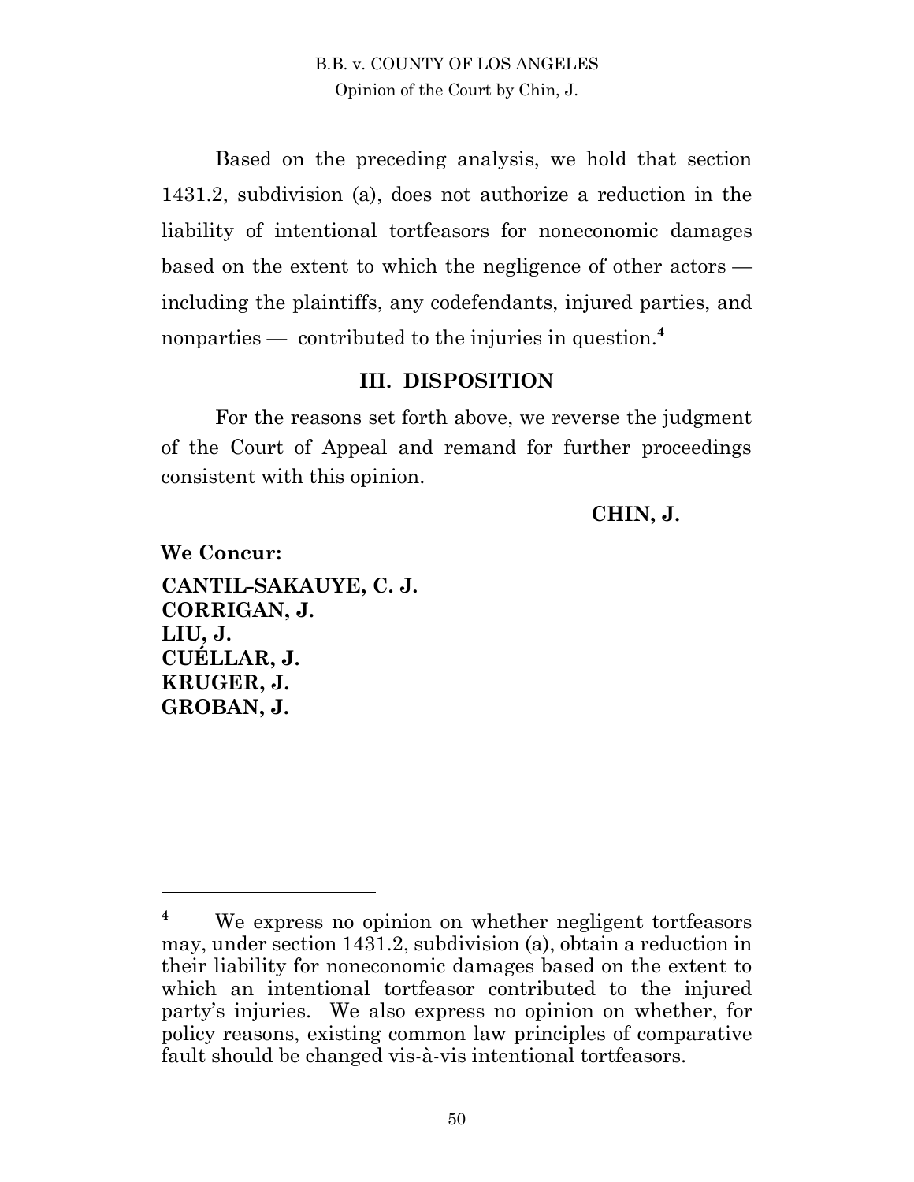Based on the preceding analysis, we hold that section 1431.2, subdivision (a), does not authorize a reduction in the liability of intentional tortfeasors for noneconomic damages based on the extent to which the negligence of other actors — including the plaintiffs, any codefendants, injured parties, and nonparties — contributed to the injuries in question.[4]

## III. DISPOSITION

For the reasons set forth above, we reverse the judgment of the Court of Appeal and remand for further proceedings consistent with this opinion.

**CHIN, J.**

**We Concur:**

**CANTIL-SAKAUYE, C. J.**
**CORRIGAN, J.**
**LIU, J.**
**CUÉLLAR, J.**
**KRUGER, J.**
**GROBAN, J.**

---

[4] We express no opinion on whether negligent tortfeasors may, under section 1431.2, subdivision (a), obtain a reduction in their liability for noneconomic damages based on the extent to which an intentional tortfeasor contributed to the injured party's injuries. We also express no opinion on whether, for policy reasons, existing common law principles of comparative fault should be changed vis-à-vis intentional tortfeasors.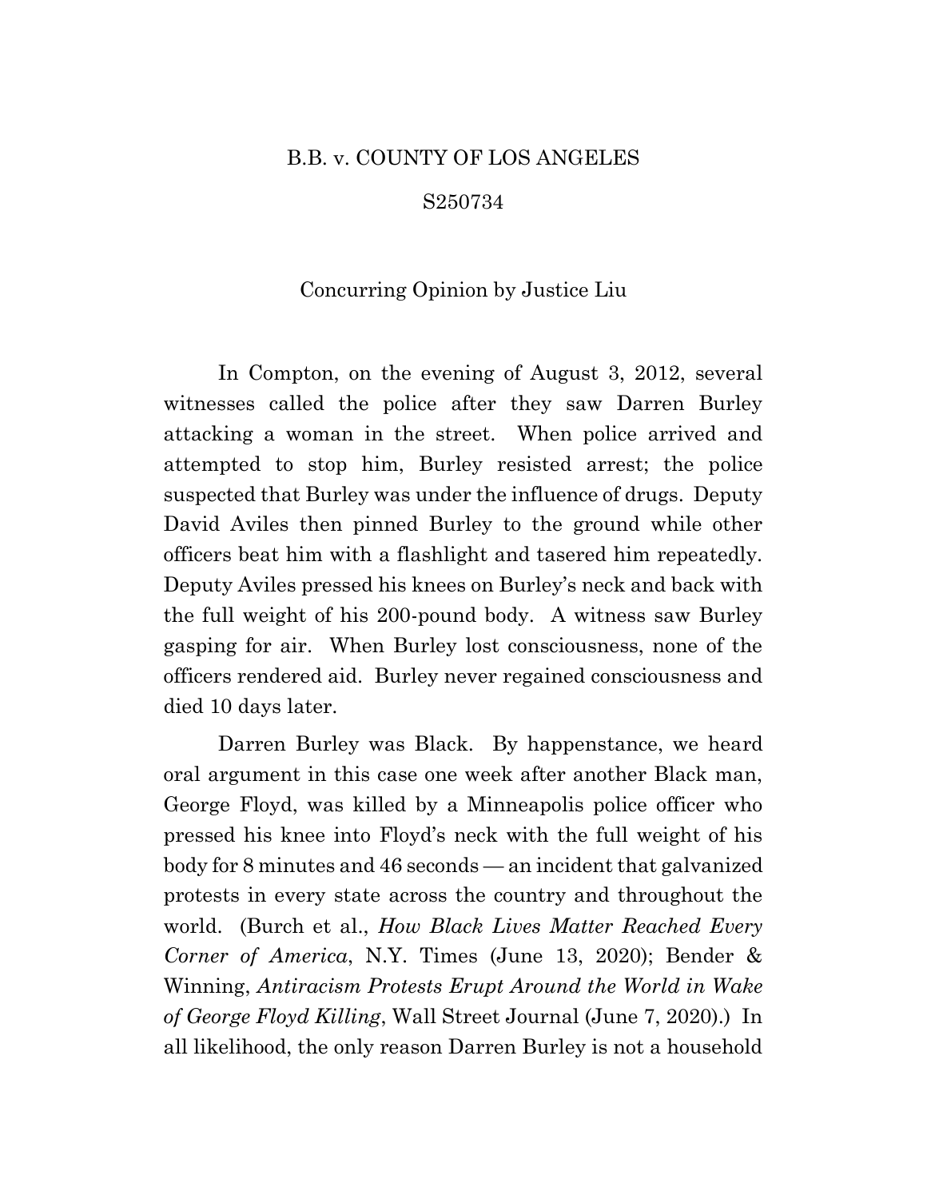B.B. v. COUNTY OF LOS ANGELES

S250734

Concurring Opinion by Justice Liu

In Compton, on the evening of August 3, 2012, several witnesses called the police after they saw Darren Burley attacking a woman in the street. When police arrived and attempted to stop him, Burley resisted arrest; the police suspected that Burley was under the influence of drugs. Deputy David Aviles then pinned Burley to the ground while other officers beat him with a flashlight and tasered him repeatedly. Deputy Aviles pressed his knees on Burley's neck and back with the full weight of his 200-pound body. A witness saw Burley gasping for air. When Burley lost consciousness, none of the officers rendered aid. Burley never regained consciousness and died 10 days later.

Darren Burley was Black. By happenstance, we heard oral argument in this case one week after another Black man, George Floyd, was killed by a Minneapolis police officer who pressed his knee into Floyd's neck with the full weight of his body for 8 minutes and 46 seconds — an incident that galvanized protests in every state across the country and throughout the world. (Burch et al., *How Black Lives Matter Reached Every Corner of America*, N.Y. Times (June 13, 2020); Bender & Winning, *Antiracism Protests Erupt Around the World in Wake of George Floyd Killing*, Wall Street Journal (June 7, 2020).) In all likelihood, the only reason Darren Burley is not a household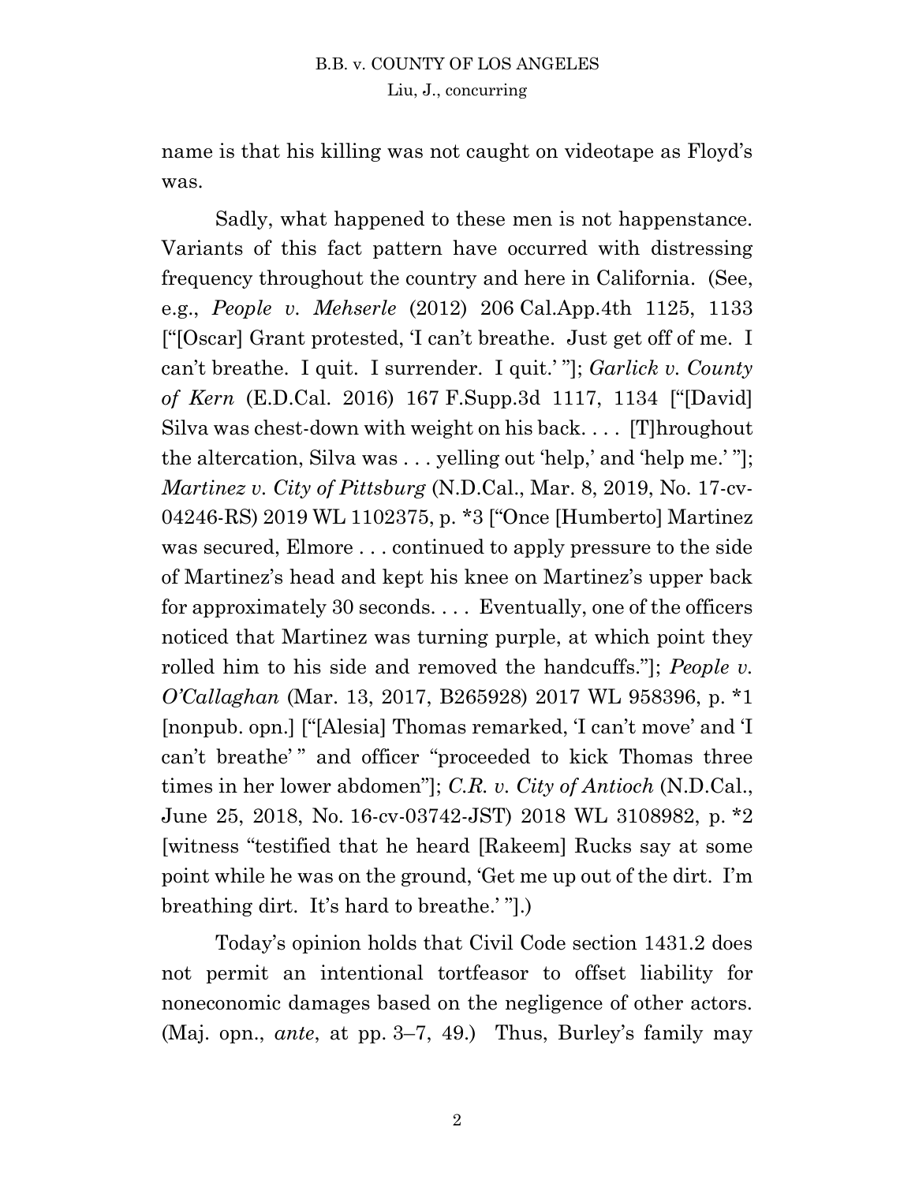name is that his killing was not caught on videotape as Floyd's was.

Sadly, what happened to these men is not happenstance. Variants of this fact pattern have occurred with distressing frequency throughout the country and here in California. (See, e.g., *People v. Mehserle* (2012) 206 Cal.App.4th 1125, 1133 ["[Oscar] Grant protested, 'I can't breathe. Just get off of me. I can't breathe. I quit. I surrender. I quit.' "]; *Garlick v. County of Kern* (E.D.Cal. 2016) 167 F.Supp.3d 1117, 1134 ["[David] Silva was chest-down with weight on his back. . . . [T]hroughout the altercation, Silva was . . . yelling out 'help,' and 'help me.' "]; *Martinez v. City of Pittsburg* (N.D.Cal., Mar. 8, 2019, No. 17-cv-04246-RS) 2019 WL 1102375, p. *3 ["Once [Humberto] Martinez was secured, Elmore . . . continued to apply pressure to the side of Martinez's head and kept his knee on Martinez's upper back for approximately 30 seconds. . . . Eventually, one of the officers noticed that Martinez was turning purple, at which point they rolled him to his side and removed the handcuffs."]; *People v. O'Callaghan* (Mar. 13, 2017, B265928) 2017 WL 958396, p. *1 [nonpub. opn.] ["[Alesia] Thomas remarked, 'I can't move' and 'I can't breathe' " and officer "proceeded to kick Thomas three times in her lower abdomen"]; *C.R. v. City of Antioch* (N.D.Cal., June 25, 2018, No. 16-cv-03742-JST) 2018 WL 3108982, p. *2 [witness "testified that he heard [Rakeem] Rucks say at some point while he was on the ground, 'Get me up out of the dirt. I'm breathing dirt. It's hard to breathe.' "].)

Today's opinion holds that Civil Code section 1431.2 does not permit an intentional tortfeasor to offset liability for noneconomic damages based on the negligence of other actors. (Maj. opn., *ante*, at pp. 3–7, 49.) Thus, Burley's family may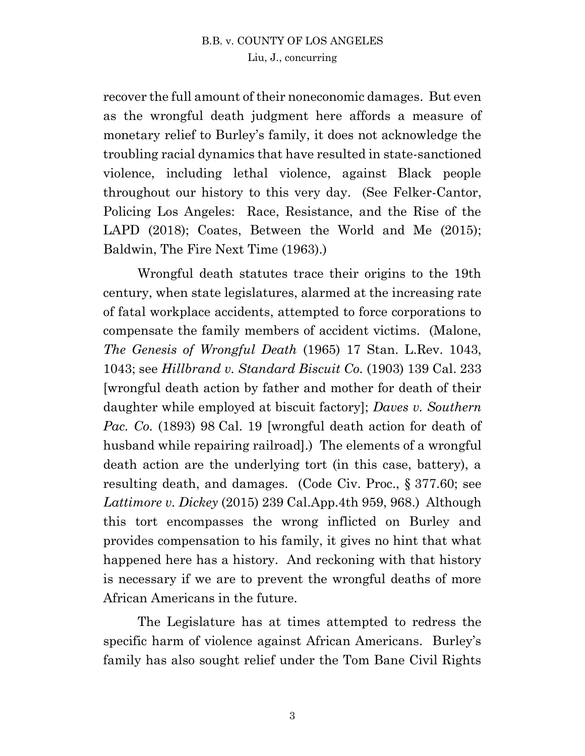recover the full amount of their noneconomic damages. But even as the wrongful death judgment here affords a measure of monetary relief to Burley's family, it does not acknowledge the troubling racial dynamics that have resulted in state-sanctioned violence, including lethal violence, against Black people throughout our history to this very day. (See Felker-Cantor, Policing Los Angeles: Race, Resistance, and the Rise of the LAPD (2018); Coates, Between the World and Me (2015); Baldwin, The Fire Next Time (1963).)

Wrongful death statutes trace their origins to the 19th century, when state legislatures, alarmed at the increasing rate of fatal workplace accidents, attempted to force corporations to compensate the family members of accident victims. (Malone, *The Genesis of Wrongful Death* (1965) 17 Stan. L.Rev. 1043, 1043; see *Hillbrand v. Standard Biscuit Co.* (1903) 139 Cal. 233 [wrongful death action by father and mother for death of their daughter while employed at biscuit factory]; *Daves v. Southern Pac. Co.* (1893) 98 Cal. 19 [wrongful death action for death of husband while repairing railroad].) The elements of a wrongful death action are the underlying tort (in this case, battery), a resulting death, and damages. (Code Civ. Proc., § 377.60; see *Lattimore v. Dickey* (2015) 239 Cal.App.4th 959, 968.) Although this tort encompasses the wrong inflicted on Burley and provides compensation to his family, it gives no hint that what happened here has a history. And reckoning with that history is necessary if we are to prevent the wrongful deaths of more African Americans in the future.

The Legislature has at times attempted to redress the specific harm of violence against African Americans. Burley's family has also sought relief under the Tom Bane Civil Rights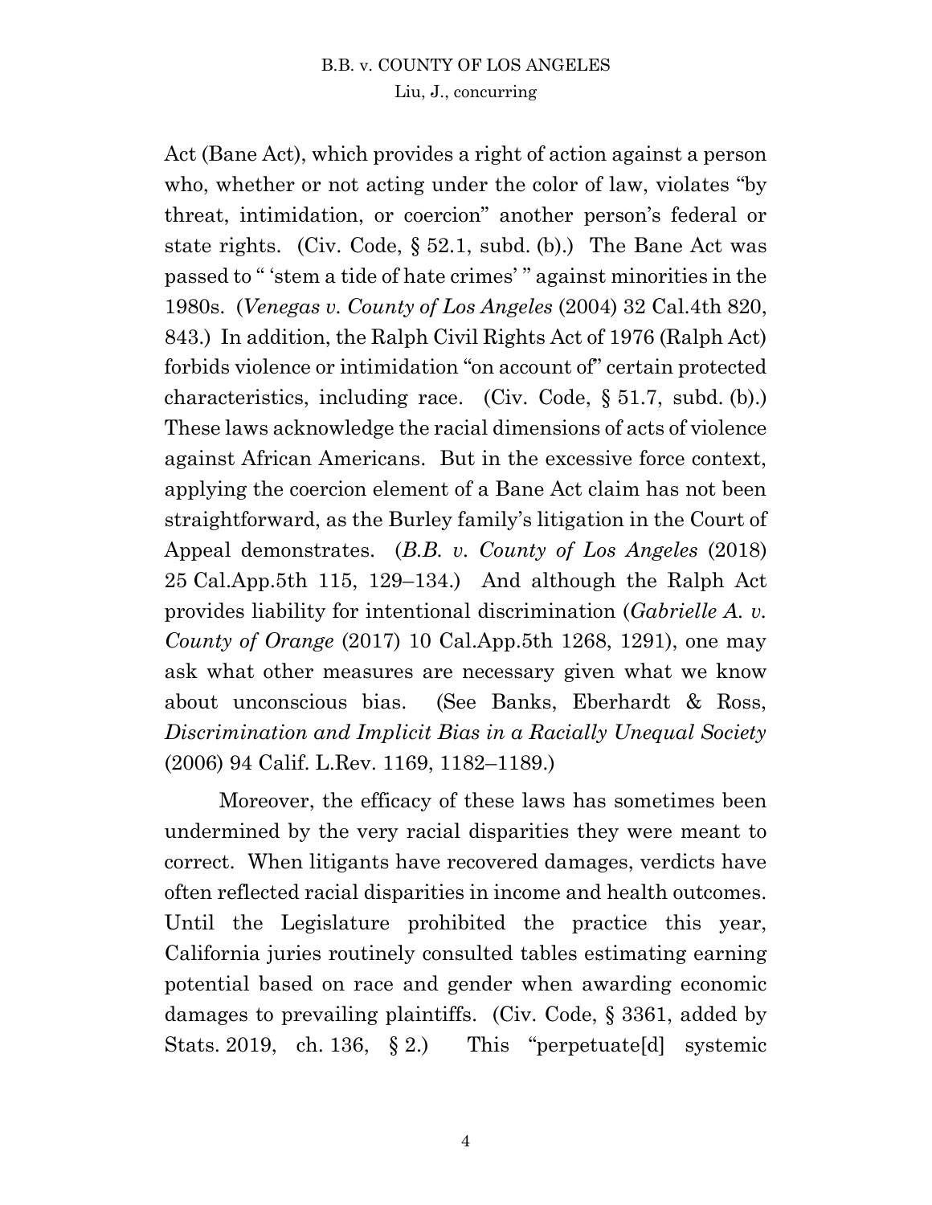Act (Bane Act), which provides a right of action against a person who, whether or not acting under the color of law, violates "by threat, intimidation, or coercion" another person's federal or state rights. (Civ. Code, § 52.1, subd. (b).) The Bane Act was passed to " 'stem a tide of hate crimes' " against minorities in the 1980s. (*Venegas v. County of Los Angeles* (2004) 32 Cal.4th 820, 843.) In addition, the Ralph Civil Rights Act of 1976 (Ralph Act) forbids violence or intimidation "on account of" certain protected characteristics, including race. (Civ. Code, § 51.7, subd. (b).) These laws acknowledge the racial dimensions of acts of violence against African Americans. But in the excessive force context, applying the coercion element of a Bane Act claim has not been straightforward, as the Burley family's litigation in the Court of Appeal demonstrates. (*B.B. v. County of Los Angeles* (2018) 25 Cal.App.5th 115, 129–134.) And although the Ralph Act provides liability for intentional discrimination (*Gabrielle A. v. County of Orange* (2017) 10 Cal.App.5th 1268, 1291), one may ask what other measures are necessary given what we know about unconscious bias. (See Banks, Eberhardt & Ross, *Discrimination and Implicit Bias in a Racially Unequal Society* (2006) 94 Calif. L.Rev. 1169, 1182–1189.)

Moreover, the efficacy of these laws has sometimes been undermined by the very racial disparities they were meant to correct. When litigants have recovered damages, verdicts have often reflected racial disparities in income and health outcomes. Until the Legislature prohibited the practice this year, California juries routinely consulted tables estimating earning potential based on race and gender when awarding economic damages to prevailing plaintiffs. (Civ. Code, § 3361, added by Stats. 2019, ch. 136, § 2.) This "perpetuate[d] systemic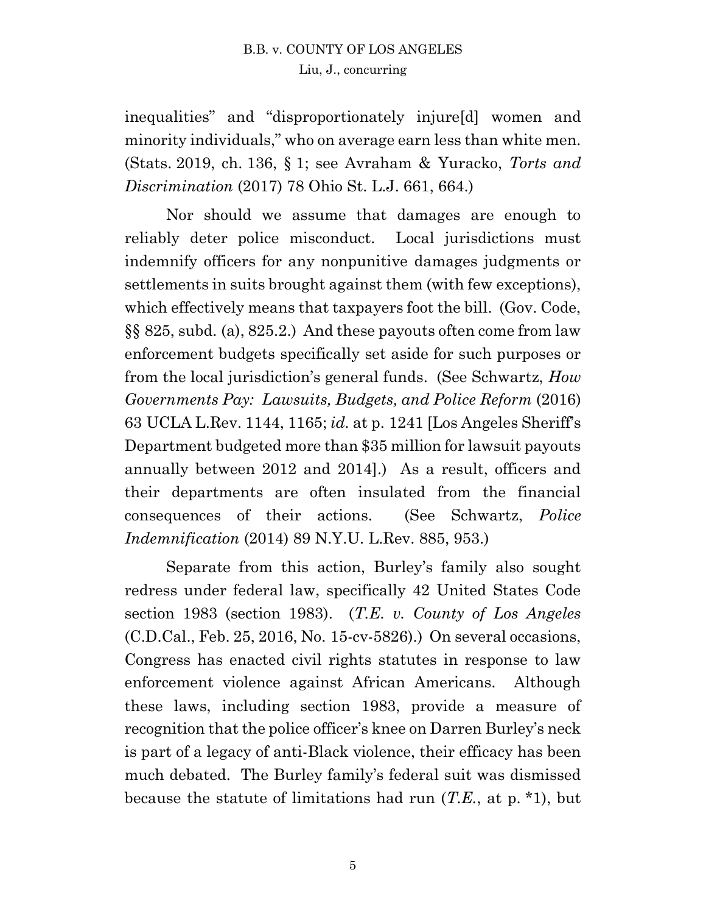inequalities" and "disproportionately injure[d] women and minority individuals," who on average earn less than white men. (Stats. 2019, ch. 136, § 1; see Avraham & Yuracko, *Torts and Discrimination* (2017) 78 Ohio St. L.J. 661, 664.)

Nor should we assume that damages are enough to reliably deter police misconduct. Local jurisdictions must indemnify officers for any nonpunitive damages judgments or settlements in suits brought against them (with few exceptions), which effectively means that taxpayers foot the bill. (Gov. Code, §§ 825, subd. (a), 825.2.) And these payouts often come from law enforcement budgets specifically set aside for such purposes or from the local jurisdiction's general funds. (See Schwartz, *How Governments Pay: Lawsuits, Budgets, and Police Reform* (2016) 63 UCLA L.Rev. 1144, 1165; *id.* at p. 1241 [Los Angeles Sheriff's Department budgeted more than $35 million for lawsuit payouts annually between 2012 and 2014].) As a result, officers and their departments are often insulated from the financial consequences of their actions. (See Schwartz, *Police Indemnification* (2014) 89 N.Y.U. L.Rev. 885, 953.)

Separate from this action, Burley's family also sought redress under federal law, specifically 42 United States Code section 1983 (section 1983). (*T.E. v. County of Los Angeles* (C.D.Cal., Feb. 25, 2016, No. 15-cv-5826).) On several occasions, Congress has enacted civil rights statutes in response to law enforcement violence against African Americans. Although these laws, including section 1983, provide a measure of recognition that the police officer's knee on Darren Burley's neck is part of a legacy of anti-Black violence, their efficacy has been much debated. The Burley family's federal suit was dismissed because the statute of limitations had run (*T.E.*, at p. *1), but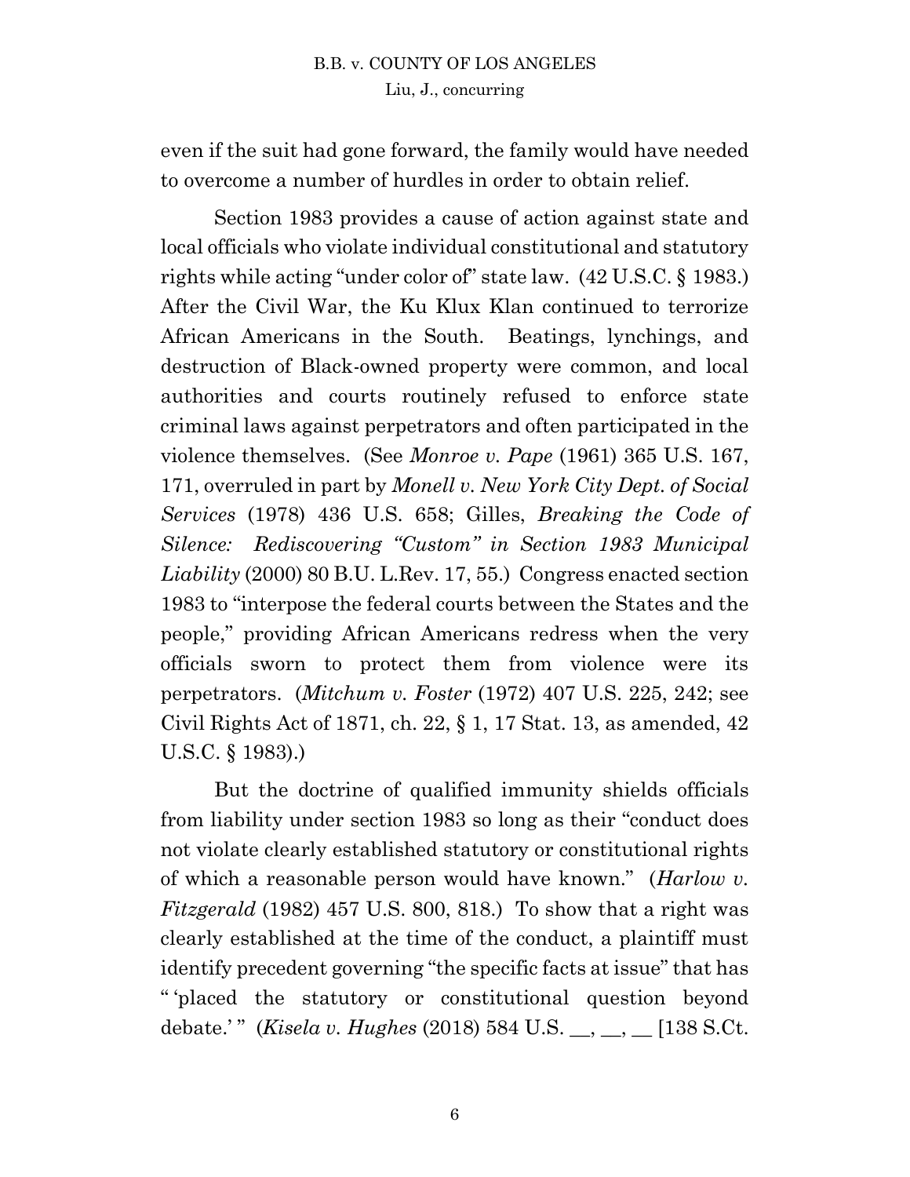even if the suit had gone forward, the family would have needed to overcome a number of hurdles in order to obtain relief.

Section 1983 provides a cause of action against state and local officials who violate individual constitutional and statutory rights while acting "under color of" state law. (42 U.S.C. § 1983.) After the Civil War, the Ku Klux Klan continued to terrorize African Americans in the South. Beatings, lynchings, and destruction of Black-owned property were common, and local authorities and courts routinely refused to enforce state criminal laws against perpetrators and often participated in the violence themselves. (See *Monroe v. Pape* (1961) 365 U.S. 167, 171, overruled in part by *Monell v. New York City Dept. of Social Services* (1978) 436 U.S. 658; Gilles, *Breaking the Code of Silence: Rediscovering "Custom" in Section 1983 Municipal Liability* (2000) 80 B.U. L.Rev. 17, 55.) Congress enacted section 1983 to "interpose the federal courts between the States and the people," providing African Americans redress when the very officials sworn to protect them from violence were its perpetrators. (*Mitchum v. Foster* (1972) 407 U.S. 225, 242; see Civil Rights Act of 1871, ch. 22, § 1, 17 Stat. 13, as amended, 42 U.S.C. § 1983).)

But the doctrine of qualified immunity shields officials from liability under section 1983 so long as their "conduct does not violate clearly established statutory or constitutional rights of which a reasonable person would have known." (*Harlow v. Fitzgerald* (1982) 457 U.S. 800, 818.) To show that a right was clearly established at the time of the conduct, a plaintiff must identify precedent governing "the specific facts at issue" that has " 'placed the statutory or constitutional question beyond debate.' " (*Kisela v. Hughes* (2018) 584 U.S. \_\_, \_\_, \_\_ [138 S.Ct.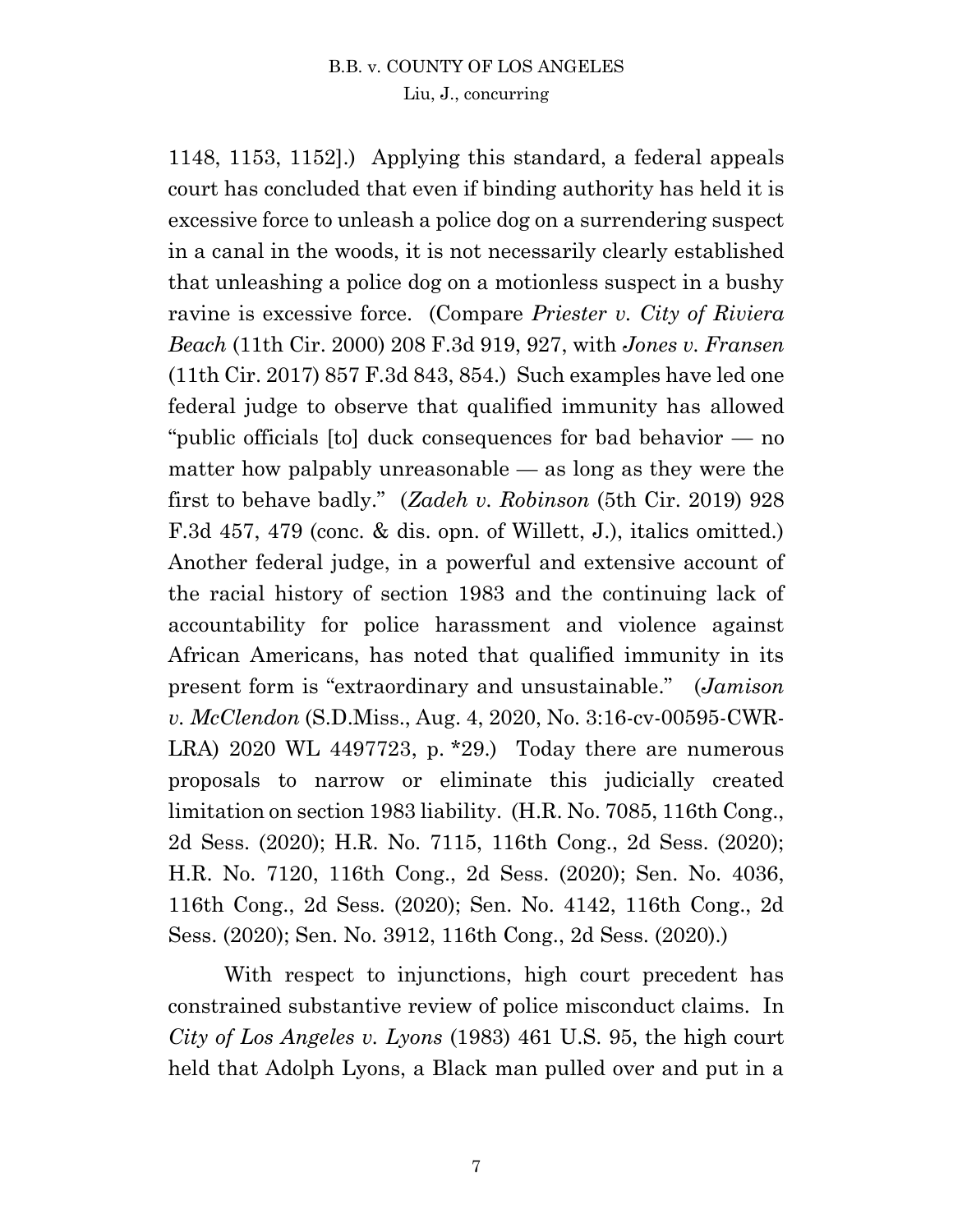1148, 1153, 1152].) Applying this standard, a federal appeals court has concluded that even if binding authority has held it is excessive force to unleash a police dog on a surrendering suspect in a canal in the woods, it is not necessarily clearly established that unleashing a police dog on a motionless suspect in a bushy ravine is excessive force. (Compare *Priester v. City of Riviera Beach* (11th Cir. 2000) 208 F.3d 919, 927, with *Jones v. Fransen* (11th Cir. 2017) 857 F.3d 843, 854.) Such examples have led one federal judge to observe that qualified immunity has allowed "public officials [to] duck consequences for bad behavior — no matter how palpably unreasonable — as long as they were the first to behave badly." (*Zadeh v. Robinson* (5th Cir. 2019) 928 F.3d 457, 479 (conc. & dis. opn. of Willett, J.), italics omitted.) Another federal judge, in a powerful and extensive account of the racial history of section 1983 and the continuing lack of accountability for police harassment and violence against African Americans, has noted that qualified immunity in its present form is "extraordinary and unsustainable." (*Jamison v. McClendon* (S.D.Miss., Aug. 4, 2020, No. 3:16-cv-00595-CWR-LRA) 2020 WL 4497723, p. *29.) Today there are numerous proposals to narrow or eliminate this judicially created limitation on section 1983 liability. (H.R. No. 7085, 116th Cong., 2d Sess. (2020); H.R. No. 7115, 116th Cong., 2d Sess. (2020); H.R. No. 7120, 116th Cong., 2d Sess. (2020); Sen. No. 4036, 116th Cong., 2d Sess. (2020); Sen. No. 4142, 116th Cong., 2d Sess. (2020); Sen. No. 3912, 116th Cong., 2d Sess. (2020).)

With respect to injunctions, high court precedent has constrained substantive review of police misconduct claims. In *City of Los Angeles v. Lyons* (1983) 461 U.S. 95, the high court held that Adolph Lyons, a Black man pulled over and put in a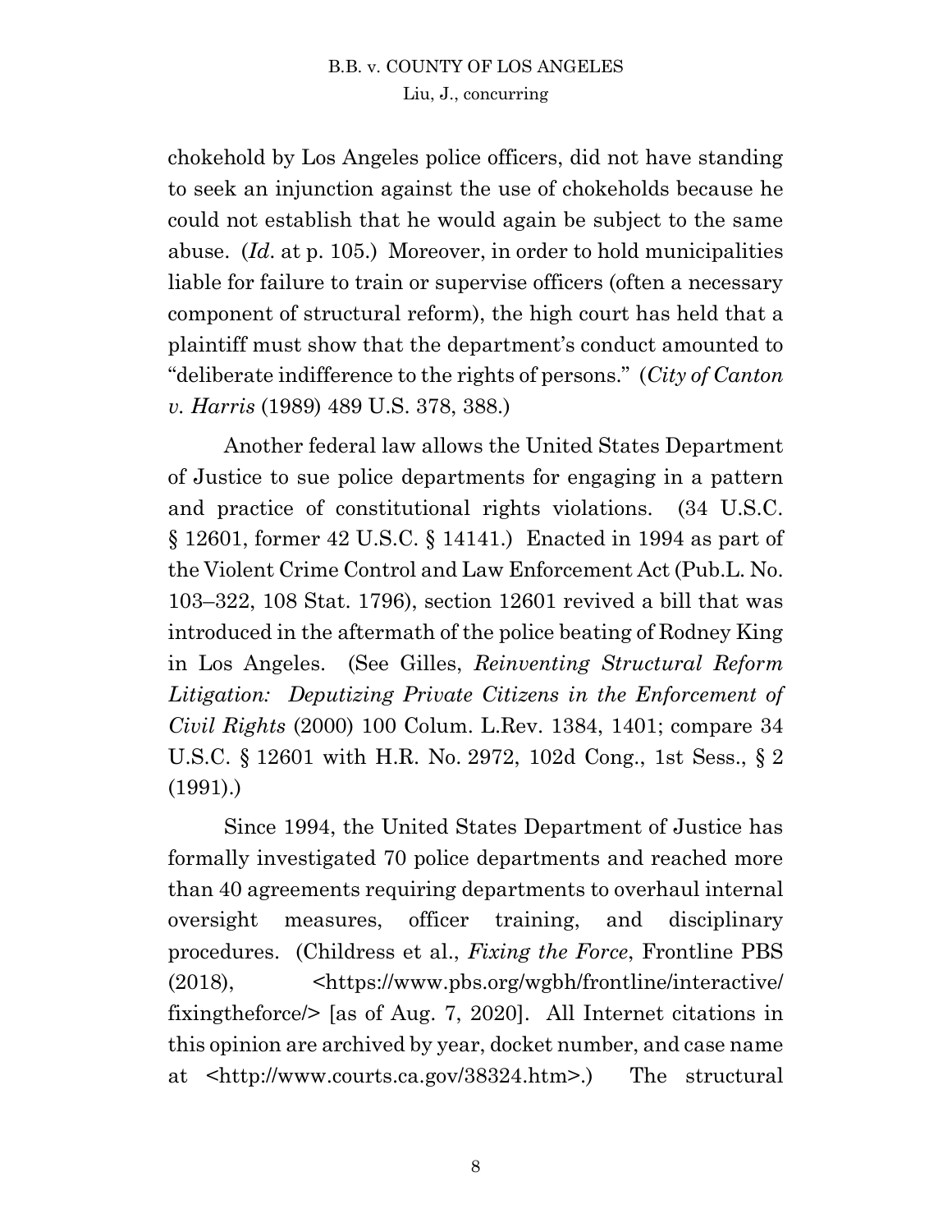chokehold by Los Angeles police officers, did not have standing to seek an injunction against the use of chokeholds because he could not establish that he would again be subject to the same abuse. (*Id*. at p. 105.) Moreover, in order to hold municipalities liable for failure to train or supervise officers (often a necessary component of structural reform), the high court has held that a plaintiff must show that the department's conduct amounted to "deliberate indifference to the rights of persons." (*City of Canton v. Harris* (1989) 489 U.S. 378, 388.)

Another federal law allows the United States Department of Justice to sue police departments for engaging in a pattern and practice of constitutional rights violations. (34 U.S.C. § 12601, former 42 U.S.C. § 14141.) Enacted in 1994 as part of the Violent Crime Control and Law Enforcement Act (Pub.L. No. 103–322, 108 Stat. 1796), section 12601 revived a bill that was introduced in the aftermath of the police beating of Rodney King in Los Angeles. (See Gilles, *Reinventing Structural Reform Litigation: Deputizing Private Citizens in the Enforcement of Civil Rights* (2000) 100 Colum. L.Rev. 1384, 1401; compare 34 U.S.C. § 12601 with H.R. No. 2972, 102d Cong., 1st Sess., § 2 (1991).)

Since 1994, the United States Department of Justice has formally investigated 70 police departments and reached more than 40 agreements requiring departments to overhaul internal oversight measures, officer training, and disciplinary procedures. (Childress et al., *Fixing the Force*, Frontline PBS (2018), <https://www.pbs.org/wgbh/frontline/interactive/fixingtheforce/> [as of Aug. 7, 2020]. All Internet citations in this opinion are archived by year, docket number, and case name at <http://www.courts.ca.gov/38324.htm>.) The structural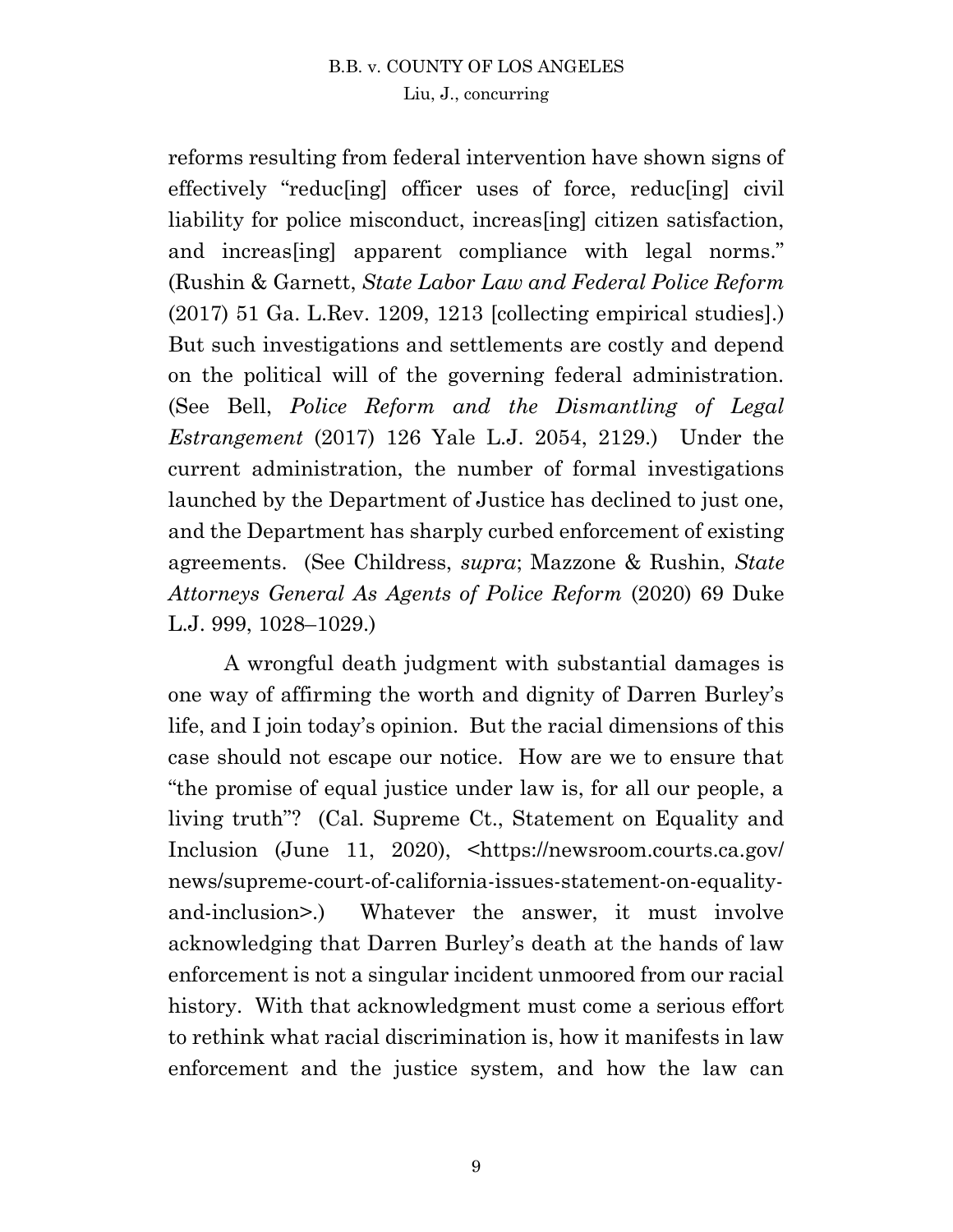reforms resulting from federal intervention have shown signs of effectively "reduc[ing] officer uses of force, reduc[ing] civil liability for police misconduct, increas[ing] citizen satisfaction, and increas[ing] apparent compliance with legal norms." (Rushin & Garnett, *State Labor Law and Federal Police Reform* (2017) 51 Ga. L.Rev. 1209, 1213 [collecting empirical studies].) But such investigations and settlements are costly and depend on the political will of the governing federal administration. (See Bell, *Police Reform and the Dismantling of Legal Estrangement* (2017) 126 Yale L.J. 2054, 2129.) Under the current administration, the number of formal investigations launched by the Department of Justice has declined to just one, and the Department has sharply curbed enforcement of existing agreements. (See Childress, *supra*; Mazzone & Rushin, *State Attorneys General As Agents of Police Reform* (2020) 69 Duke L.J. 999, 1028–1029.)

A wrongful death judgment with substantial damages is one way of affirming the worth and dignity of Darren Burley's life, and I join today's opinion. But the racial dimensions of this case should not escape our notice. How are we to ensure that "the promise of equal justice under law is, for all our people, a living truth"? (Cal. Supreme Ct., Statement on Equality and Inclusion (June 11, 2020), <https://newsroom.courts.ca.gov/news/supreme-court-of-california-issues-statement-on-equality-and-inclusion>.) Whatever the answer, it must involve acknowledging that Darren Burley's death at the hands of law enforcement is not a singular incident unmoored from our racial history. With that acknowledgment must come a serious effort to rethink what racial discrimination is, how it manifests in law enforcement and the justice system, and how the law can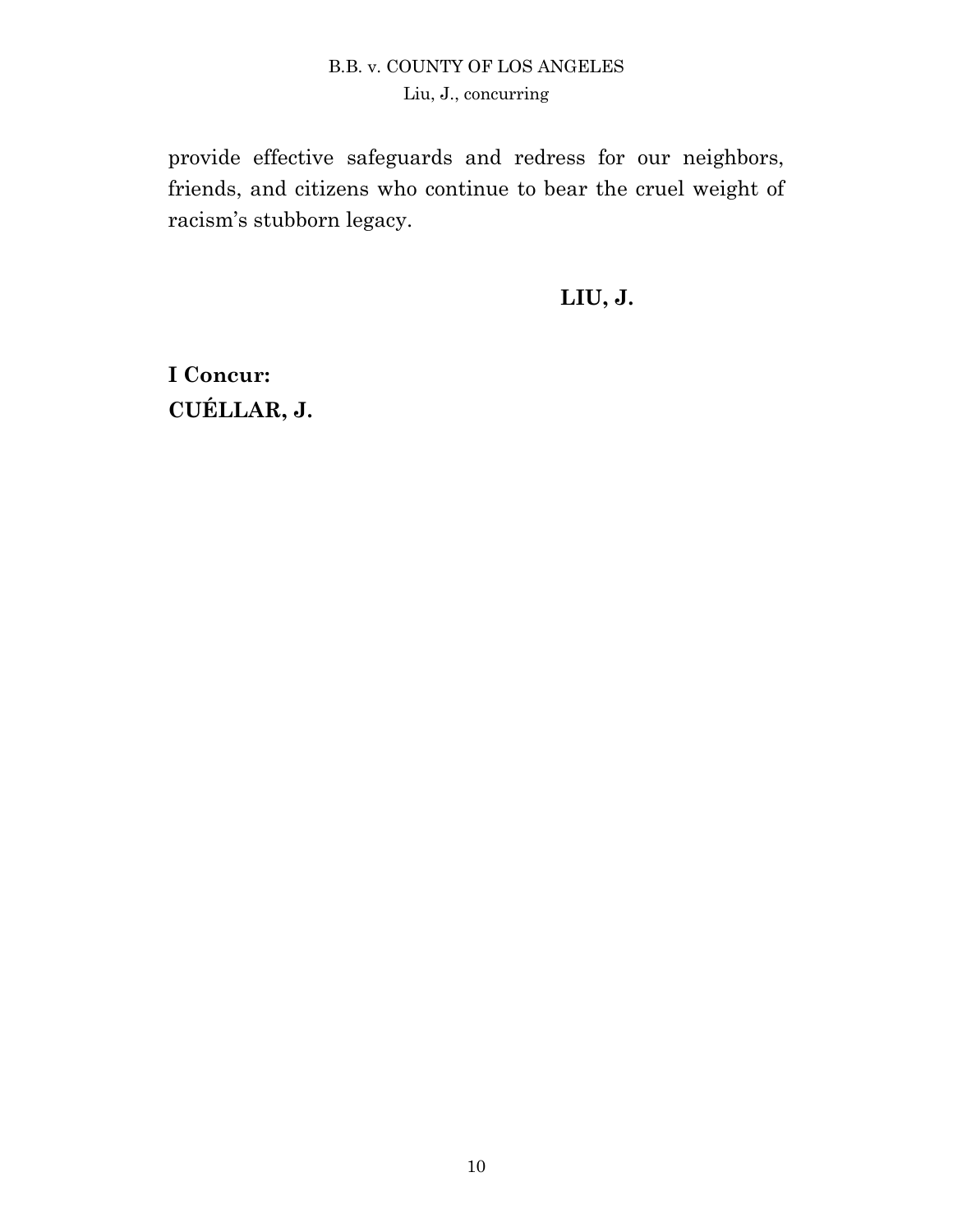provide effective safeguards and redress for our neighbors, friends, and citizens who continue to bear the cruel weight of racism's stubborn legacy.

**LIU, J.**

**I Concur:**
**CUÉLLAR, J.**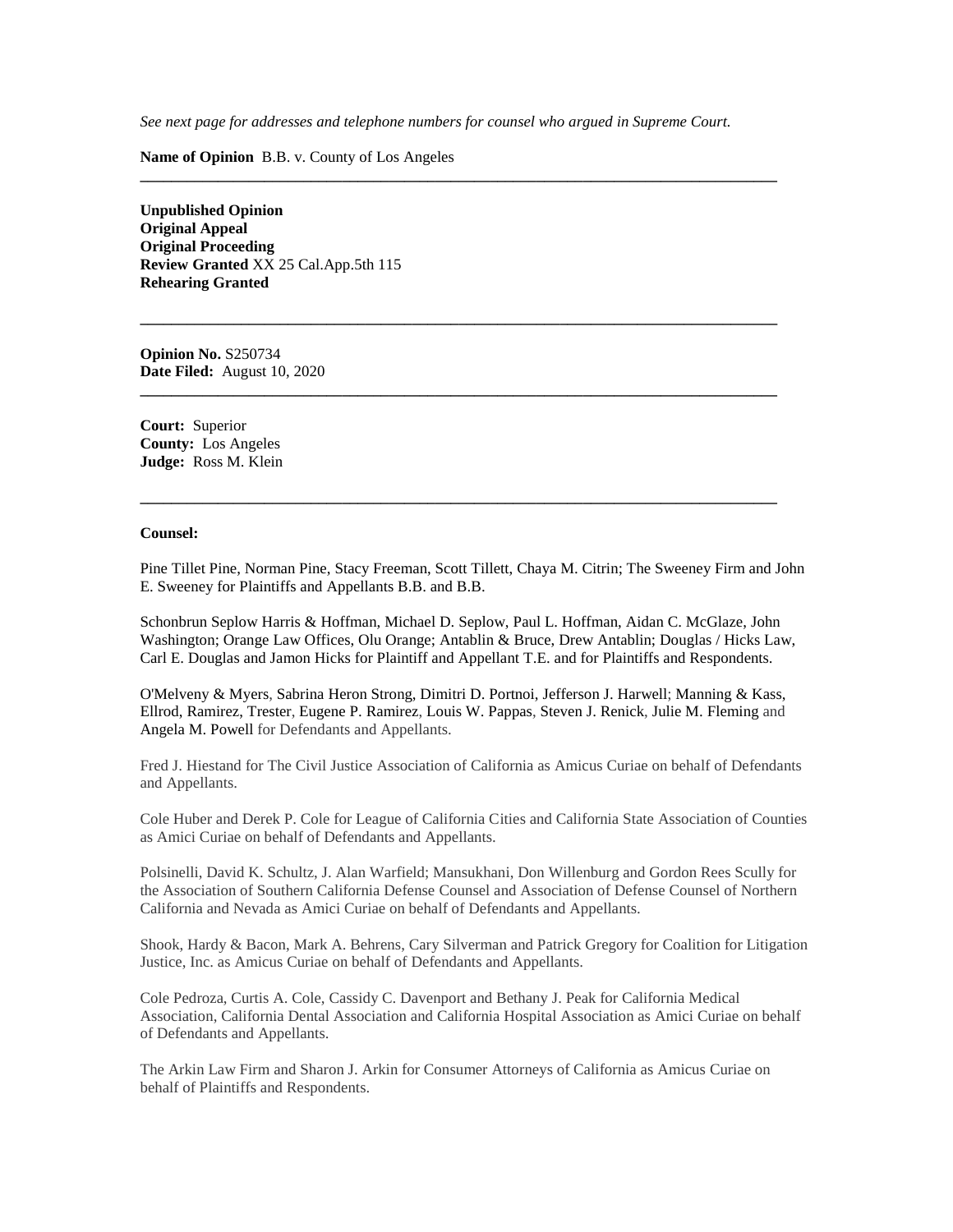*See next page for addresses and telephone numbers for counsel who argued in Supreme Court.*

**Name of Opinion** B.B. v. County of Los Angeles

---

**Unpublished Opinion**
**Original Appeal**
**Original Proceeding**
**Review Granted** XX 25 Cal.App.5th 115
**Rehearing Granted**

---

**Opinion No.** S250734
**Date Filed:** August 10, 2020

---

**Court:** Superior
**County:** Los Angeles
**Judge:** Ross M. Klein

---

**Counsel:**

Pine Tillet Pine, Norman Pine, Stacy Freeman, Scott Tillett, Chaya M. Citrin; The Sweeney Firm and John E. Sweeney for Plaintiffs and Appellants B.B. and B.B.

Schonbrun Seplow Harris & Hoffman, Michael D. Seplow, Paul L. Hoffman, Aidan C. McGlaze, John Washington; Orange Law Offices, Olu Orange; Antablin & Bruce, Drew Antablin; Douglas / Hicks Law, Carl E. Douglas and Jamon Hicks for Plaintiff and Appellant T.E. and for Plaintiffs and Respondents.

O'Melveny & Myers, Sabrina Heron Strong, Dimitri D. Portnoi, Jefferson J. Harwell; Manning & Kass, Ellrod, Ramirez, Trester, Eugene P. Ramirez, Louis W. Pappas, Steven J. Renick, Julie M. Fleming and Angela M. Powell for Defendants and Appellants.

Fred J. Hiestand for The Civil Justice Association of California as Amicus Curiae on behalf of Defendants and Appellants.

Cole Huber and Derek P. Cole for League of California Cities and California State Association of Counties as Amici Curiae on behalf of Defendants and Appellants.

Polsinelli, David K. Schultz, J. Alan Warfield; Mansukhani, Don Willenburg and Gordon Rees Scully for the Association of Southern California Defense Counsel and Association of Defense Counsel of Northern California and Nevada as Amici Curiae on behalf of Defendants and Appellants.

Shook, Hardy & Bacon, Mark A. Behrens, Cary Silverman and Patrick Gregory for Coalition for Litigation Justice, Inc. as Amicus Curiae on behalf of Defendants and Appellants.

Cole Pedroza, Curtis A. Cole, Cassidy C. Davenport and Bethany J. Peak for California Medical Association, California Dental Association and California Hospital Association as Amici Curiae on behalf of Defendants and Appellants.

The Arkin Law Firm and Sharon J. Arkin for Consumer Attorneys of California as Amicus Curiae on behalf of Plaintiffs and Respondents.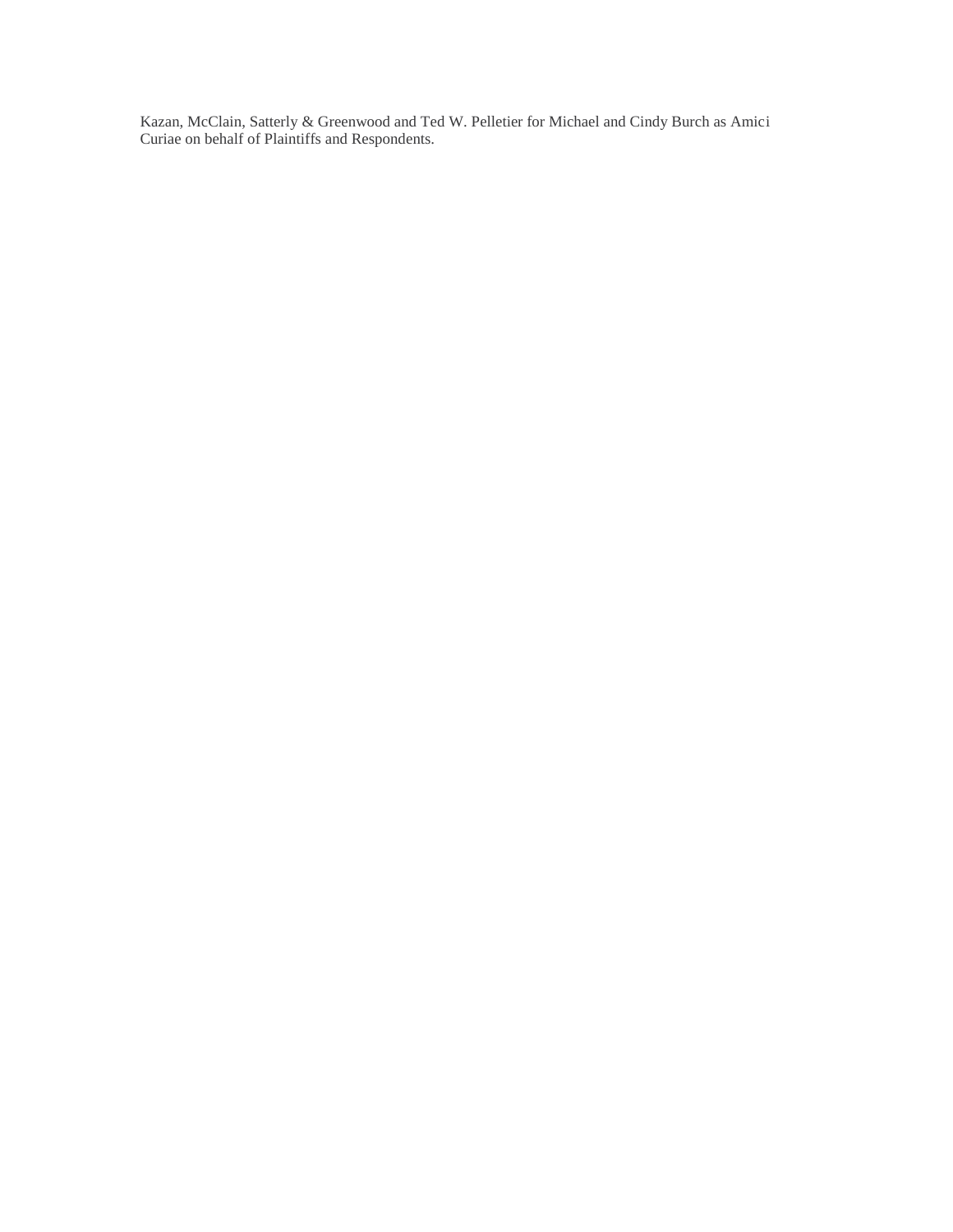Kazan, McClain, Satterly & Greenwood and Ted W. Pelletier for Michael and Cindy Burch as Amici Curiae on behalf of Plaintiffs and Respondents.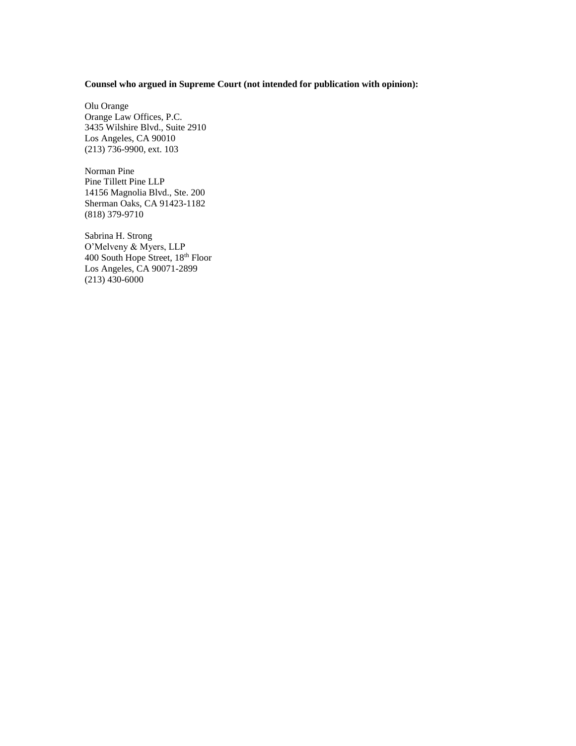**Counsel who argued in Supreme Court (not intended for publication with opinion):**

Olu Orange  
Orange Law Offices, P.C.  
3435 Wilshire Blvd., Suite 2910  
Los Angeles, CA 90010  
(213) 736-9900, ext. 103

Norman Pine  
Pine Tillett Pine LLP  
14156 Magnolia Blvd., Ste. 200  
Sherman Oaks, CA 91423-1182  
(818) 379-9710

Sabrina H. Strong  
O'Melveny & Myers, LLP  
400 South Hope Street, 18th Floor  
Los Angeles, CA 90071-2899  
(213) 430-6000